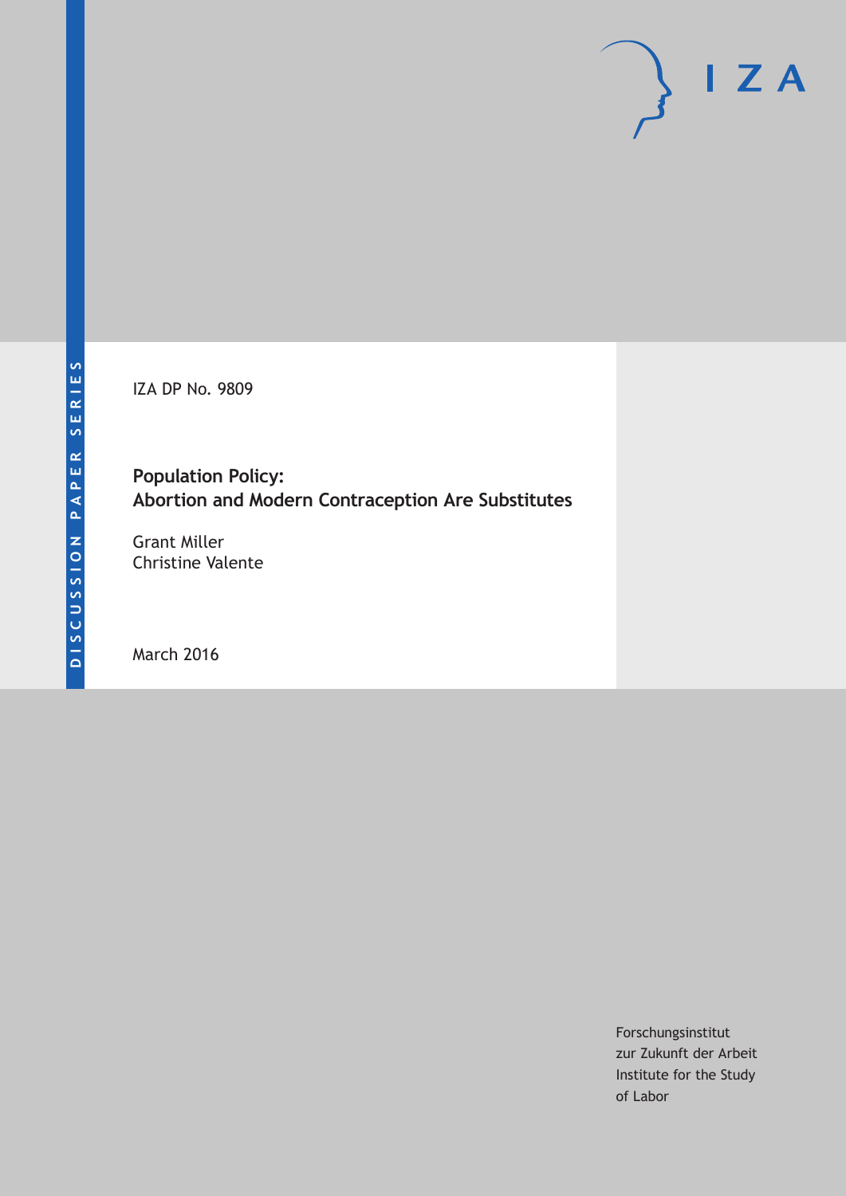IZA DP No. 9809

# Population Policy: Abortion and Modern Contraception Are Substitutes

Grant Miller
Christine Valente

March 2016

DISCUSSION PAPER SERIES

Forschungsinstitut
zur Zukunft der Arbeit
Institute for the Study
of Labor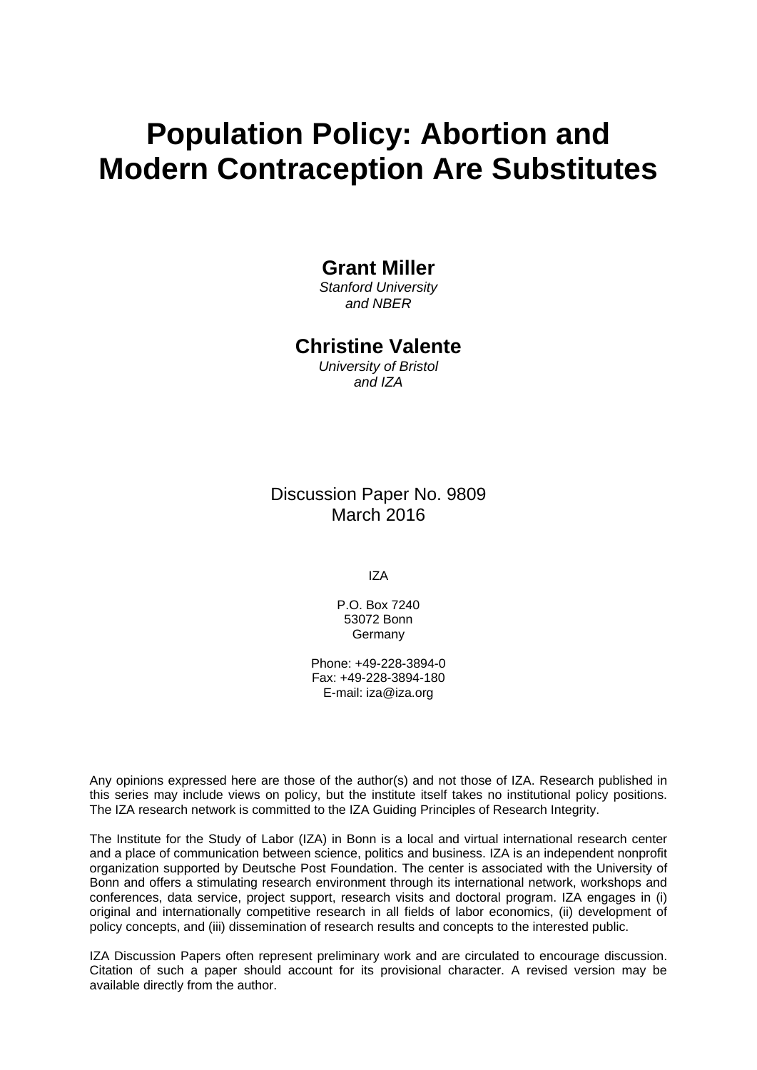# Population Policy: Abortion and Modern Contraception Are Substitutes

**Grant Miller**  
*Stanford University and NBER*

**Christine Valente**  
*University of Bristol and IZA*

Discussion Paper No. 9809  
March 2016

IZA

P.O. Box 7240  
53072 Bonn  
Germany

Phone: +49-228-3894-0  
Fax: +49-228-3894-180  
E-mail: iza@iza.org

Any opinions expressed here are those of the author(s) and not those of IZA. Research published in this series may include views on policy, but the institute itself takes no institutional policy positions. The IZA research network is committed to the IZA Guiding Principles of Research Integrity.

The Institute for the Study of Labor (IZA) in Bonn is a local and virtual international research center and a place of communication between science, politics and business. IZA is an independent nonprofit organization supported by Deutsche Post Foundation. The center is associated with the University of Bonn and offers a stimulating research environment through its international network, workshops and conferences, data service, project support, research visits and doctoral program. IZA engages in (i) original and internationally competitive research in all fields of labor economics, (ii) development of policy concepts, and (iii) dissemination of research results and concepts to the interested public.

IZA Discussion Papers often represent preliminary work and are circulated to encourage discussion. Citation of such a paper should account for its provisional character. A revised version may be available directly from the author.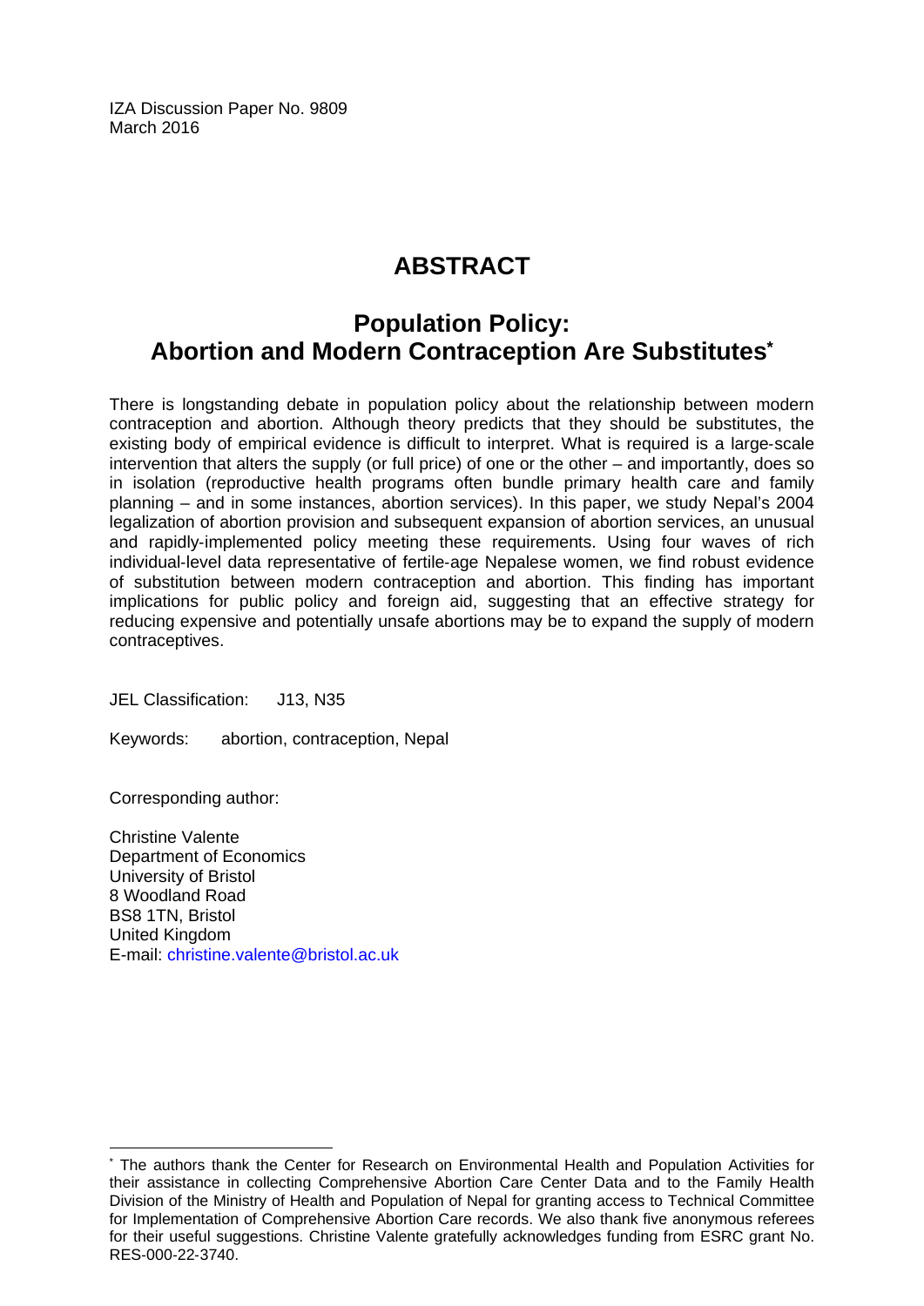IZA Discussion Paper No. 9809
March 2016

# ABSTRACT

## Population Policy: Abortion and Modern Contraception Are Substitutes*

There is longstanding debate in population policy about the relationship between modern contraception and abortion. Although theory predicts that they should be substitutes, the existing body of empirical evidence is difficult to interpret. What is required is a large-scale intervention that alters the supply (or full price) of one or the other – and importantly, does so in isolation (reproductive health programs often bundle primary health care and family planning – and in some instances, abortion services). In this paper, we study Nepal's 2004 legalization of abortion provision and subsequent expansion of abortion services, an unusual and rapidly-implemented policy meeting these requirements. Using four waves of rich individual-level data representative of fertile-age Nepalese women, we find robust evidence of substitution between modern contraception and abortion. This finding has important implications for public policy and foreign aid, suggesting that an effective strategy for reducing expensive and potentially unsafe abortions may be to expand the supply of modern contraceptives.

JEL Classification: J13, N35

Keywords: abortion, contraception, Nepal

Corresponding author:

Christine Valente
Department of Economics
University of Bristol
8 Woodland Road
BS8 1TN, Bristol
United Kingdom
E-mail: christine.valente@bristol.ac.uk

---

* The authors thank the Center for Research on Environmental Health and Population Activities for their assistance in collecting Comprehensive Abortion Care Center Data and to the Family Health Division of the Ministry of Health and Population of Nepal for granting access to Technical Committee for Implementation of Comprehensive Abortion Care records. We also thank five anonymous referees for their useful suggestions. Christine Valente gratefully acknowledges funding from ESRC grant No. RES-000-22-3740.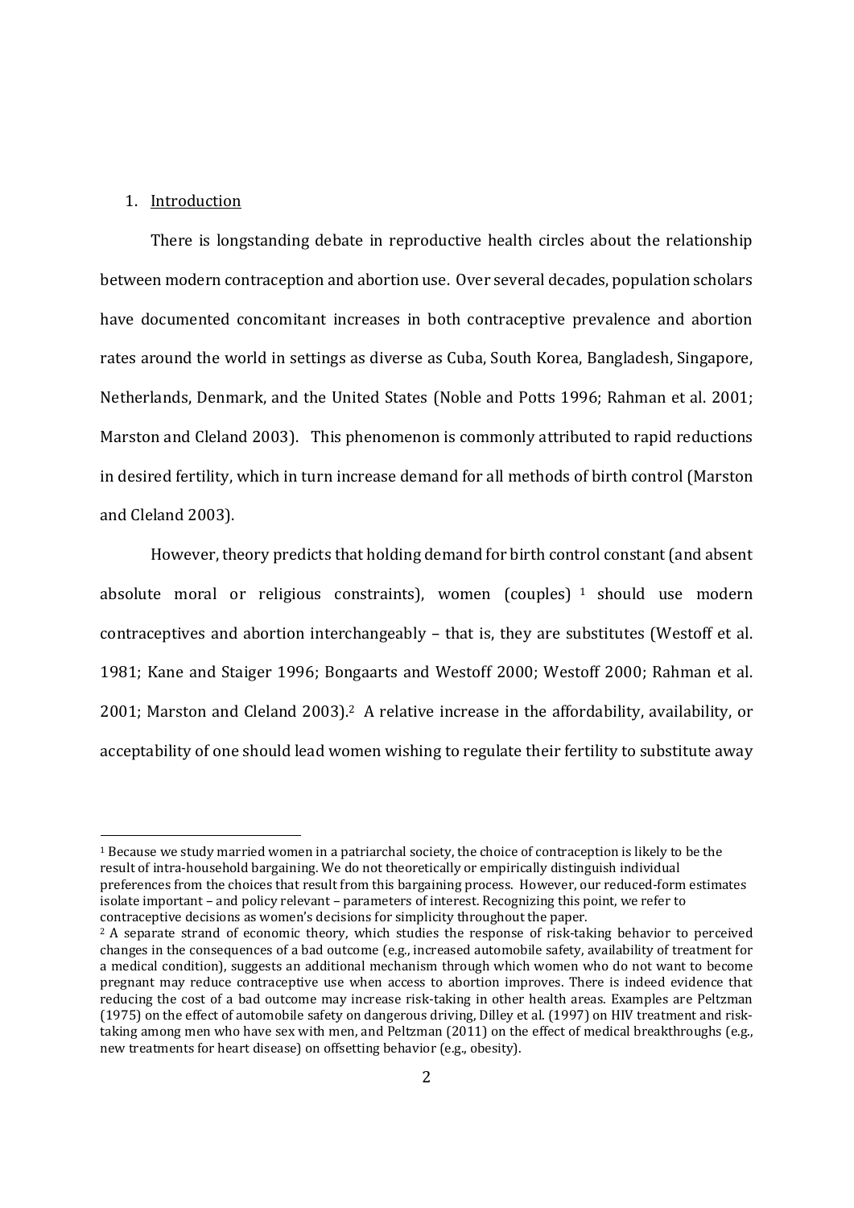## 1. Introduction

There is longstanding debate in reproductive health circles about the relationship between modern contraception and abortion use. Over several decades, population scholars have documented concomitant increases in both contraceptive prevalence and abortion rates around the world in settings as diverse as Cuba, South Korea, Bangladesh, Singapore, Netherlands, Denmark, and the United States (Noble and Potts 1996; Rahman et al. 2001; Marston and Cleland 2003). This phenomenon is commonly attributed to rapid reductions in desired fertility, which in turn increase demand for all methods of birth control (Marston and Cleland 2003).

However, theory predicts that holding demand for birth control constant (and absent absolute moral or religious constraints), women (couples) [1] should use modern contraceptives and abortion interchangeably – that is, they are substitutes (Westoff et al. 1981; Kane and Staiger 1996; Bongaarts and Westoff 2000; Westoff 2000; Rahman et al. 2001; Marston and Cleland 2003).[2] A relative increase in the affordability, availability, or acceptability of one should lead women wishing to regulate their fertility to substitute away

[1] Because we study married women in a patriarchal society, the choice of contraception is likely to be the result of intra-household bargaining. We do not theoretically or empirically distinguish individual preferences from the choices that result from this bargaining process. However, our reduced-form estimates isolate important – and policy relevant – parameters of interest. Recognizing this point, we refer to contraceptive decisions as women's decisions for simplicity throughout the paper.

[2] A separate strand of economic theory, which studies the response of risk-taking behavior to perceived changes in the consequences of a bad outcome (e.g., increased automobile safety, availability of treatment for a medical condition), suggests an additional mechanism through which women who do not want to become pregnant may reduce contraceptive use when access to abortion improves. There is indeed evidence that reducing the cost of a bad outcome may increase risk-taking in other health areas. Examples are Peltzman (1975) on the effect of automobile safety on dangerous driving, Dilley et al. (1997) on HIV treatment and risk-taking among men who have sex with men, and Peltzman (2011) on the effect of medical breakthroughs (e.g., new treatments for heart disease) on offsetting behavior (e.g., obesity).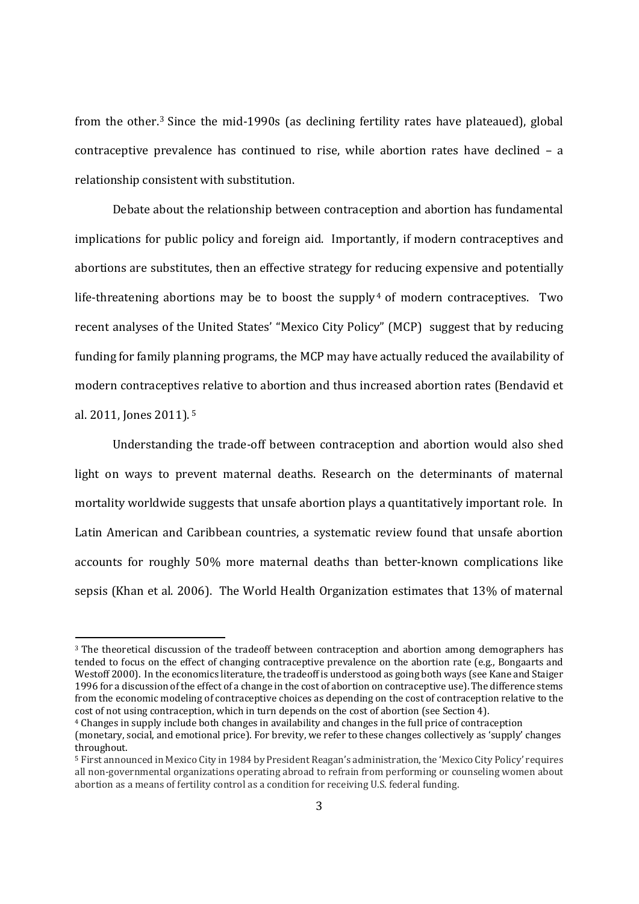from the other.[3] Since the mid-1990s (as declining fertility rates have plateaued), global contraceptive prevalence has continued to rise, while abortion rates have declined – a relationship consistent with substitution.

Debate about the relationship between contraception and abortion has fundamental implications for public policy and foreign aid. Importantly, if modern contraceptives and abortions are substitutes, then an effective strategy for reducing expensive and potentially life-threatening abortions may be to boost the supply[4] of modern contraceptives. Two recent analyses of the United States' "Mexico City Policy" (MCP) suggest that by reducing funding for family planning programs, the MCP may have actually reduced the availability of modern contraceptives relative to abortion and thus increased abortion rates (Bendavid et al. 2011, Jones 2011).[5]

Understanding the trade-off between contraception and abortion would also shed light on ways to prevent maternal deaths. Research on the determinants of maternal mortality worldwide suggests that unsafe abortion plays a quantitatively important role. In Latin American and Caribbean countries, a systematic review found that unsafe abortion accounts for roughly 50% more maternal deaths than better-known complications like sepsis (Khan et al. 2006). The World Health Organization estimates that 13% of maternal

---

[3] The theoretical discussion of the tradeoff between contraception and abortion among demographers has tended to focus on the effect of changing contraceptive prevalence on the abortion rate (e.g., Bongaarts and Westoff 2000). In the economics literature, the tradeoff is understood as going both ways (see Kane and Staiger 1996 for a discussion of the effect of a change in the cost of abortion on contraceptive use). The difference stems from the economic modeling of contraceptive choices as depending on the cost of contraception relative to the cost of not using contraception, which in turn depends on the cost of abortion (see Section 4).

[4] Changes in supply include both changes in availability and changes in the full price of contraception (monetary, social, and emotional price). For brevity, we refer to these changes collectively as 'supply' changes throughout.

[5] First announced in Mexico City in 1984 by President Reagan's administration, the 'Mexico City Policy' requires all non-governmental organizations operating abroad to refrain from performing or counseling women about abortion as a means of fertility control as a condition for receiving U.S. federal funding.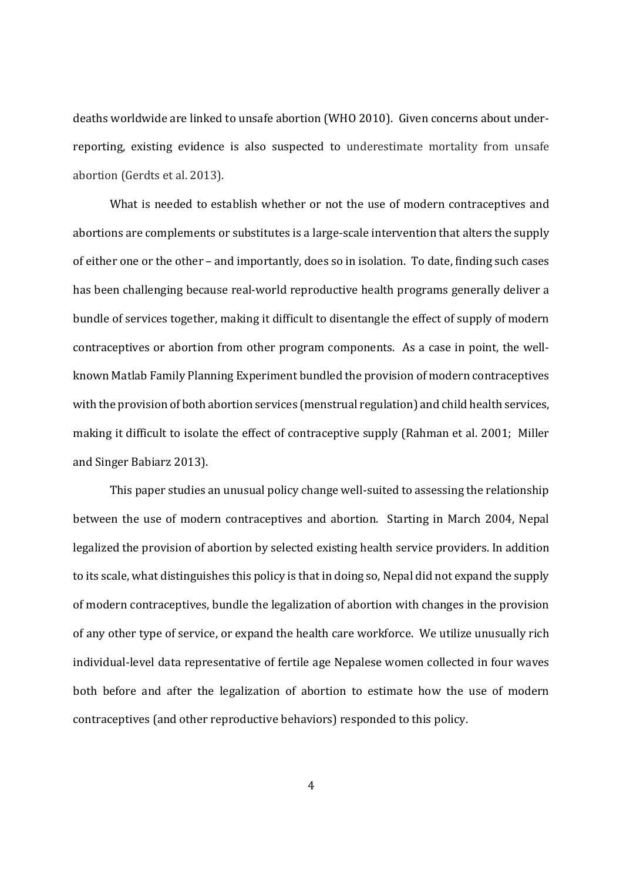deaths worldwide are linked to unsafe abortion (WHO 2010). Given concerns about under-reporting, existing evidence is also suspected to underestimate mortality from unsafe abortion (Gerdts et al. 2013).

What is needed to establish whether or not the use of modern contraceptives and abortions are complements or substitutes is a large-scale intervention that alters the supply of either one or the other – and importantly, does so in isolation. To date, finding such cases has been challenging because real-world reproductive health programs generally deliver a bundle of services together, making it difficult to disentangle the effect of supply of modern contraceptives or abortion from other program components. As a case in point, the well-known Matlab Family Planning Experiment bundled the provision of modern contraceptives with the provision of both abortion services (menstrual regulation) and child health services, making it difficult to isolate the effect of contraceptive supply (Rahman et al. 2001; Miller and Singer Babiarz 2013).

This paper studies an unusual policy change well-suited to assessing the relationship between the use of modern contraceptives and abortion. Starting in March 2004, Nepal legalized the provision of abortion by selected existing health service providers. In addition to its scale, what distinguishes this policy is that in doing so, Nepal did not expand the supply of modern contraceptives, bundle the legalization of abortion with changes in the provision of any other type of service, or expand the health care workforce. We utilize unusually rich individual-level data representative of fertile age Nepalese women collected in four waves both before and after the legalization of abortion to estimate how the use of modern contraceptives (and other reproductive behaviors) responded to this policy.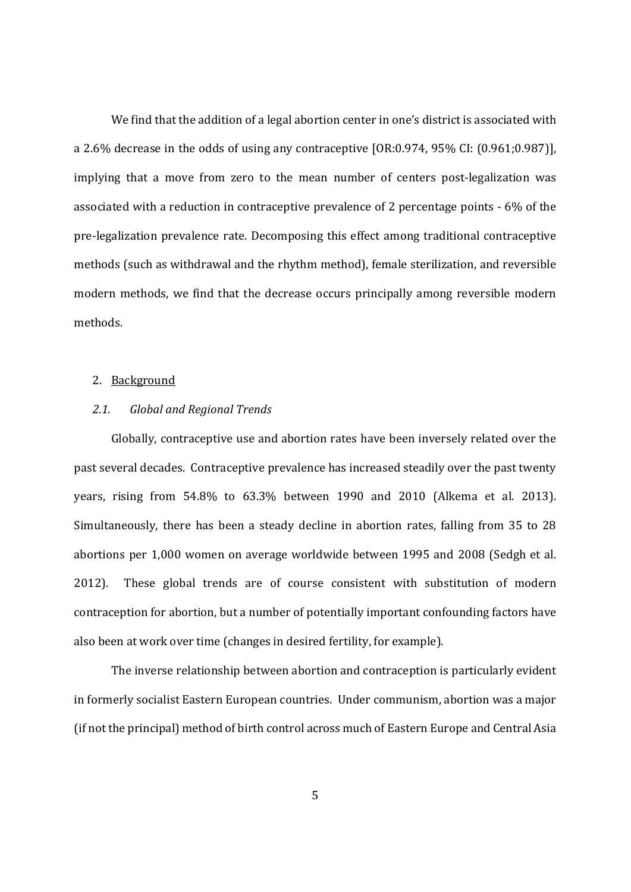We find that the addition of a legal abortion center in one's district is associated with a 2.6% decrease in the odds of using any contraceptive [OR:0.974, 95% CI: (0.961;0.987)], implying that a move from zero to the mean number of centers post-legalization was associated with a reduction in contraceptive prevalence of 2 percentage points - 6% of the pre-legalization prevalence rate. Decomposing this effect among traditional contraceptive methods (such as withdrawal and the rhythm method), female sterilization, and reversible modern methods, we find that the decrease occurs principally among reversible modern methods.

## 2. Background

### *2.1. Global and Regional Trends*

Globally, contraceptive use and abortion rates have been inversely related over the past several decades. Contraceptive prevalence has increased steadily over the past twenty years, rising from 54.8% to 63.3% between 1990 and 2010 (Alkema et al. 2013). Simultaneously, there has been a steady decline in abortion rates, falling from 35 to 28 abortions per 1,000 women on average worldwide between 1995 and 2008 (Sedgh et al. 2012). These global trends are of course consistent with substitution of modern contraception for abortion, but a number of potentially important confounding factors have also been at work over time (changes in desired fertility, for example).

The inverse relationship between abortion and contraception is particularly evident in formerly socialist Eastern European countries. Under communism, abortion was a major (if not the principal) method of birth control across much of Eastern Europe and Central Asia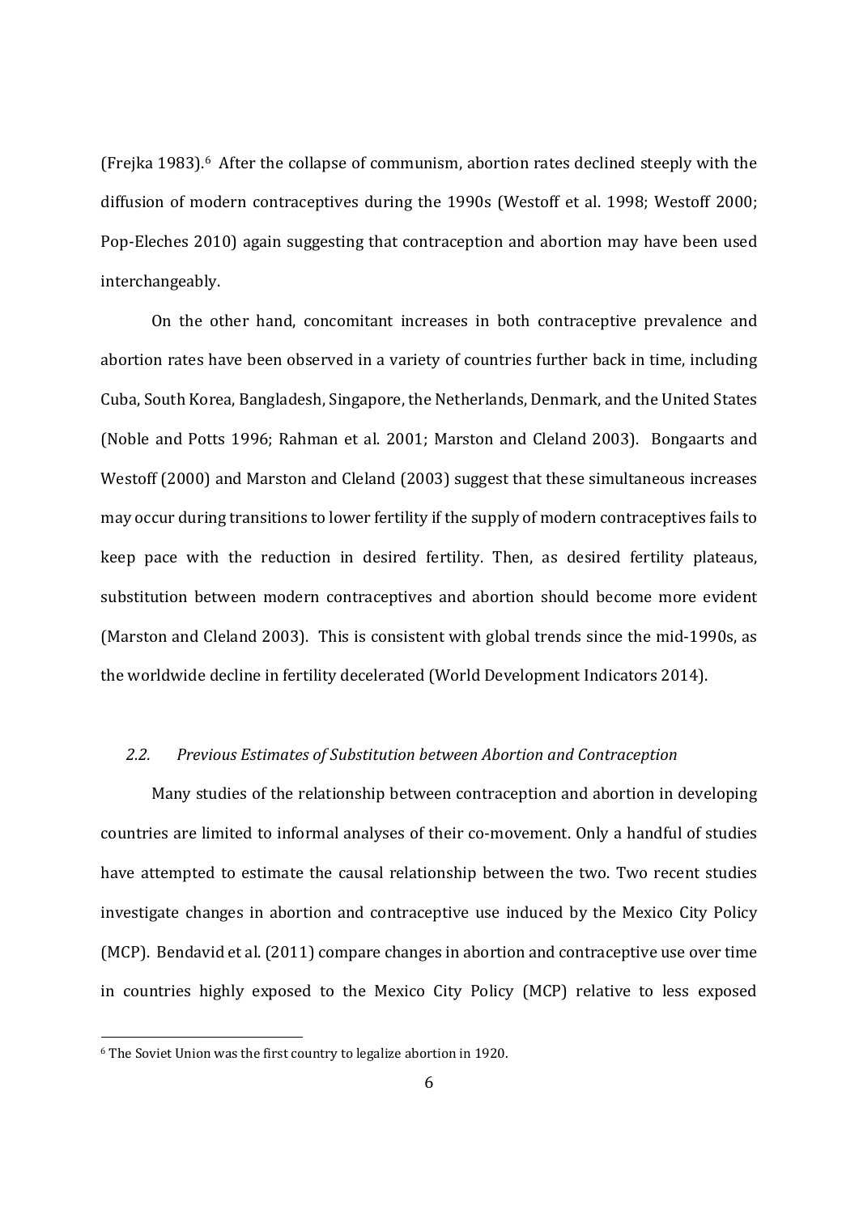(Frejka 1983).[6] After the collapse of communism, abortion rates declined steeply with the diffusion of modern contraceptives during the 1990s (Westoff et al. 1998; Westoff 2000; Pop-Eleches 2010) again suggesting that contraception and abortion may have been used interchangeably.

On the other hand, concomitant increases in both contraceptive prevalence and abortion rates have been observed in a variety of countries further back in time, including Cuba, South Korea, Bangladesh, Singapore, the Netherlands, Denmark, and the United States (Noble and Potts 1996; Rahman et al. 2001; Marston and Cleland 2003). Bongaarts and Westoff (2000) and Marston and Cleland (2003) suggest that these simultaneous increases may occur during transitions to lower fertility if the supply of modern contraceptives fails to keep pace with the reduction in desired fertility. Then, as desired fertility plateaus, substitution between modern contraceptives and abortion should become more evident (Marston and Cleland 2003). This is consistent with global trends since the mid-1990s, as the worldwide decline in fertility decelerated (World Development Indicators 2014).

### *2.2. Previous Estimates of Substitution between Abortion and Contraception*

Many studies of the relationship between contraception and abortion in developing countries are limited to informal analyses of their co-movement. Only a handful of studies have attempted to estimate the causal relationship between the two. Two recent studies investigate changes in abortion and contraceptive use induced by the Mexico City Policy (MCP). Bendavid et al. (2011) compare changes in abortion and contraceptive use over time in countries highly exposed to the Mexico City Policy (MCP) relative to less exposed

[6] The Soviet Union was the first country to legalize abortion in 1920.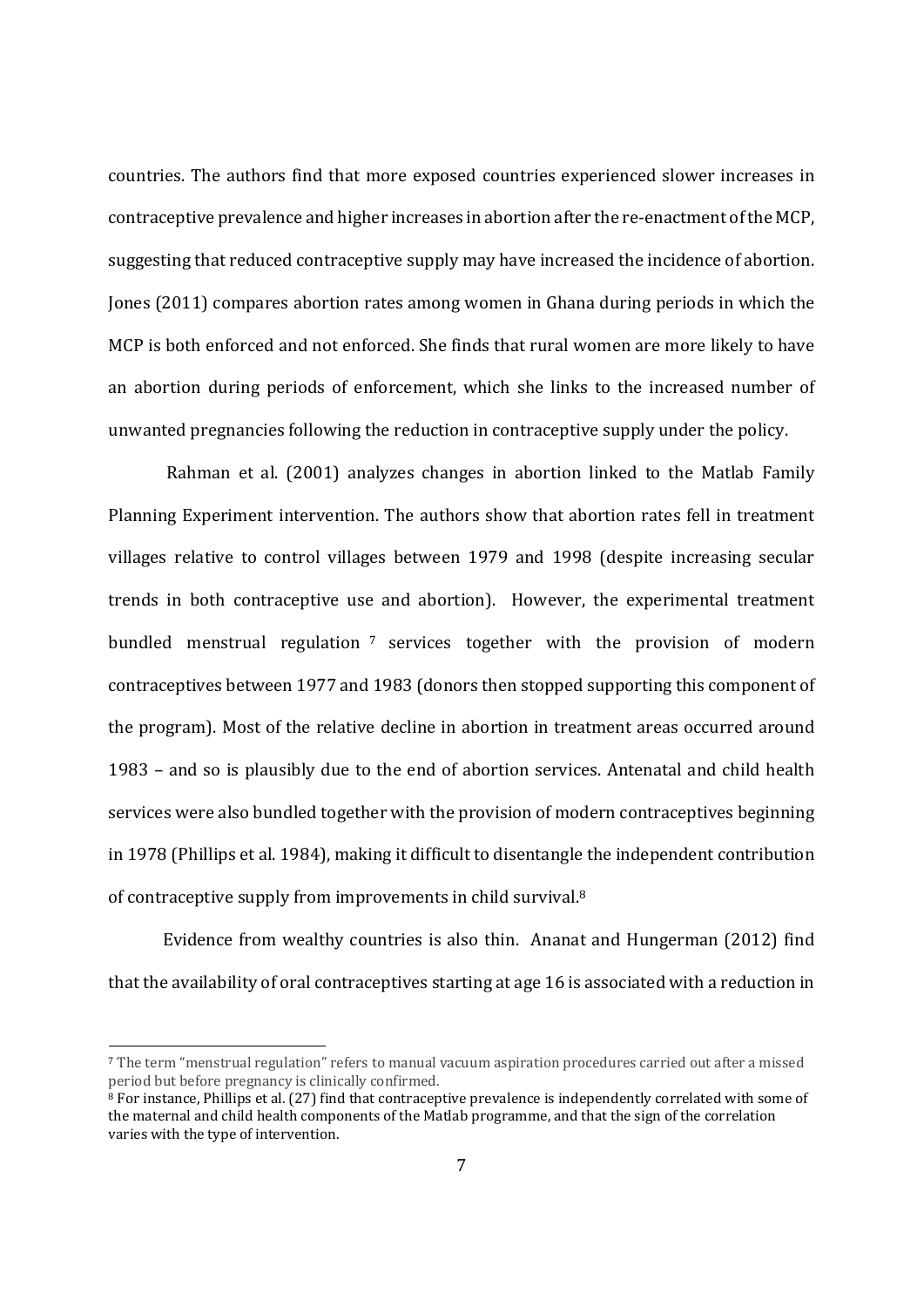countries. The authors find that more exposed countries experienced slower increases in contraceptive prevalence and higher increases in abortion after the re-enactment of the MCP, suggesting that reduced contraceptive supply may have increased the incidence of abortion. Jones (2011) compares abortion rates among women in Ghana during periods in which the MCP is both enforced and not enforced. She finds that rural women are more likely to have an abortion during periods of enforcement, which she links to the increased number of unwanted pregnancies following the reduction in contraceptive supply under the policy.

Rahman et al. (2001) analyzes changes in abortion linked to the Matlab Family Planning Experiment intervention. The authors show that abortion rates fell in treatment villages relative to control villages between 1979 and 1998 (despite increasing secular trends in both contraceptive use and abortion). However, the experimental treatment bundled menstrual regulation [7] services together with the provision of modern contraceptives between 1977 and 1983 (donors then stopped supporting this component of the program). Most of the relative decline in abortion in treatment areas occurred around 1983 – and so is plausibly due to the end of abortion services. Antenatal and child health services were also bundled together with the provision of modern contraceptives beginning in 1978 (Phillips et al. 1984), making it difficult to disentangle the independent contribution of contraceptive supply from improvements in child survival.[8]

Evidence from wealthy countries is also thin. Ananat and Hungerman (2012) find that the availability of oral contraceptives starting at age 16 is associated with a reduction in

[7] The term "menstrual regulation" refers to manual vacuum aspiration procedures carried out after a missed period but before pregnancy is clinically confirmed.

[8] For instance, Phillips et al. (27) find that contraceptive prevalence is independently correlated with some of the maternal and child health components of the Matlab programme, and that the sign of the correlation varies with the type of intervention.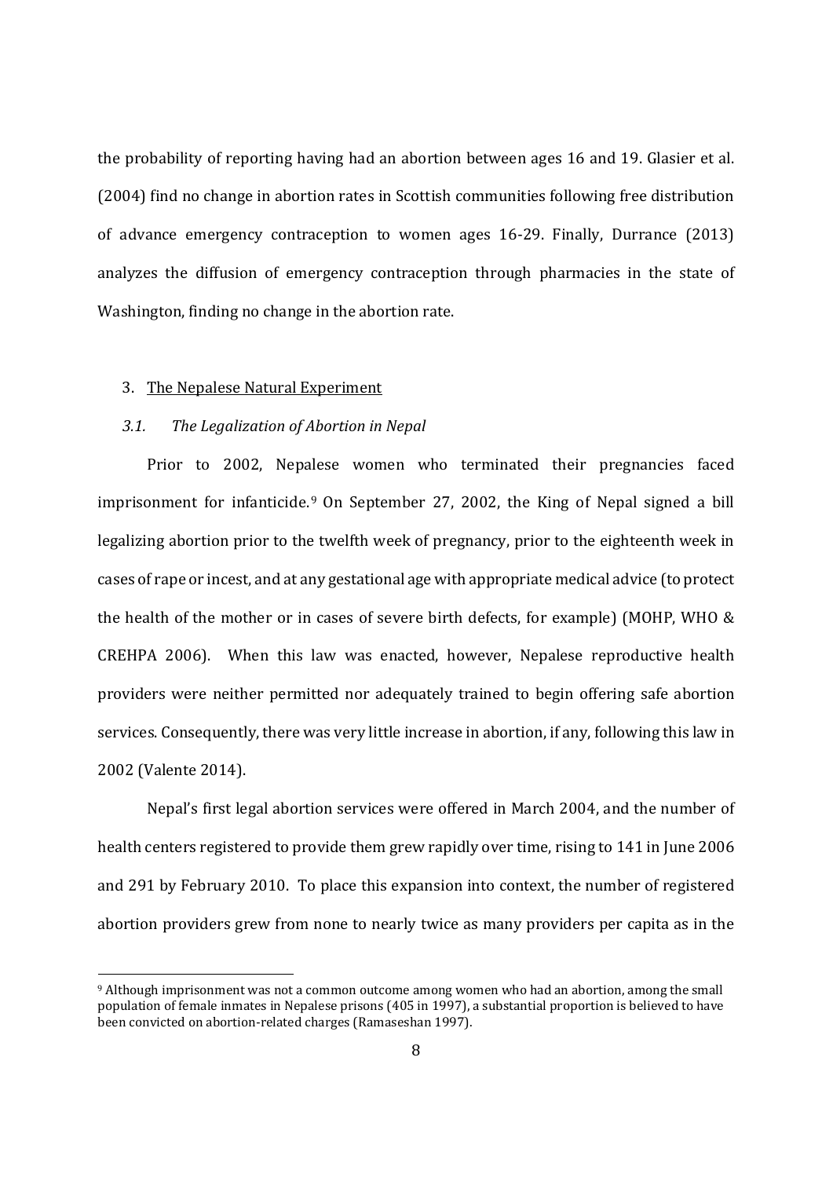the probability of reporting having had an abortion between ages 16 and 19. Glasier et al. (2004) find no change in abortion rates in Scottish communities following free distribution of advance emergency contraception to women ages 16-29. Finally, Durrance (2013) analyzes the diffusion of emergency contraception through pharmacies in the state of Washington, finding no change in the abortion rate.

## 3. The Nepalese Natural Experiment

### *3.1. The Legalization of Abortion in Nepal*

Prior to 2002, Nepalese women who terminated their pregnancies faced imprisonment for infanticide.[9] On September 27, 2002, the King of Nepal signed a bill legalizing abortion prior to the twelfth week of pregnancy, prior to the eighteenth week in cases of rape or incest, and at any gestational age with appropriate medical advice (to protect the health of the mother or in cases of severe birth defects, for example) (MOHP, WHO & CREHPA 2006). When this law was enacted, however, Nepalese reproductive health providers were neither permitted nor adequately trained to begin offering safe abortion services. Consequently, there was very little increase in abortion, if any, following this law in 2002 (Valente 2014).

Nepal's first legal abortion services were offered in March 2004, and the number of health centers registered to provide them grew rapidly over time, rising to 141 in June 2006 and 291 by February 2010. To place this expansion into context, the number of registered abortion providers grew from none to nearly twice as many providers per capita as in the

[9] Although imprisonment was not a common outcome among women who had an abortion, among the small population of female inmates in Nepalese prisons (405 in 1997), a substantial proportion is believed to have been convicted on abortion-related charges (Ramaseshan 1997).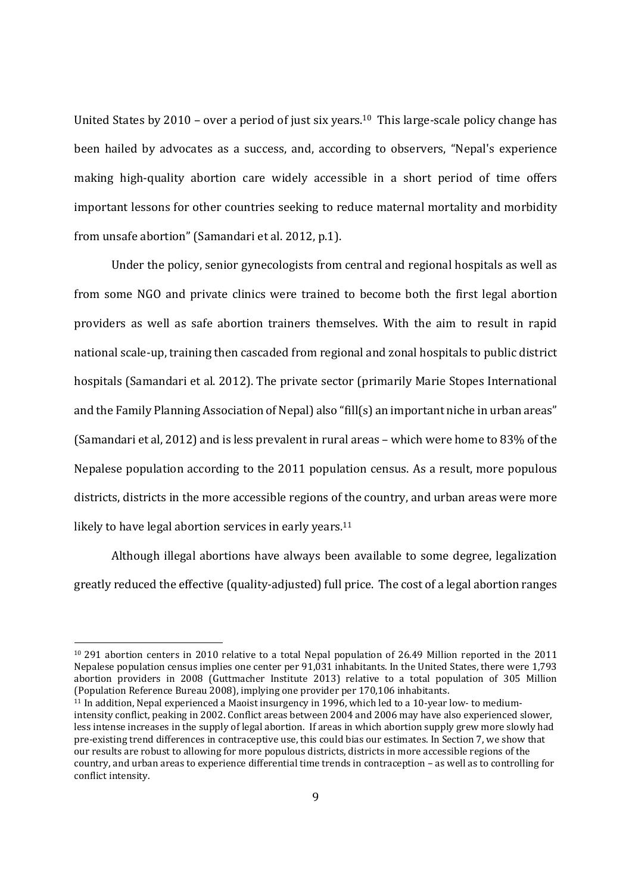United States by 2010 – over a period of just six years.[10] This large-scale policy change has been hailed by advocates as a success, and, according to observers, "Nepal's experience making high-quality abortion care widely accessible in a short period of time offers important lessons for other countries seeking to reduce maternal mortality and morbidity from unsafe abortion" (Samandari et al. 2012, p.1).

Under the policy, senior gynecologists from central and regional hospitals as well as from some NGO and private clinics were trained to become both the first legal abortion providers as well as safe abortion trainers themselves. With the aim to result in rapid national scale-up, training then cascaded from regional and zonal hospitals to public district hospitals (Samandari et al. 2012). The private sector (primarily Marie Stopes International and the Family Planning Association of Nepal) also "fill(s) an important niche in urban areas" (Samandari et al, 2012) and is less prevalent in rural areas – which were home to 83% of the Nepalese population according to the 2011 population census. As a result, more populous districts, districts in the more accessible regions of the country, and urban areas were more likely to have legal abortion services in early years.[11]

Although illegal abortions have always been available to some degree, legalization greatly reduced the effective (quality-adjusted) full price. The cost of a legal abortion ranges

---

[10] 291 abortion centers in 2010 relative to a total Nepal population of 26.49 Million reported in the 2011 Nepalese population census implies one center per 91,031 inhabitants. In the United States, there were 1,793 abortion providers in 2008 (Guttmacher Institute 2013) relative to a total population of 305 Million (Population Reference Bureau 2008), implying one provider per 170,106 inhabitants.

[11] In addition, Nepal experienced a Maoist insurgency in 1996, which led to a 10-year low- to medium-intensity conflict, peaking in 2002. Conflict areas between 2004 and 2006 may have also experienced slower, less intense increases in the supply of legal abortion. If areas in which abortion supply grew more slowly had pre-existing trend differences in contraceptive use, this could bias our estimates. In Section 7, we show that our results are robust to allowing for more populous districts, districts in more accessible regions of the country, and urban areas to experience differential time trends in contraception – as well as to controlling for conflict intensity.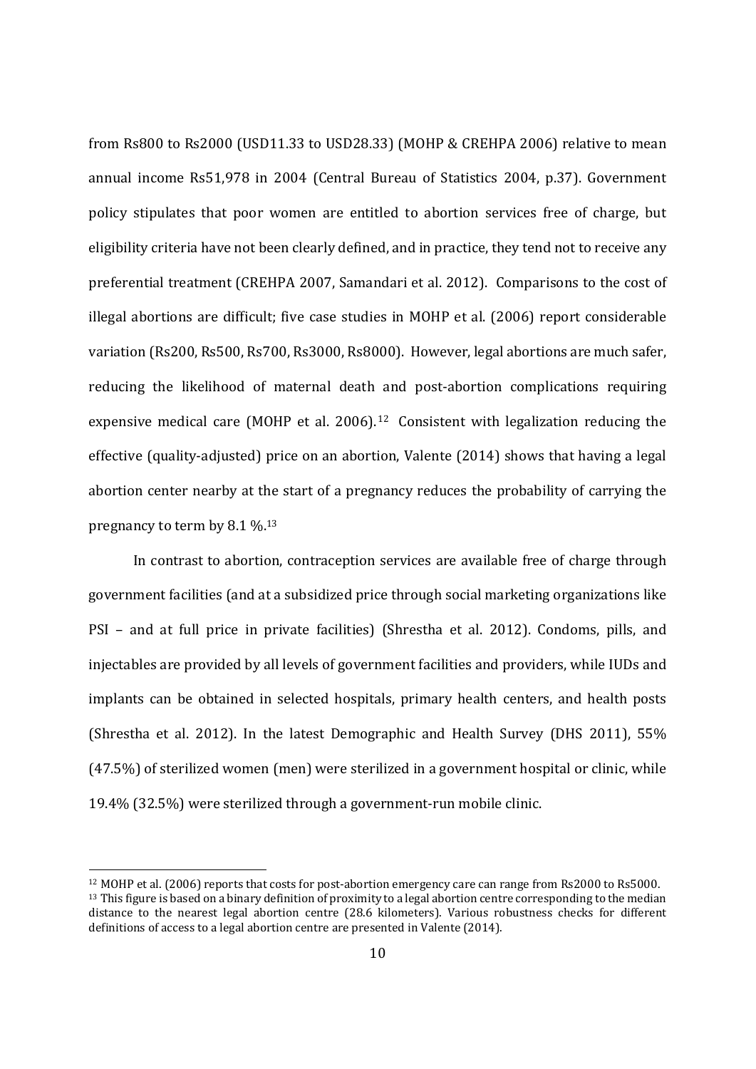from Rs800 to Rs2000 (USD11.33 to USD28.33) (MOHP & CREHPA 2006) relative to mean annual income Rs51,978 in 2004 (Central Bureau of Statistics 2004, p.37). Government policy stipulates that poor women are entitled to abortion services free of charge, but eligibility criteria have not been clearly defined, and in practice, they tend not to receive any preferential treatment (CREHPA 2007, Samandari et al. 2012). Comparisons to the cost of illegal abortions are difficult; five case studies in MOHP et al. (2006) report considerable variation (Rs200, Rs500, Rs700, Rs3000, Rs8000). However, legal abortions are much safer, reducing the likelihood of maternal death and post-abortion complications requiring expensive medical care (MOHP et al. 2006).[12] Consistent with legalization reducing the effective (quality-adjusted) price on an abortion, Valente (2014) shows that having a legal abortion center nearby at the start of a pregnancy reduces the probability of carrying the pregnancy to term by 8.1 %.[13]

In contrast to abortion, contraception services are available free of charge through government facilities (and at a subsidized price through social marketing organizations like PSI – and at full price in private facilities) (Shrestha et al. 2012). Condoms, pills, and injectables are provided by all levels of government facilities and providers, while IUDs and implants can be obtained in selected hospitals, primary health centers, and health posts (Shrestha et al. 2012). In the latest Demographic and Health Survey (DHS 2011), 55% (47.5%) of sterilized women (men) were sterilized in a government hospital or clinic, while 19.4% (32.5%) were sterilized through a government-run mobile clinic.

[12] MOHP et al. (2006) reports that costs for post-abortion emergency care can range from Rs2000 to Rs5000.

[13] This figure is based on a binary definition of proximity to a legal abortion centre corresponding to the median distance to the nearest legal abortion centre (28.6 kilometers). Various robustness checks for different definitions of access to a legal abortion centre are presented in Valente (2014).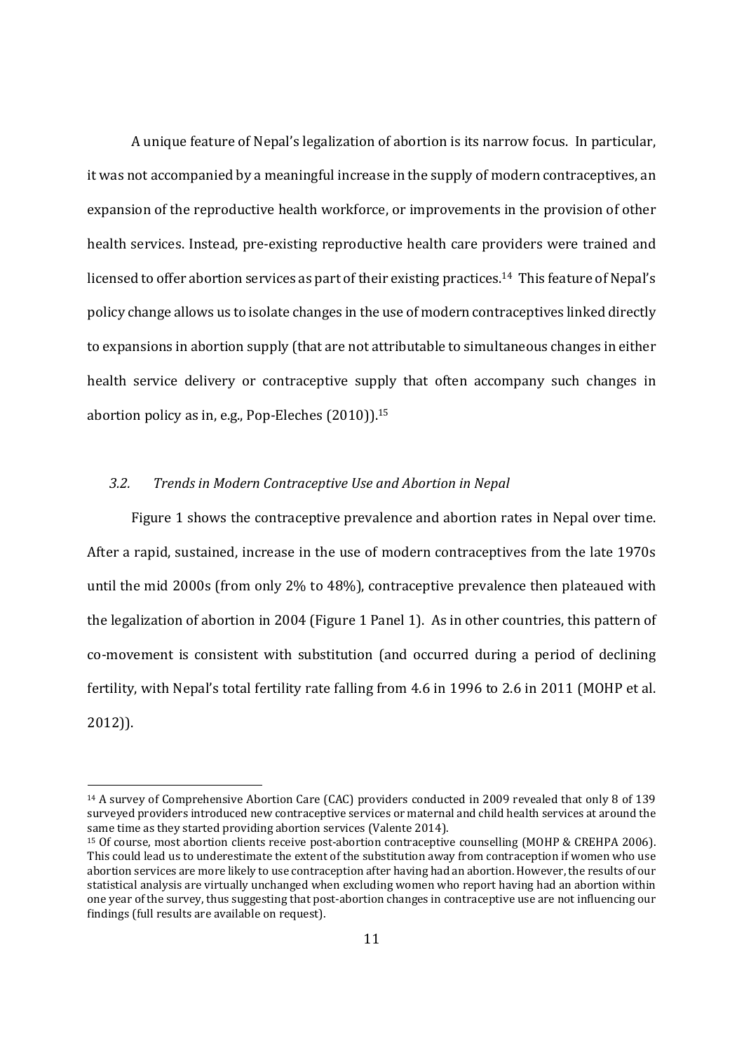A unique feature of Nepal's legalization of abortion is its narrow focus. In particular, it was not accompanied by a meaningful increase in the supply of modern contraceptives, an expansion of the reproductive health workforce, or improvements in the provision of other health services. Instead, pre-existing reproductive health care providers were trained and licensed to offer abortion services as part of their existing practices.[14] This feature of Nepal's policy change allows us to isolate changes in the use of modern contraceptives linked directly to expansions in abortion supply (that are not attributable to simultaneous changes in either health service delivery or contraceptive supply that often accompany such changes in abortion policy as in, e.g., Pop-Eleches (2010)).[15]

### *3.2. Trends in Modern Contraceptive Use and Abortion in Nepal*

Figure 1 shows the contraceptive prevalence and abortion rates in Nepal over time. After a rapid, sustained, increase in the use of modern contraceptives from the late 1970s until the mid 2000s (from only 2% to 48%), contraceptive prevalence then plateaued with the legalization of abortion in 2004 (Figure 1 Panel 1). As in other countries, this pattern of co-movement is consistent with substitution (and occurred during a period of declining fertility, with Nepal's total fertility rate falling from 4.6 in 1996 to 2.6 in 2011 (MOHP et al. 2012)).

---

[14] A survey of Comprehensive Abortion Care (CAC) providers conducted in 2009 revealed that only 8 of 139 surveyed providers introduced new contraceptive services or maternal and child health services at around the same time as they started providing abortion services (Valente 2014).

[15] Of course, most abortion clients receive post-abortion contraceptive counselling (MOHP & CREHPA 2006). This could lead us to underestimate the extent of the substitution away from contraception if women who use abortion services are more likely to use contraception after having had an abortion. However, the results of our statistical analysis are virtually unchanged when excluding women who report having had an abortion within one year of the survey, thus suggesting that post-abortion changes in contraceptive use are not influencing our findings (full results are available on request).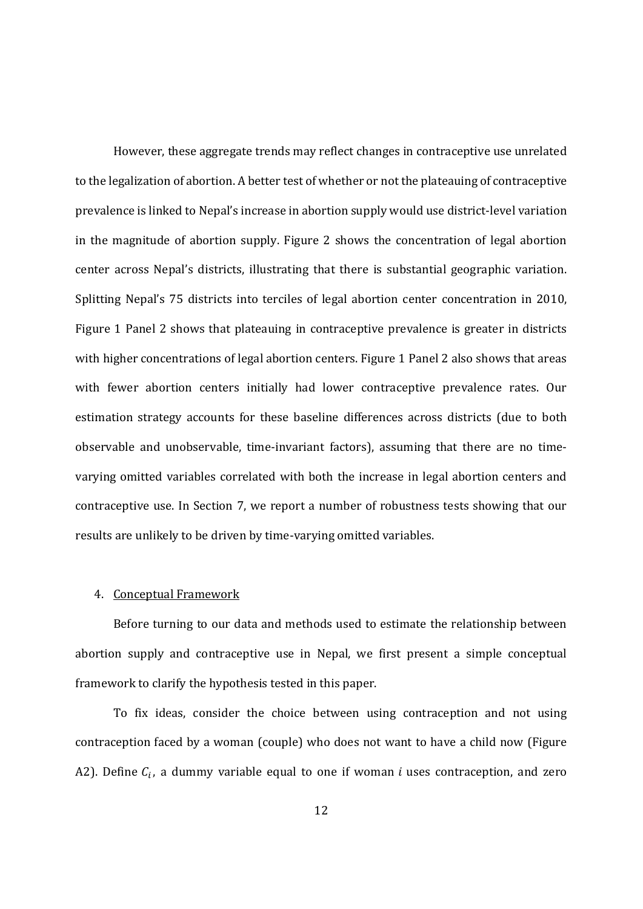However, these aggregate trends may reflect changes in contraceptive use unrelated to the legalization of abortion. A better test of whether or not the plateauing of contraceptive prevalence is linked to Nepal's increase in abortion supply would use district-level variation in the magnitude of abortion supply. Figure 2 shows the concentration of legal abortion center across Nepal's districts, illustrating that there is substantial geographic variation. Splitting Nepal's 75 districts into terciles of legal abortion center concentration in 2010, Figure 1 Panel 2 shows that plateauing in contraceptive prevalence is greater in districts with higher concentrations of legal abortion centers. Figure 1 Panel 2 also shows that areas with fewer abortion centers initially had lower contraceptive prevalence rates. Our estimation strategy accounts for these baseline differences across districts (due to both observable and unobservable, time-invariant factors), assuming that there are no time-varying omitted variables correlated with both the increase in legal abortion centers and contraceptive use. In Section 7, we report a number of robustness tests showing that our results are unlikely to be driven by time-varying omitted variables.

## 4. Conceptual Framework

Before turning to our data and methods used to estimate the relationship between abortion supply and contraceptive use in Nepal, we first present a simple conceptual framework to clarify the hypothesis tested in this paper.

To fix ideas, consider the choice between using contraception and not using contraception faced by a woman (couple) who does not want to have a child now (Figure A2). Define $C_i$, a dummy variable equal to one if woman $i$ uses contraception, and zero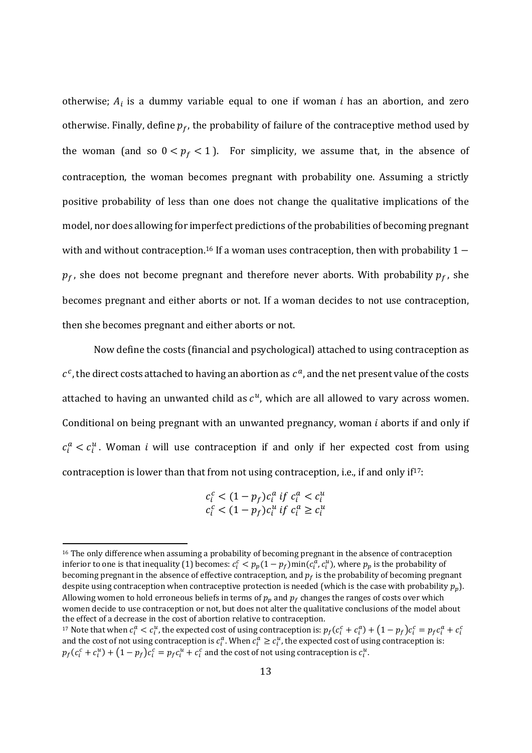otherwise; $A_i$ is a dummy variable equal to one if woman $i$ has an abortion, and zero otherwise. Finally, define $p_f$, the probability of failure of the contraceptive method used by the woman (and so $0 < p_f < 1$). For simplicity, we assume that, in the absence of contraception, the woman becomes pregnant with probability one. Assuming a strictly positive probability of less than one does not change the qualitative implications of the model, nor does allowing for imperfect predictions of the probabilities of becoming pregnant with and without contraception.[16] If a woman uses contraception, then with probability $1 - p_f$, she does not become pregnant and therefore never aborts. With probability $p_f$, she becomes pregnant and either aborts or not. If a woman decides to not use contraception, then she becomes pregnant and either aborts or not.

Now define the costs (financial and psychological) attached to using contraception as $c^c$, the direct costs attached to having an abortion as $c^a$, and the net present value of the costs attached to having an unwanted child as $c^u$, which are all allowed to vary across women. Conditional on being pregnant with an unwanted pregnancy, woman $i$ aborts if and only if $c_i^a < c_i^u$. Woman $i$ will use contraception if and only if her expected cost from using contraception is lower than that from not using contraception, i.e., if and only if[17]:

$$
\begin{aligned}
c_i^c &< (1 - p_f)c_i^a \; if \; c_i^a < c_i^u \\
c_i^c &< (1 - p_f)c_i^u \; if \; c_i^a \geq c_i^u
\end{aligned}
$$

---

[16] The only difference when assuming a probability of becoming pregnant in the absence of contraception inferior to one is that inequality (1) becomes: $c_i^c < p_p(1 - p_f)\min(c_i^a, c_i^u)$, where $p_p$ is the probability of becoming pregnant in the absence of effective contraception, and $p_f$ is the probability of becoming pregnant despite using contraception when contraceptive protection is needed (which is the case with probability $p_p$). Allowing women to hold erroneous beliefs in terms of $p_p$ and $p_f$ changes the ranges of costs over which women decide to use contraception or not, but does not alter the qualitative conclusions of the model about the effect of a decrease in the cost of abortion relative to contraception.

[17] Note that when $c_i^a < c_i^u$, the expected cost of using contraception is: $p_f(c_i^c + c_i^a) + (1 - p_f)c_i^c = p_f c_i^a + c_i^c$ and the cost of not using contraception is $c_i^a$. When $c_i^a \geq c_i^u$, the expected cost of using contraception is: $p_f(c_i^c + c_i^u) + (1 - p_f)c_i^c = p_f c_i^u + c_i^c$ and the cost of not using contraception is $c_i^u$.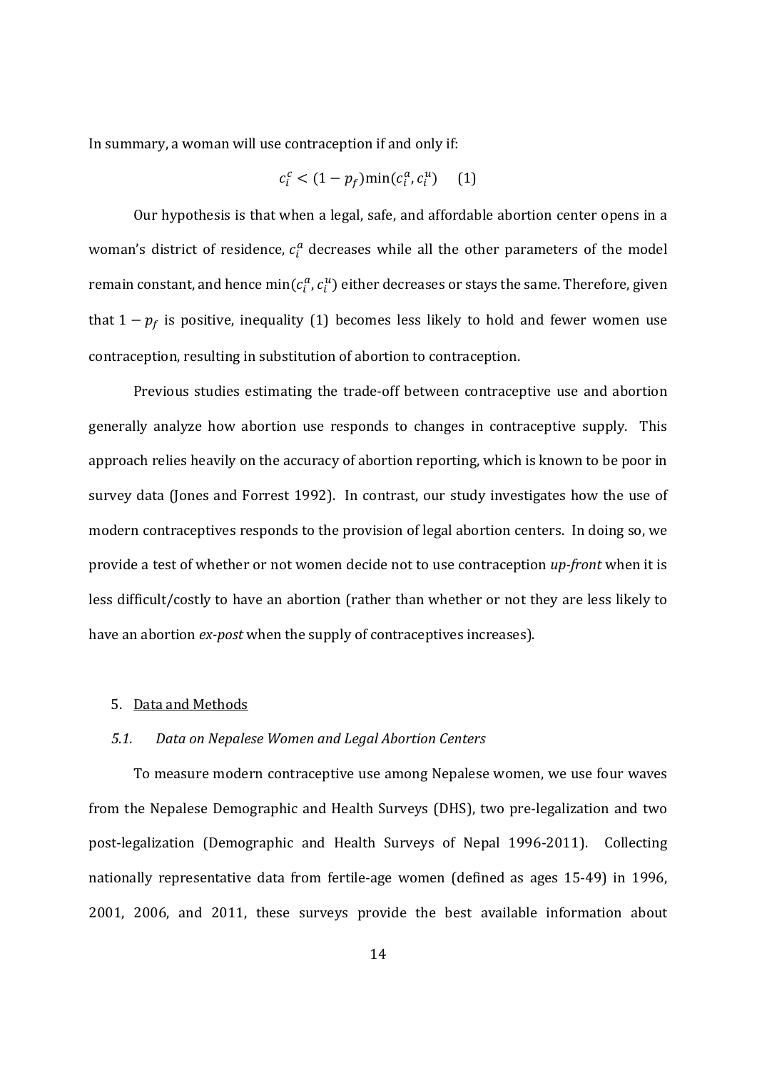In summary, a woman will use contraception if and only if:

$$c_i^c < (1 - p_f)\min(c_i^a, c_i^u) \quad (1)$$

Our hypothesis is that when a legal, safe, and affordable abortion center opens in a woman's district of residence, $c_i^a$ decreases while all the other parameters of the model remain constant, and hence $\min(c_i^a, c_i^u)$ either decreases or stays the same. Therefore, given that $1 - p_f$ is positive, inequality (1) becomes less likely to hold and fewer women use contraception, resulting in substitution of abortion to contraception.

Previous studies estimating the trade-off between contraceptive use and abortion generally analyze how abortion use responds to changes in contraceptive supply. This approach relies heavily on the accuracy of abortion reporting, which is known to be poor in survey data (Jones and Forrest 1992). In contrast, our study investigates how the use of modern contraceptives responds to the provision of legal abortion centers. In doing so, we provide a test of whether or not women decide not to use contraception *up-front* when it is less difficult/costly to have an abortion (rather than whether or not they are less likely to have an abortion *ex-post* when the supply of contraceptives increases).

## 5. Data and Methods

### *5.1. Data on Nepalese Women and Legal Abortion Centers*

To measure modern contraceptive use among Nepalese women, we use four waves from the Nepalese Demographic and Health Surveys (DHS), two pre-legalization and two post-legalization (Demographic and Health Surveys of Nepal 1996-2011). Collecting nationally representative data from fertile-age women (defined as ages 15-49) in 1996, 2001, 2006, and 2011, these surveys provide the best available information about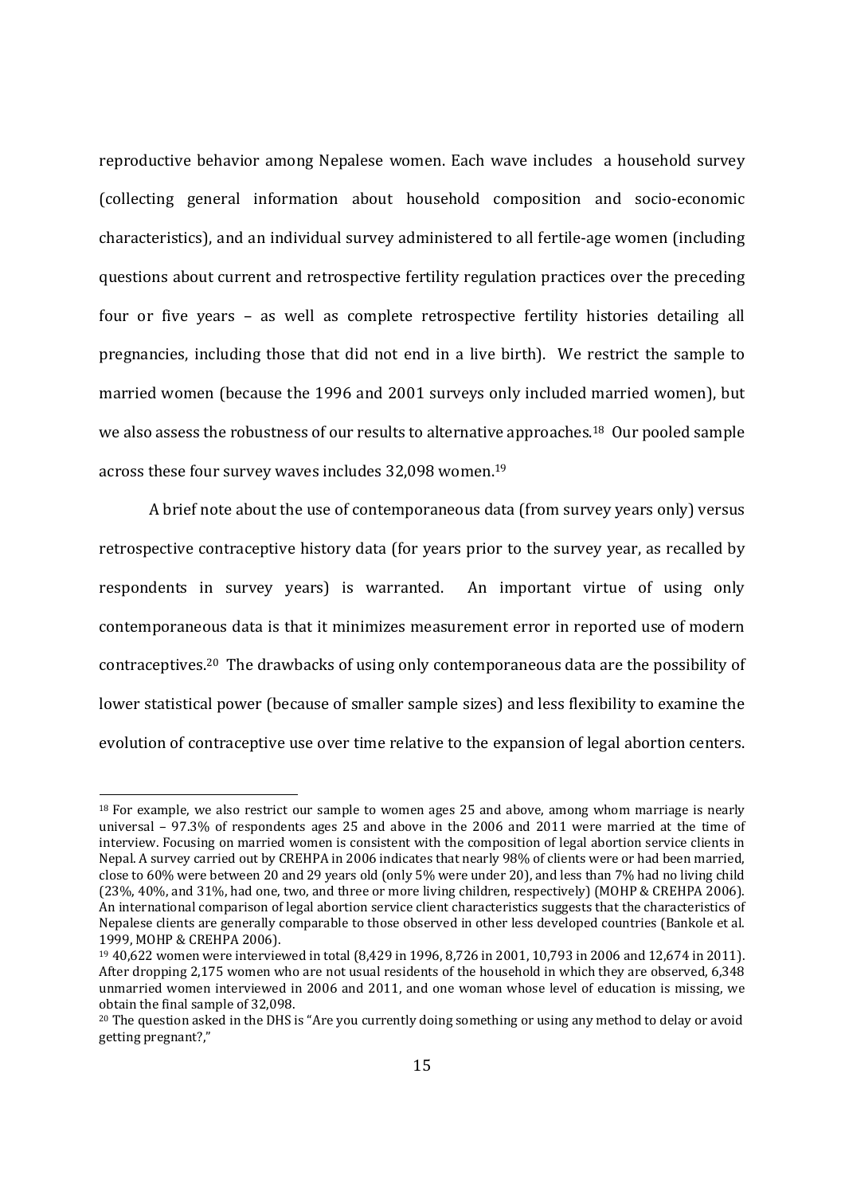reproductive behavior among Nepalese women. Each wave includes a household survey (collecting general information about household composition and socio-economic characteristics), and an individual survey administered to all fertile-age women (including questions about current and retrospective fertility regulation practices over the preceding four or five years – as well as complete retrospective fertility histories detailing all pregnancies, including those that did not end in a live birth). We restrict the sample to married women (because the 1996 and 2001 surveys only included married women), but we also assess the robustness of our results to alternative approaches.[18] Our pooled sample across these four survey waves includes 32,098 women.[19]

A brief note about the use of contemporaneous data (from survey years only) versus retrospective contraceptive history data (for years prior to the survey year, as recalled by respondents in survey years) is warranted. An important virtue of using only contemporaneous data is that it minimizes measurement error in reported use of modern contraceptives.[20] The drawbacks of using only contemporaneous data are the possibility of lower statistical power (because of smaller sample sizes) and less flexibility to examine the evolution of contraceptive use over time relative to the expansion of legal abortion centers.

---

[18] For example, we also restrict our sample to women ages 25 and above, among whom marriage is nearly universal – 97.3% of respondents ages 25 and above in the 2006 and 2011 were married at the time of interview. Focusing on married women is consistent with the composition of legal abortion service clients in Nepal. A survey carried out by CREHPA in 2006 indicates that nearly 98% of clients were or had been married, close to 60% were between 20 and 29 years old (only 5% were under 20), and less than 7% had no living child (23%, 40%, and 31%, had one, two, and three or more living children, respectively) (MOHP & CREHPA 2006). An international comparison of legal abortion service client characteristics suggests that the characteristics of Nepalese clients are generally comparable to those observed in other less developed countries (Bankole et al. 1999, MOHP & CREHPA 2006).

[19] 40,622 women were interviewed in total (8,429 in 1996, 8,726 in 2001, 10,793 in 2006 and 12,674 in 2011). After dropping 2,175 women who are not usual residents of the household in which they are observed, 6,348 unmarried women interviewed in 2006 and 2011, and one woman whose level of education is missing, we obtain the final sample of 32,098.

[20] The question asked in the DHS is "Are you currently doing something or using any method to delay or avoid getting pregnant?,"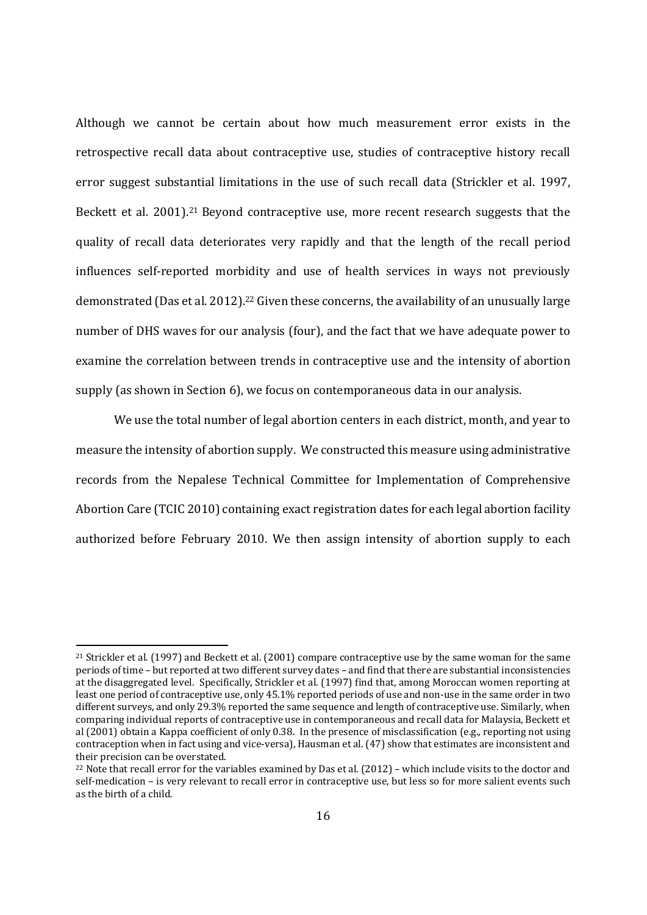Although we cannot be certain about how much measurement error exists in the retrospective recall data about contraceptive use, studies of contraceptive history recall error suggest substantial limitations in the use of such recall data (Strickler et al. 1997, Beckett et al. 2001).[21] Beyond contraceptive use, more recent research suggests that the quality of recall data deteriorates very rapidly and that the length of the recall period influences self-reported morbidity and use of health services in ways not previously demonstrated (Das et al. 2012).[22] Given these concerns, the availability of an unusually large number of DHS waves for our analysis (four), and the fact that we have adequate power to examine the correlation between trends in contraceptive use and the intensity of abortion supply (as shown in Section 6), we focus on contemporaneous data in our analysis.

We use the total number of legal abortion centers in each district, month, and year to measure the intensity of abortion supply. We constructed this measure using administrative records from the Nepalese Technical Committee for Implementation of Comprehensive Abortion Care (TCIC 2010) containing exact registration dates for each legal abortion facility authorized before February 2010. We then assign intensity of abortion supply to each

[21] Strickler et al. (1997) and Beckett et al. (2001) compare contraceptive use by the same woman for the same periods of time – but reported at two different survey dates – and find that there are substantial inconsistencies at the disaggregated level. Specifically, Strickler et al. (1997) find that, among Moroccan women reporting at least one period of contraceptive use, only 45.1% reported periods of use and non-use in the same order in two different surveys, and only 29.3% reported the same sequence and length of contraceptive use. Similarly, when comparing individual reports of contraceptive use in contemporaneous and recall data for Malaysia, Beckett et al (2001) obtain a Kappa coefficient of only 0.38. In the presence of misclassification (e.g., reporting not using contraception when in fact using and vice-versa), Hausman et al. (47) show that estimates are inconsistent and their precision can be overstated.

[22] Note that recall error for the variables examined by Das et al. (2012) – which include visits to the doctor and self-medication – is very relevant to recall error in contraceptive use, but less so for more salient events such as the birth of a child.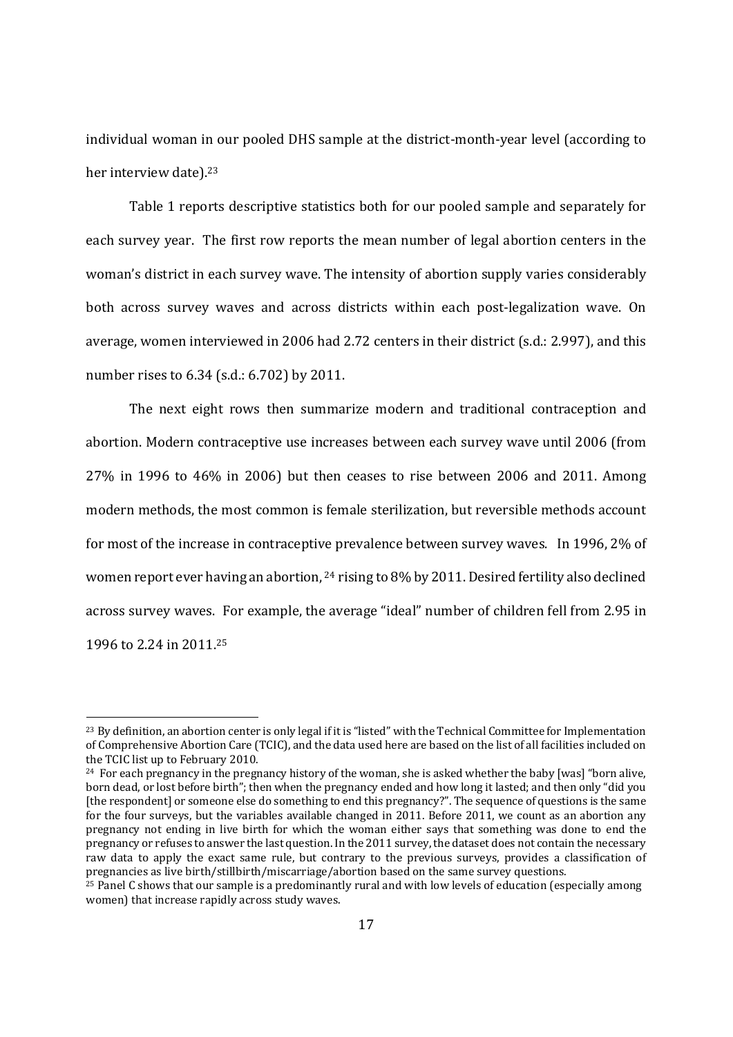individual woman in our pooled DHS sample at the district-month-year level (according to her interview date).[23]

Table 1 reports descriptive statistics both for our pooled sample and separately for each survey year. The first row reports the mean number of legal abortion centers in the woman's district in each survey wave. The intensity of abortion supply varies considerably both across survey waves and across districts within each post-legalization wave. On average, women interviewed in 2006 had 2.72 centers in their district (s.d.: 2.997), and this number rises to 6.34 (s.d.: 6.702) by 2011.

The next eight rows then summarize modern and traditional contraception and abortion. Modern contraceptive use increases between each survey wave until 2006 (from 27% in 1996 to 46% in 2006) but then ceases to rise between 2006 and 2011. Among modern methods, the most common is female sterilization, but reversible methods account for most of the increase in contraceptive prevalence between survey waves. In 1996, 2% of women report ever having an abortion, [24] rising to 8% by 2011. Desired fertility also declined across survey waves. For example, the average "ideal" number of children fell from 2.95 in 1996 to 2.24 in 2011.[25]

---

[23] By definition, an abortion center is only legal if it is "listed" with the Technical Committee for Implementation of Comprehensive Abortion Care (TCIC), and the data used here are based on the list of all facilities included on the TCIC list up to February 2010.

[24] For each pregnancy in the pregnancy history of the woman, she is asked whether the baby [was] "born alive, born dead, or lost before birth"; then when the pregnancy ended and how long it lasted; and then only "did you [the respondent] or someone else do something to end this pregnancy?". The sequence of questions is the same for the four surveys, but the variables available changed in 2011. Before 2011, we count as an abortion any pregnancy not ending in live birth for which the woman either says that something was done to end the pregnancy or refuses to answer the last question. In the 2011 survey, the dataset does not contain the necessary raw data to apply the exact same rule, but contrary to the previous surveys, provides a classification of pregnancies as live birth/stillbirth/miscarriage/abortion based on the same survey questions.

[25] Panel C shows that our sample is a predominantly rural and with low levels of education (especially among women) that increase rapidly across study waves.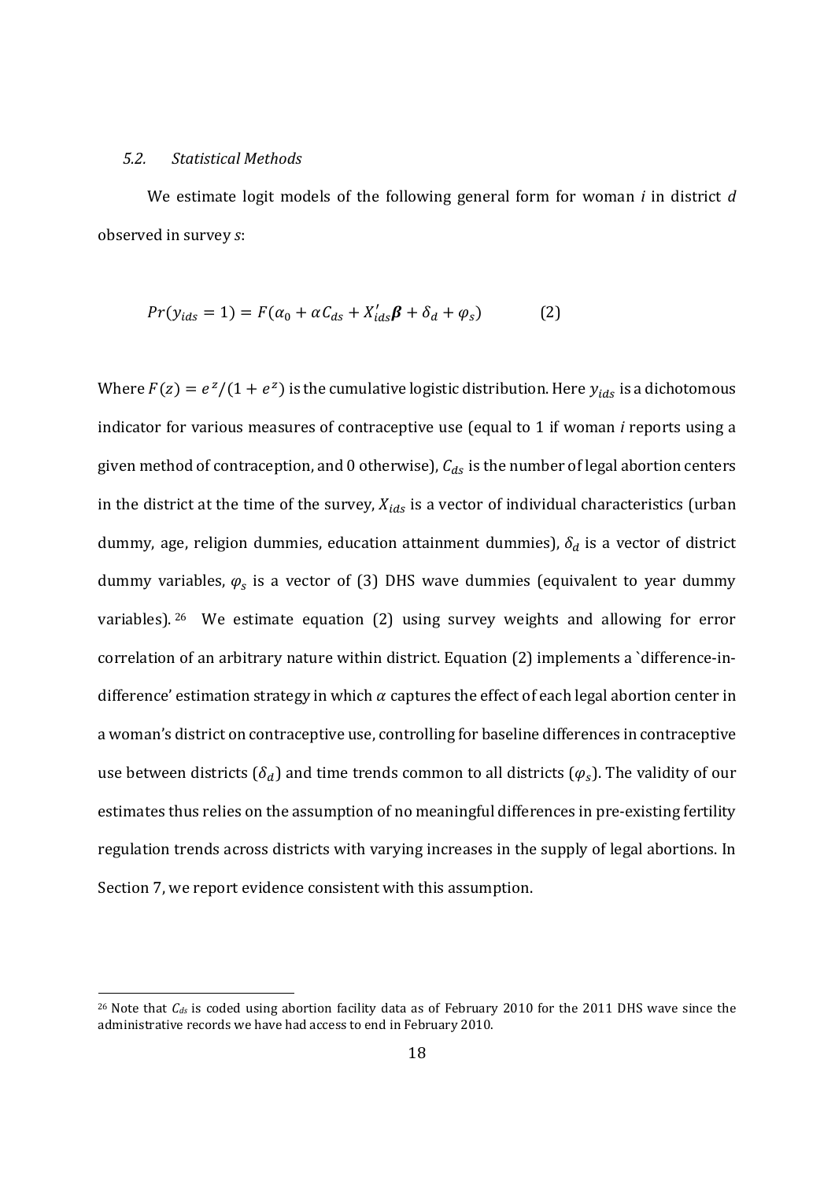### *5.2. Statistical Methods*

We estimate logit models of the following general form for woman *i* in district *d* observed in survey *s*:

$$Pr(y_{ids} = 1) = F(\alpha_0 + \alpha C_{ds} + X'_{ids}\boldsymbol{\beta} + \delta_d + \varphi_s) \qquad (2)$$

Where $F(z) = e^z/(1 + e^z)$ is the cumulative logistic distribution. Here $y_{ids}$ is a dichotomous indicator for various measures of contraceptive use (equal to 1 if woman *i* reports using a given method of contraception, and 0 otherwise), $C_{ds}$ is the number of legal abortion centers in the district at the time of the survey, $X_{ids}$ is a vector of individual characteristics (urban dummy, age, religion dummies, education attainment dummies), $\delta_d$ is a vector of district dummy variables, $\varphi_s$ is a vector of (3) DHS wave dummies (equivalent to year dummy variables).[26] We estimate equation (2) using survey weights and allowing for error correlation of an arbitrary nature within district. Equation (2) implements a `difference-in-difference' estimation strategy in which $\alpha$ captures the effect of each legal abortion center in a woman's district on contraceptive use, controlling for baseline differences in contraceptive use between districts ($\delta_d$) and time trends common to all districts ($\varphi_s$). The validity of our estimates thus relies on the assumption of no meaningful differences in pre-existing fertility regulation trends across districts with varying increases in the supply of legal abortions. In Section 7, we report evidence consistent with this assumption.

[26] Note that $C_{ds}$ is coded using abortion facility data as of February 2010 for the 2011 DHS wave since the administrative records we have had access to end in February 2010.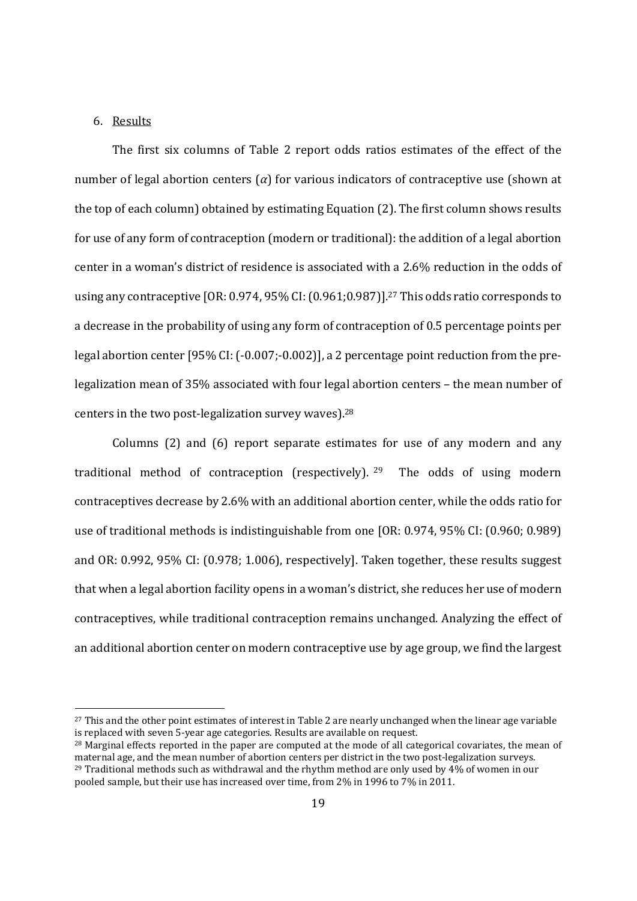## 6. Results

The first six columns of Table 2 report odds ratios estimates of the effect of the number of legal abortion centers ($\alpha$) for various indicators of contraceptive use (shown at the top of each column) obtained by estimating Equation (2). The first column shows results for use of any form of contraception (modern or traditional): the addition of a legal abortion center in a woman's district of residence is associated with a 2.6% reduction in the odds of using any contraceptive [OR: 0.974, 95% CI: (0.961;0.987)].[27] This odds ratio corresponds to a decrease in the probability of using any form of contraception of 0.5 percentage points per legal abortion center [95% CI: (-0.007;-0.002)], a 2 percentage point reduction from the pre-legalization mean of 35% associated with four legal abortion centers – the mean number of centers in the two post-legalization survey waves).[28]

Columns (2) and (6) report separate estimates for use of any modern and any traditional method of contraception (respectively).[29] The odds of using modern contraceptives decrease by 2.6% with an additional abortion center, while the odds ratio for use of traditional methods is indistinguishable from one [OR: 0.974, 95% CI: (0.960; 0.989) and OR: 0.992, 95% CI: (0.978; 1.006), respectively]. Taken together, these results suggest that when a legal abortion facility opens in a woman's district, she reduces her use of modern contraceptives, while traditional contraception remains unchanged. Analyzing the effect of an additional abortion center on modern contraceptive use by age group, we find the largest

---

[27] This and the other point estimates of interest in Table 2 are nearly unchanged when the linear age variable is replaced with seven 5-year age categories. Results are available on request.

[28] Marginal effects reported in the paper are computed at the mode of all categorical covariates, the mean of maternal age, and the mean number of abortion centers per district in the two post-legalization surveys.

[29] Traditional methods such as withdrawal and the rhythm method are only used by 4% of women in our pooled sample, but their use has increased over time, from 2% in 1996 to 7% in 2011.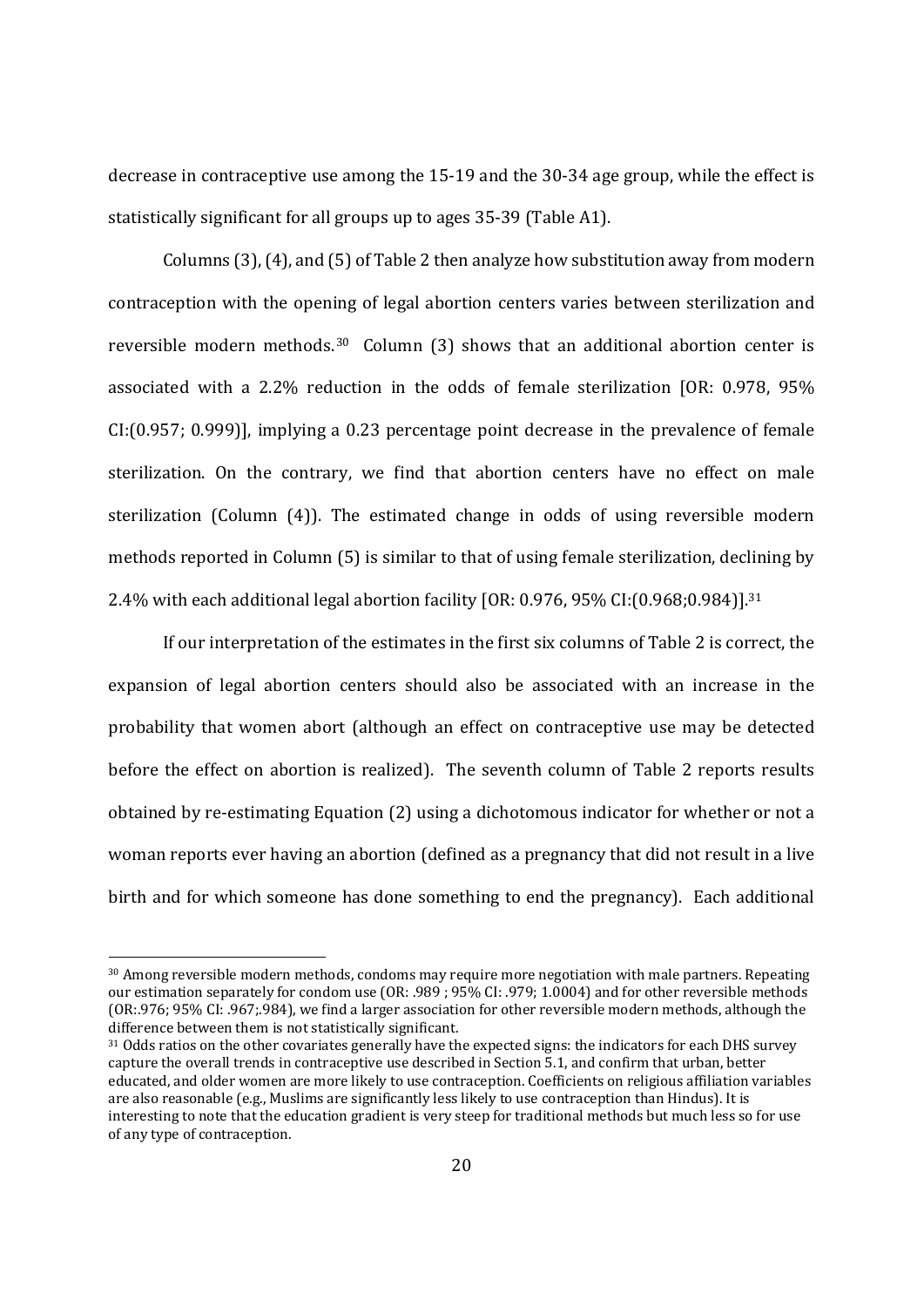decrease in contraceptive use among the 15-19 and the 30-34 age group, while the effect is statistically significant for all groups up to ages 35-39 (Table A1).

Columns (3), (4), and (5) of Table 2 then analyze how substitution away from modern contraception with the opening of legal abortion centers varies between sterilization and reversible modern methods.[30] Column (3) shows that an additional abortion center is associated with a 2.2% reduction in the odds of female sterilization [OR: 0.978, 95% CI:(0.957; 0.999)], implying a 0.23 percentage point decrease in the prevalence of female sterilization. On the contrary, we find that abortion centers have no effect on male sterilization (Column (4)). The estimated change in odds of using reversible modern methods reported in Column (5) is similar to that of using female sterilization, declining by 2.4% with each additional legal abortion facility [OR: 0.976, 95% CI:(0.968;0.984)].[31]

If our interpretation of the estimates in the first six columns of Table 2 is correct, the expansion of legal abortion centers should also be associated with an increase in the probability that women abort (although an effect on contraceptive use may be detected before the effect on abortion is realized). The seventh column of Table 2 reports results obtained by re-estimating Equation (2) using a dichotomous indicator for whether or not a woman reports ever having an abortion (defined as a pregnancy that did not result in a live birth and for which someone has done something to end the pregnancy). Each additional

---

[30] Among reversible modern methods, condoms may require more negotiation with male partners. Repeating our estimation separately for condom use (OR: .989 ; 95% CI: .979; 1.0004) and for other reversible methods (OR:.976; 95% CI: .967;.984), we find a larger association for other reversible modern methods, although the difference between them is not statistically significant.

[31] Odds ratios on the other covariates generally have the expected signs: the indicators for each DHS survey capture the overall trends in contraceptive use described in Section 5.1, and confirm that urban, better educated, and older women are more likely to use contraception. Coefficients on religious affiliation variables are also reasonable (e.g., Muslims are significantly less likely to use contraception than Hindus). It is interesting to note that the education gradient is very steep for traditional methods but much less so for use of any type of contraception.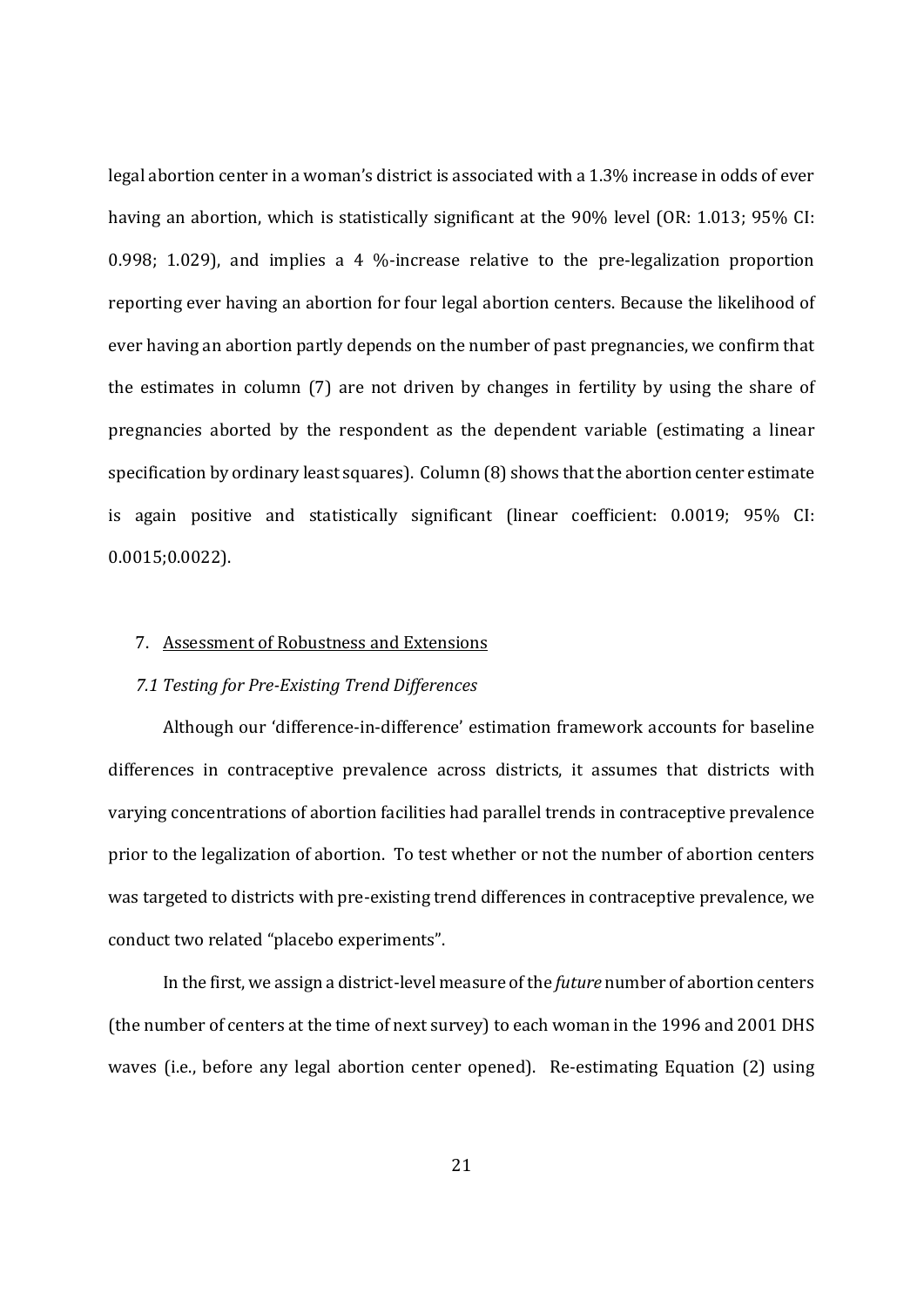legal abortion center in a woman's district is associated with a 1.3% increase in odds of ever having an abortion, which is statistically significant at the 90% level (OR: 1.013; 95% CI: 0.998; 1.029), and implies a 4 %-increase relative to the pre-legalization proportion reporting ever having an abortion for four legal abortion centers. Because the likelihood of ever having an abortion partly depends on the number of past pregnancies, we confirm that the estimates in column (7) are not driven by changes in fertility by using the share of pregnancies aborted by the respondent as the dependent variable (estimating a linear specification by ordinary least squares). Column (8) shows that the abortion center estimate is again positive and statistically significant (linear coefficient: 0.0019; 95% CI: 0.0015;0.0022).

## 7. Assessment of Robustness and Extensions

### *7.1 Testing for Pre-Existing Trend Differences*

Although our 'difference-in-difference' estimation framework accounts for baseline differences in contraceptive prevalence across districts, it assumes that districts with varying concentrations of abortion facilities had parallel trends in contraceptive prevalence prior to the legalization of abortion. To test whether or not the number of abortion centers was targeted to districts with pre-existing trend differences in contraceptive prevalence, we conduct two related "placebo experiments".

In the first, we assign a district-level measure of the *future* number of abortion centers (the number of centers at the time of next survey) to each woman in the 1996 and 2001 DHS waves (i.e., before any legal abortion center opened). Re-estimating Equation (2) using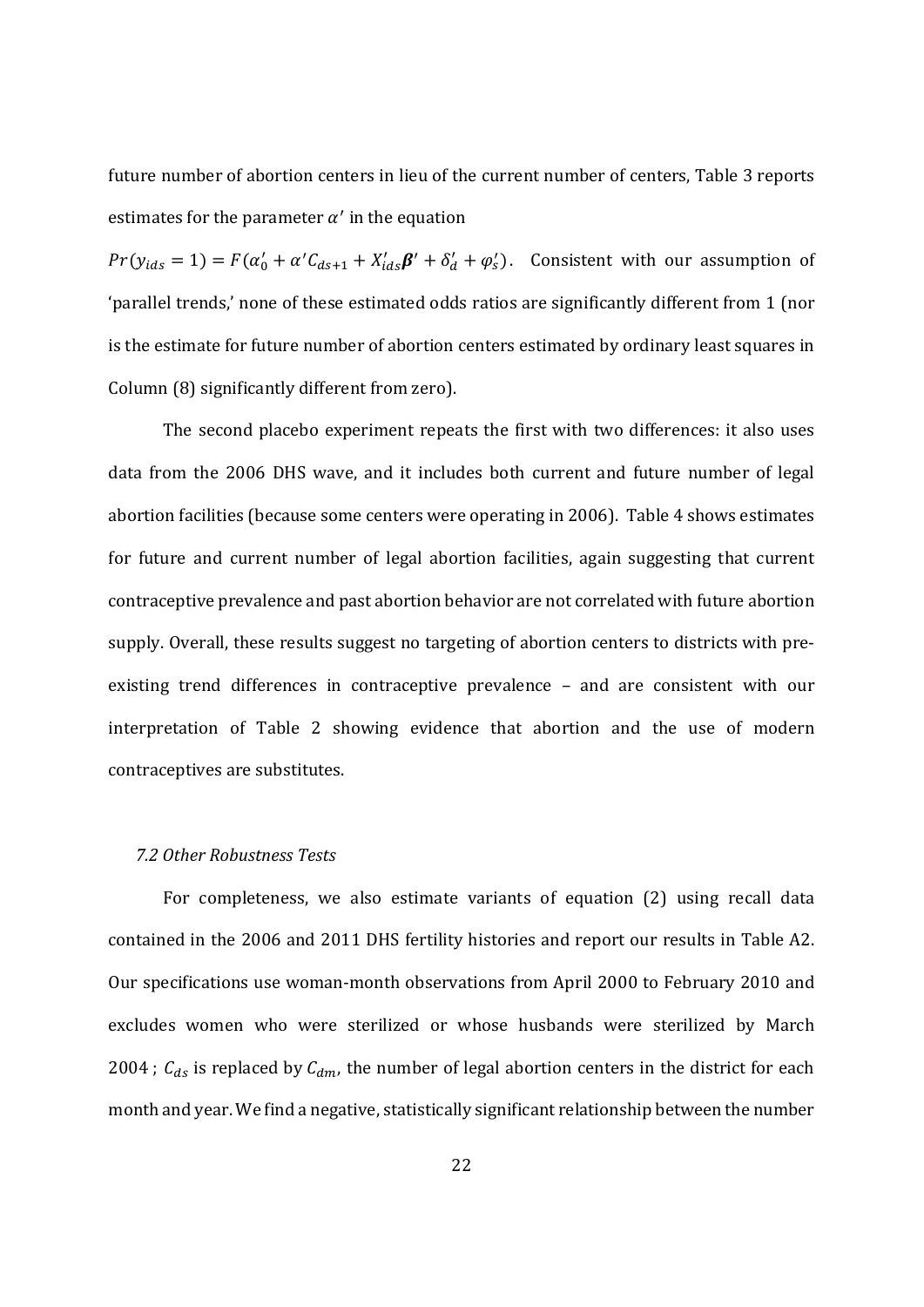future number of abortion centers in lieu of the current number of centers, Table 3 reports estimates for the parameter $\alpha'$ in the equation

$Pr(y_{ids} = 1) = F(\alpha'_0 + \alpha' C_{ds+1} + X'_{ids}\boldsymbol{\beta}' + \delta'_d + \varphi'_s)$. Consistent with our assumption of 'parallel trends,' none of these estimated odds ratios are significantly different from 1 (nor is the estimate for future number of abortion centers estimated by ordinary least squares in Column (8) significantly different from zero).

The second placebo experiment repeats the first with two differences: it also uses data from the 2006 DHS wave, and it includes both current and future number of legal abortion facilities (because some centers were operating in 2006). Table 4 shows estimates for future and current number of legal abortion facilities, again suggesting that current contraceptive prevalence and past abortion behavior are not correlated with future abortion supply. Overall, these results suggest no targeting of abortion centers to districts with pre-existing trend differences in contraceptive prevalence – and are consistent with our interpretation of Table 2 showing evidence that abortion and the use of modern contraceptives are substitutes.

### *7.2 Other Robustness Tests*

For completeness, we also estimate variants of equation (2) using recall data contained in the 2006 and 2011 DHS fertility histories and report our results in Table A2. Our specifications use woman-month observations from April 2000 to February 2010 and excludes women who were sterilized or whose husbands were sterilized by March 2004 ; $C_{ds}$ is replaced by $C_{dm}$, the number of legal abortion centers in the district for each month and year. We find a negative, statistically significant relationship between the number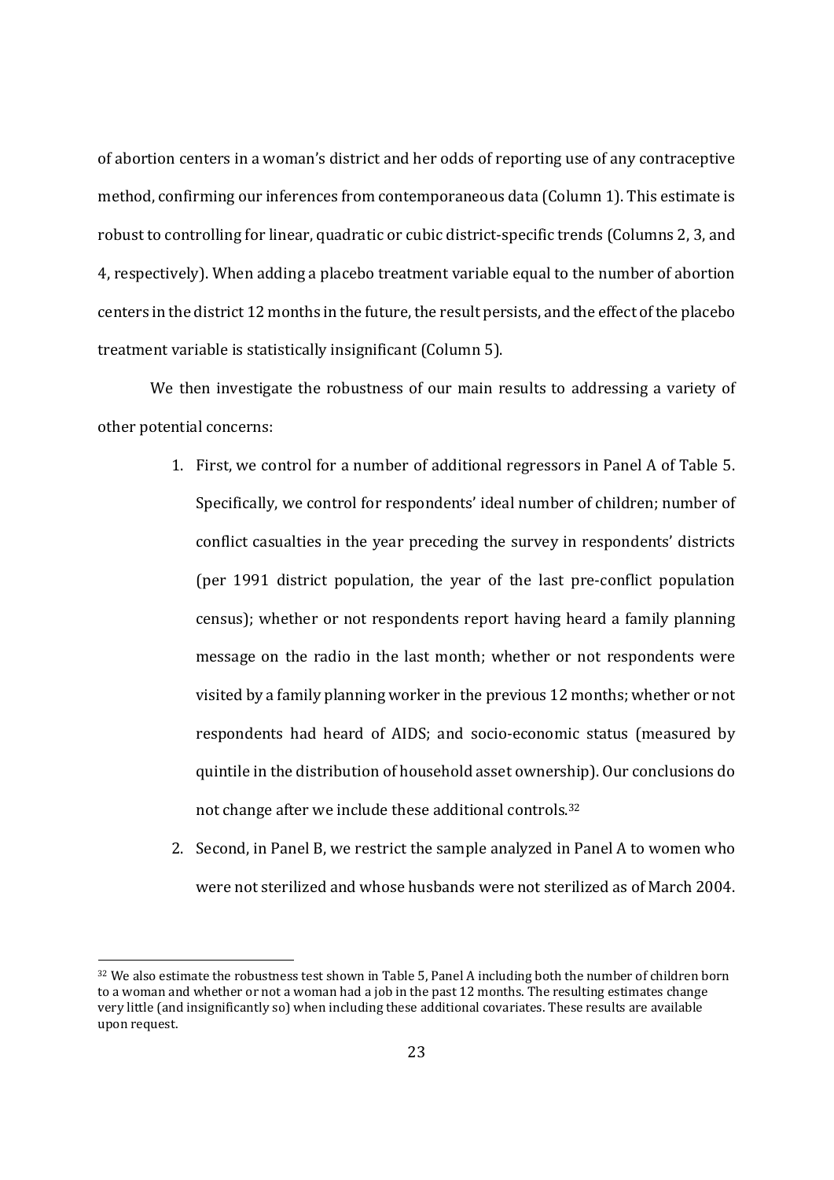of abortion centers in a woman's district and her odds of reporting use of any contraceptive method, confirming our inferences from contemporaneous data (Column 1). This estimate is robust to controlling for linear, quadratic or cubic district-specific trends (Columns 2, 3, and 4, respectively). When adding a placebo treatment variable equal to the number of abortion centers in the district 12 months in the future, the result persists, and the effect of the placebo treatment variable is statistically insignificant (Column 5).

We then investigate the robustness of our main results to addressing a variety of other potential concerns:

1. First, we control for a number of additional regressors in Panel A of Table 5. Specifically, we control for respondents' ideal number of children; number of conflict casualties in the year preceding the survey in respondents' districts (per 1991 district population, the year of the last pre-conflict population census); whether or not respondents report having heard a family planning message on the radio in the last month; whether or not respondents were visited by a family planning worker in the previous 12 months; whether or not respondents had heard of AIDS; and socio-economic status (measured by quintile in the distribution of household asset ownership). Our conclusions do not change after we include these additional controls.[32]
2. Second, in Panel B, we restrict the sample analyzed in Panel A to women who were not sterilized and whose husbands were not sterilized as of March 2004.

[32] We also estimate the robustness test shown in Table 5, Panel A including both the number of children born to a woman and whether or not a woman had a job in the past 12 months. The resulting estimates change very little (and insignificantly so) when including these additional covariates. These results are available upon request.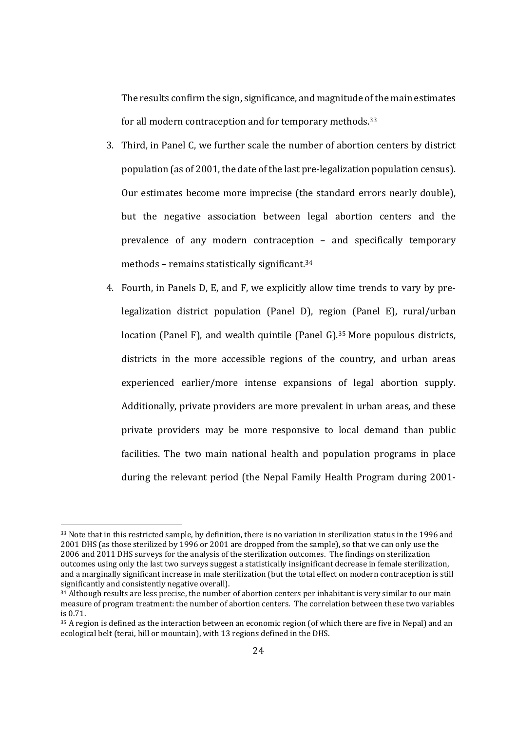The results confirm the sign, significance, and magnitude of the main estimates for all modern contraception and for temporary methods.[33]

3. Third, in Panel C, we further scale the number of abortion centers by district population (as of 2001, the date of the last pre-legalization population census). Our estimates become more imprecise (the standard errors nearly double), but the negative association between legal abortion centers and the prevalence of any modern contraception – and specifically temporary methods – remains statistically significant.[34]

4. Fourth, in Panels D, E, and F, we explicitly allow time trends to vary by pre-legalization district population (Panel D), region (Panel E), rural/urban location (Panel F), and wealth quintile (Panel G).[35] More populous districts, districts in the more accessible regions of the country, and urban areas experienced earlier/more intense expansions of legal abortion supply. Additionally, private providers are more prevalent in urban areas, and these private providers may be more responsive to local demand than public facilities. The two main national health and population programs in place during the relevant period (the Nepal Family Health Program during 2001-

[33] Note that in this restricted sample, by definition, there is no variation in sterilization status in the 1996 and 2001 DHS (as those sterilized by 1996 or 2001 are dropped from the sample), so that we can only use the 2006 and 2011 DHS surveys for the analysis of the sterilization outcomes. The findings on sterilization outcomes using only the last two surveys suggest a statistically insignificant decrease in female sterilization, and a marginally significant increase in male sterilization (but the total effect on modern contraception is still significantly and consistently negative overall).

[34] Although results are less precise, the number of abortion centers per inhabitant is very similar to our main measure of program treatment: the number of abortion centers. The correlation between these two variables is 0.71.

[35] A region is defined as the interaction between an economic region (of which there are five in Nepal) and an ecological belt (terai, hill or mountain), with 13 regions defined in the DHS.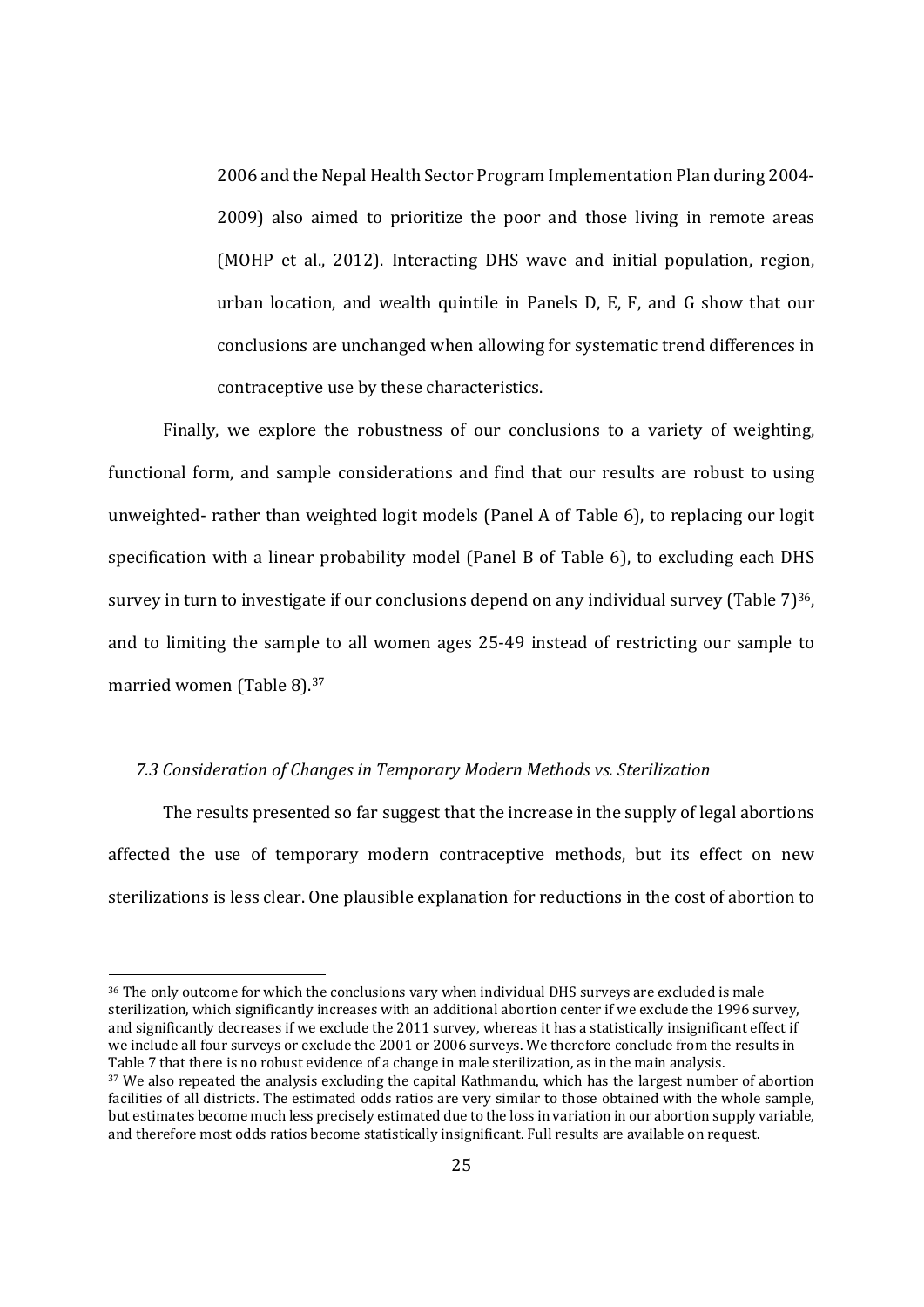2006 and the Nepal Health Sector Program Implementation Plan during 2004-2009) also aimed to prioritize the poor and those living in remote areas (MOHP et al., 2012). Interacting DHS wave and initial population, region, urban location, and wealth quintile in Panels D, E, F, and G show that our conclusions are unchanged when allowing for systematic trend differences in contraceptive use by these characteristics.

Finally, we explore the robustness of our conclusions to a variety of weighting, functional form, and sample considerations and find that our results are robust to using unweighted- rather than weighted logit models (Panel A of Table 6), to replacing our logit specification with a linear probability model (Panel B of Table 6), to excluding each DHS survey in turn to investigate if our conclusions depend on any individual survey (Table 7)[36], and to limiting the sample to all women ages 25-49 instead of restricting our sample to married women (Table 8).[37]

*7.3 Consideration of Changes in Temporary Modern Methods vs. Sterilization*

The results presented so far suggest that the increase in the supply of legal abortions affected the use of temporary modern contraceptive methods, but its effect on new sterilizations is less clear. One plausible explanation for reductions in the cost of abortion to

[36] The only outcome for which the conclusions vary when individual DHS surveys are excluded is male sterilization, which significantly increases with an additional abortion center if we exclude the 1996 survey, and significantly decreases if we exclude the 2011 survey, whereas it has a statistically insignificant effect if we include all four surveys or exclude the 2001 or 2006 surveys. We therefore conclude from the results in Table 7 that there is no robust evidence of a change in male sterilization, as in the main analysis.

[37] We also repeated the analysis excluding the capital Kathmandu, which has the largest number of abortion facilities of all districts. The estimated odds ratios are very similar to those obtained with the whole sample, but estimates become much less precisely estimated due to the loss in variation in our abortion supply variable, and therefore most odds ratios become statistically insignificant. Full results are available on request.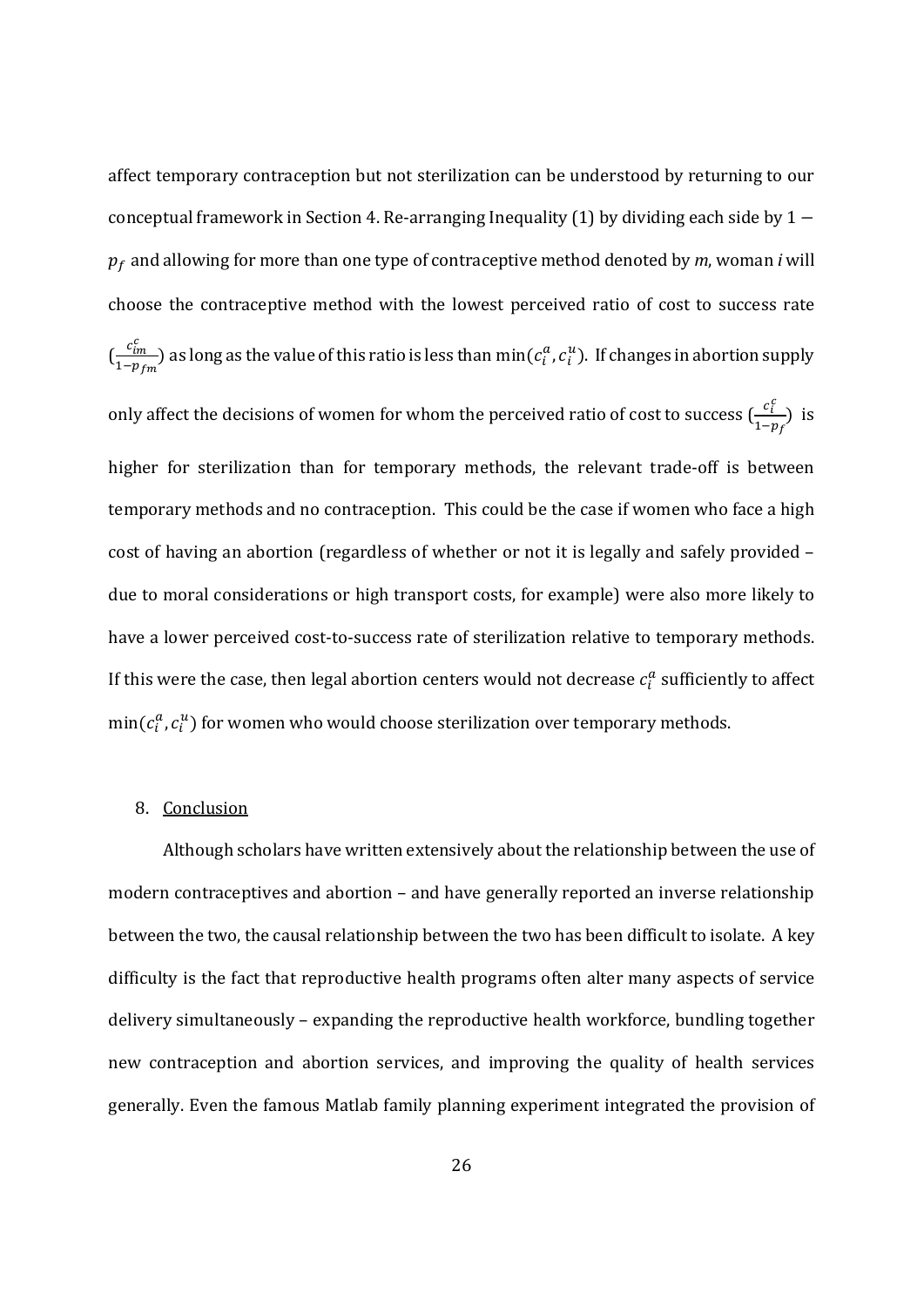affect temporary contraception but not sterilization can be understood by returning to our conceptual framework in Section 4. Re-arranging Inequality (1) by dividing each side by $1 - p_f$ and allowing for more than one type of contraceptive method denoted by *m*, woman *i* will choose the contraceptive method with the lowest perceived ratio of cost to success rate $(\frac{c_{im}^c}{1-p_{fm}})$ as long as the value of this ratio is less than $\min(c_i^a, c_i^u)$. If changes in abortion supply only affect the decisions of women for whom the perceived ratio of cost to success $(\frac{c_i^c}{1-p_f})$ is higher for sterilization than for temporary methods, the relevant trade-off is between temporary methods and no contraception. This could be the case if women who face a high cost of having an abortion (regardless of whether or not it is legally and safely provided – due to moral considerations or high transport costs, for example) were also more likely to have a lower perceived cost-to-success rate of sterilization relative to temporary methods. If this were the case, then legal abortion centers would not decrease $c_i^a$ sufficiently to affect $\min(c_i^a, c_i^u)$ for women who would choose sterilization over temporary methods.

## 8. Conclusion

Although scholars have written extensively about the relationship between the use of modern contraceptives and abortion – and have generally reported an inverse relationship between the two, the causal relationship between the two has been difficult to isolate. A key difficulty is the fact that reproductive health programs often alter many aspects of service delivery simultaneously – expanding the reproductive health workforce, bundling together new contraception and abortion services, and improving the quality of health services generally. Even the famous Matlab family planning experiment integrated the provision of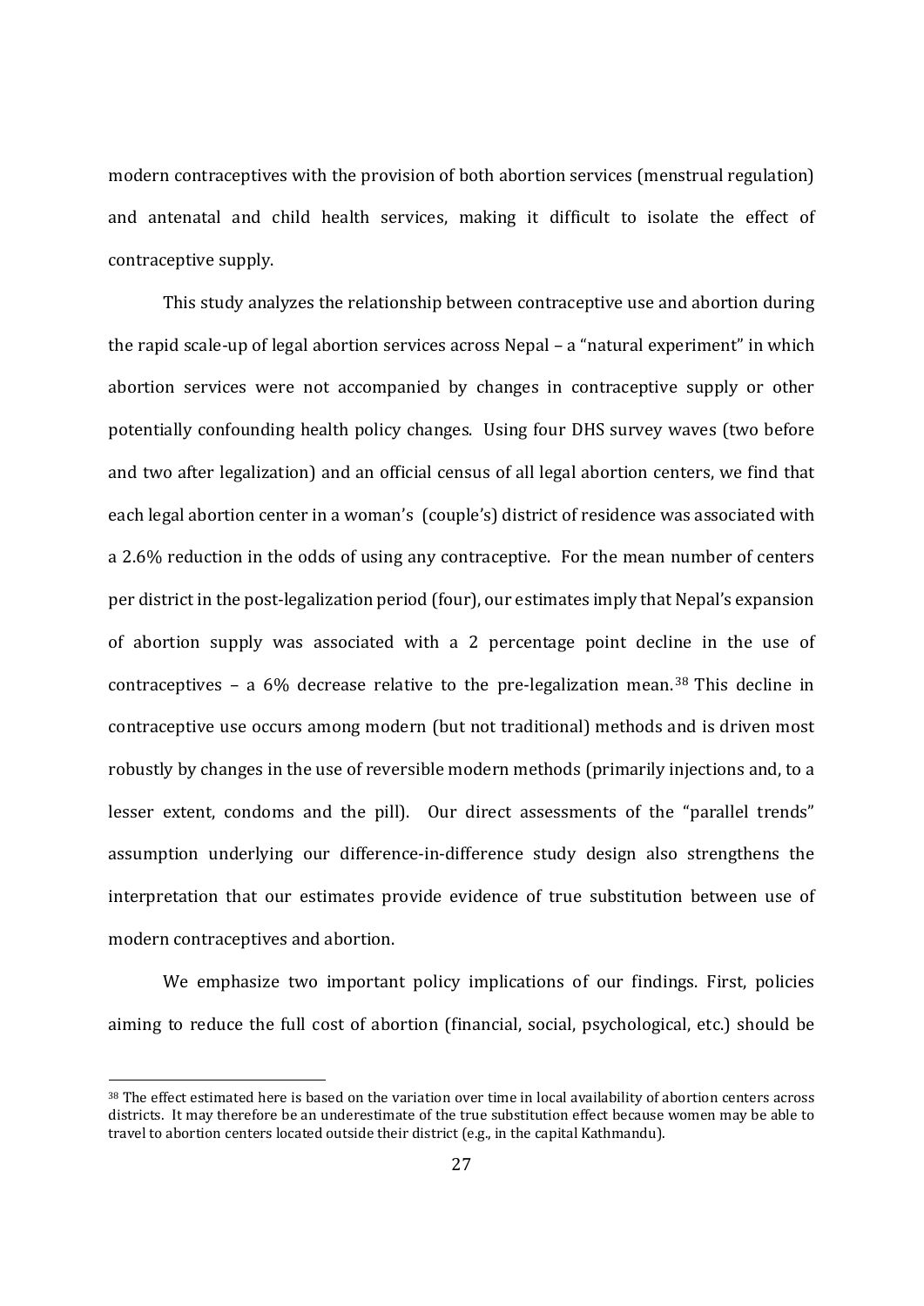modern contraceptives with the provision of both abortion services (menstrual regulation) and antenatal and child health services, making it difficult to isolate the effect of contraceptive supply.

This study analyzes the relationship between contraceptive use and abortion during the rapid scale-up of legal abortion services across Nepal – a "natural experiment" in which abortion services were not accompanied by changes in contraceptive supply or other potentially confounding health policy changes. Using four DHS survey waves (two before and two after legalization) and an official census of all legal abortion centers, we find that each legal abortion center in a woman's (couple's) district of residence was associated with a 2.6% reduction in the odds of using any contraceptive. For the mean number of centers per district in the post-legalization period (four), our estimates imply that Nepal's expansion of abortion supply was associated with a 2 percentage point decline in the use of contraceptives – a 6% decrease relative to the pre-legalization mean.[38] This decline in contraceptive use occurs among modern (but not traditional) methods and is driven most robustly by changes in the use of reversible modern methods (primarily injections and, to a lesser extent, condoms and the pill). Our direct assessments of the "parallel trends" assumption underlying our difference-in-difference study design also strengthens the interpretation that our estimates provide evidence of true substitution between use of modern contraceptives and abortion.

We emphasize two important policy implications of our findings. First, policies aiming to reduce the full cost of abortion (financial, social, psychological, etc.) should be

[38] The effect estimated here is based on the variation over time in local availability of abortion centers across districts. It may therefore be an underestimate of the true substitution effect because women may be able to travel to abortion centers located outside their district (e.g., in the capital Kathmandu).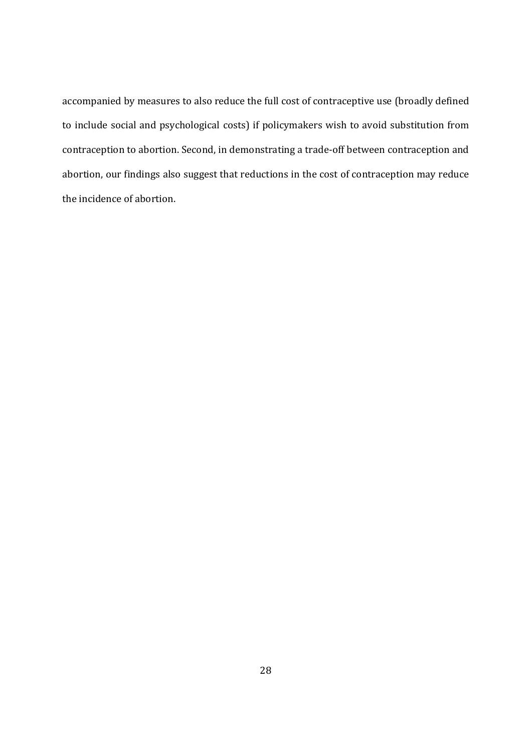accompanied by measures to also reduce the full cost of contraceptive use (broadly defined to include social and psychological costs) if policymakers wish to avoid substitution from contraception to abortion. Second, in demonstrating a trade-off between contraception and abortion, our findings also suggest that reductions in the cost of contraception may reduce the incidence of abortion.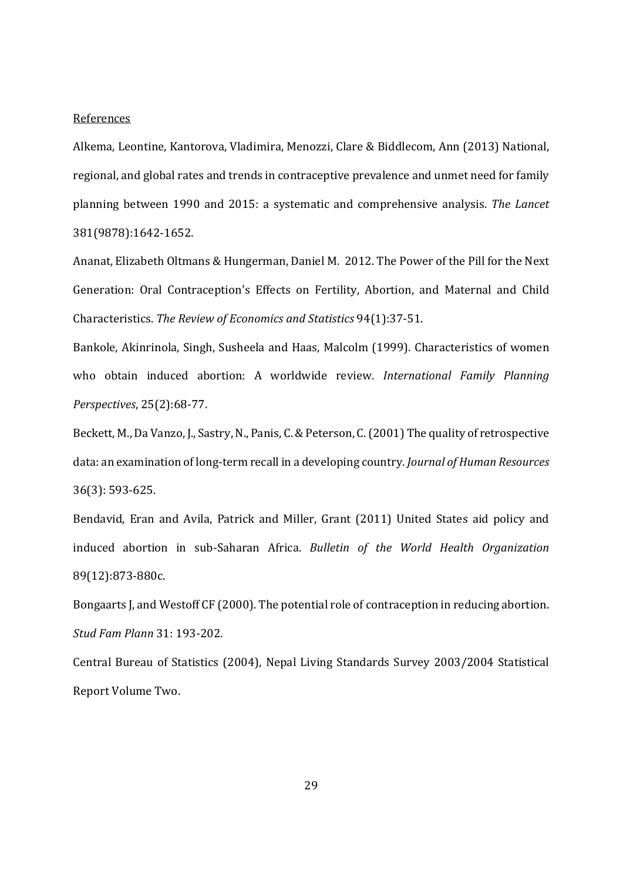References

Alkema, Leontine, Kantorova, Vladimira, Menozzi, Clare & Biddlecom, Ann (2013) National, regional, and global rates and trends in contraceptive prevalence and unmet need for family planning between 1990 and 2015: a systematic and comprehensive analysis. *The Lancet* 381(9878):1642-1652.

Ananat, Elizabeth Oltmans & Hungerman, Daniel M. 2012. The Power of the Pill for the Next Generation: Oral Contraception's Effects on Fertility, Abortion, and Maternal and Child Characteristics. *The Review of Economics and Statistics* 94(1):37-51.

Bankole, Akinrinola, Singh, Susheela and Haas, Malcolm (1999). Characteristics of women who obtain induced abortion: A worldwide review. *International Family Planning Perspectives*, 25(2):68-77.

Beckett, M., Da Vanzo, J., Sastry, N., Panis, C. & Peterson, C. (2001) The quality of retrospective data: an examination of long-term recall in a developing country. *Journal of Human Resources* 36(3): 593-625.

Bendavid, Eran and Avila, Patrick and Miller, Grant (2011) United States aid policy and induced abortion in sub-Saharan Africa. *Bulletin of the World Health Organization* 89(12):873-880c.

Bongaarts J, and Westoff CF (2000). The potential role of contraception in reducing abortion. *Stud Fam Plann* 31: 193-202.

Central Bureau of Statistics (2004), Nepal Living Standards Survey 2003/2004 Statistical Report Volume Two.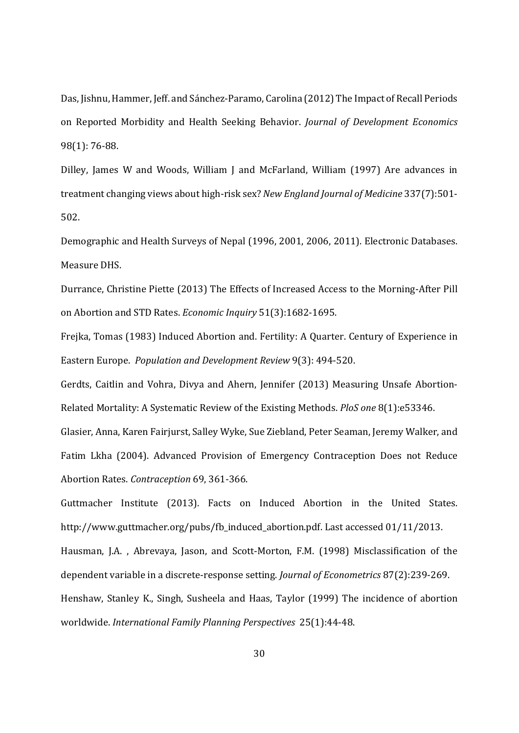Das, Jishnu, Hammer, Jeff. and Sánchez-Paramo, Carolina (2012) The Impact of Recall Periods on Reported Morbidity and Health Seeking Behavior. *Journal of Development Economics* 98(1): 76-88.

Dilley, James W and Woods, William J and McFarland, William (1997) Are advances in treatment changing views about high-risk sex? *New England Journal of Medicine* 337(7):501-502.

Demographic and Health Surveys of Nepal (1996, 2001, 2006, 2011). Electronic Databases. Measure DHS.

Durrance, Christine Piette (2013) The Effects of Increased Access to the Morning-After Pill on Abortion and STD Rates. *Economic Inquiry* 51(3):1682-1695.

Frejka, Tomas (1983) Induced Abortion and. Fertility: A Quarter. Century of Experience in Eastern Europe. *Population and Development Review* 9(3): 494-520.

Gerdts, Caitlin and Vohra, Divya and Ahern, Jennifer (2013) Measuring Unsafe Abortion-Related Mortality: A Systematic Review of the Existing Methods. *PloS one* 8(1):e53346.

Glasier, Anna, Karen Fairjurst, Salley Wyke, Sue Ziebland, Peter Seaman, Jeremy Walker, and Fatim Lkha (2004). Advanced Provision of Emergency Contraception Does not Reduce Abortion Rates. *Contraception* 69, 361-366.

Guttmacher Institute (2013). Facts on Induced Abortion in the United States. http://www.guttmacher.org/pubs/fb_induced_abortion.pdf. Last accessed 01/11/2013.

Hausman, J.A. , Abrevaya, Jason, and Scott-Morton, F.M. (1998) Misclassification of the dependent variable in a discrete-response setting. *Journal of Econometrics* 87(2):239-269.

Henshaw, Stanley K., Singh, Susheela and Haas, Taylor (1999) The incidence of abortion worldwide. *International Family Planning Perspectives* 25(1):44-48.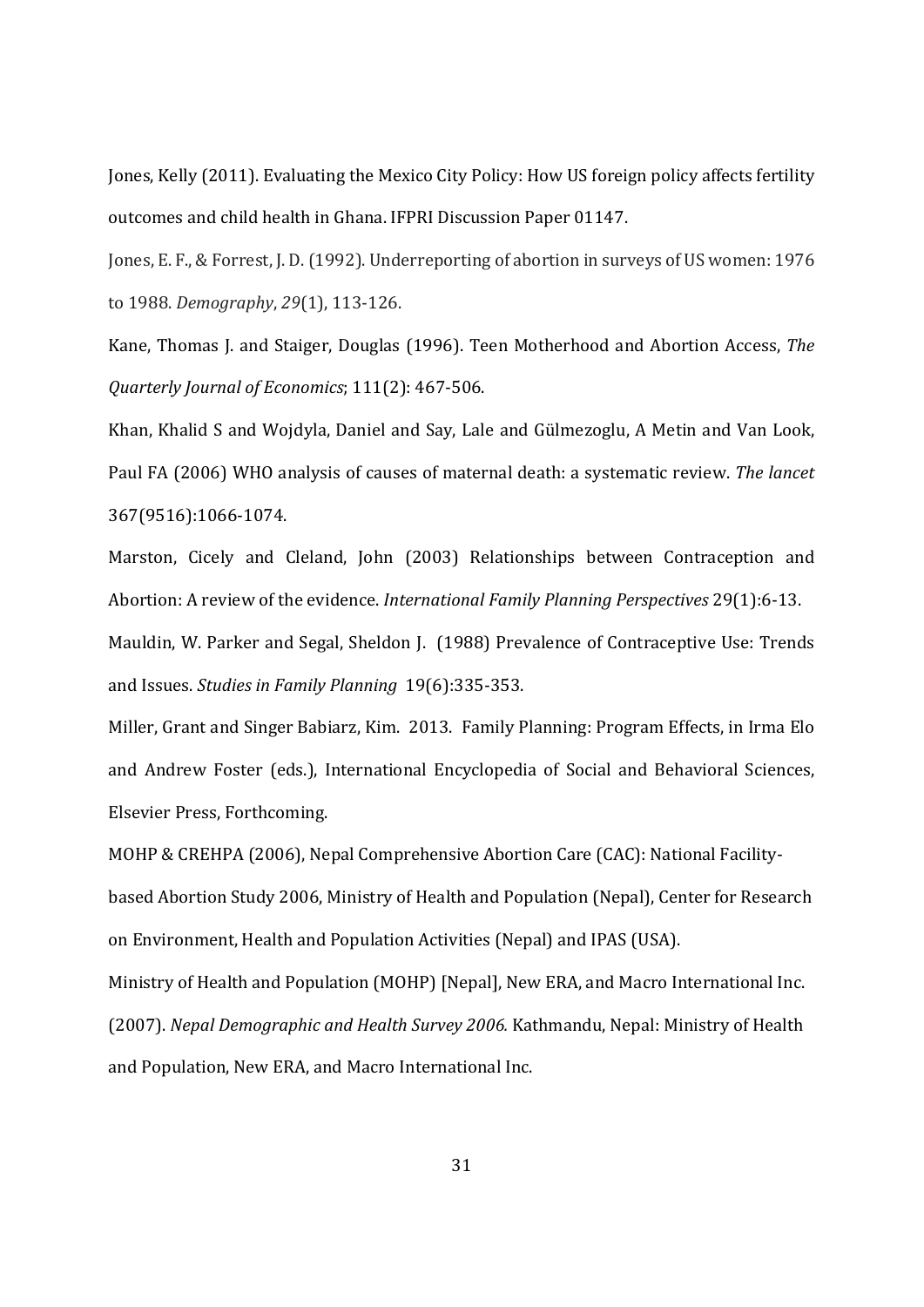Jones, Kelly (2011). Evaluating the Mexico City Policy: How US foreign policy affects fertility outcomes and child health in Ghana. IFPRI Discussion Paper 01147.

Jones, E. F., & Forrest, J. D. (1992). Underreporting of abortion in surveys of US women: 1976 to 1988. *Demography*, *29*(1), 113-126.

Kane, Thomas J. and Staiger, Douglas (1996). Teen Motherhood and Abortion Access, *The Quarterly Journal of Economics*; 111(2): 467-506.

Khan, Khalid S and Wojdyla, Daniel and Say, Lale and Gülmezoglu, A Metin and Van Look, Paul FA (2006) WHO analysis of causes of maternal death: a systematic review. *The lancet* 367(9516):1066-1074.

Marston, Cicely and Cleland, John (2003) Relationships between Contraception and Abortion: A review of the evidence. *International Family Planning Perspectives* 29(1):6-13.

Mauldin, W. Parker and Segal, Sheldon J. (1988) Prevalence of Contraceptive Use: Trends and Issues. *Studies in Family Planning* 19(6):335-353.

Miller, Grant and Singer Babiarz, Kim. 2013. Family Planning: Program Effects, in Irma Elo and Andrew Foster (eds.), International Encyclopedia of Social and Behavioral Sciences, Elsevier Press, Forthcoming.

MOHP & CREHPA (2006), Nepal Comprehensive Abortion Care (CAC): National Facility-based Abortion Study 2006, Ministry of Health and Population (Nepal), Center for Research on Environment, Health and Population Activities (Nepal) and IPAS (USA).

Ministry of Health and Population (MOHP) [Nepal], New ERA, and Macro International Inc. (2007). *Nepal Demographic and Health Survey 2006.* Kathmandu, Nepal: Ministry of Health and Population, New ERA, and Macro International Inc.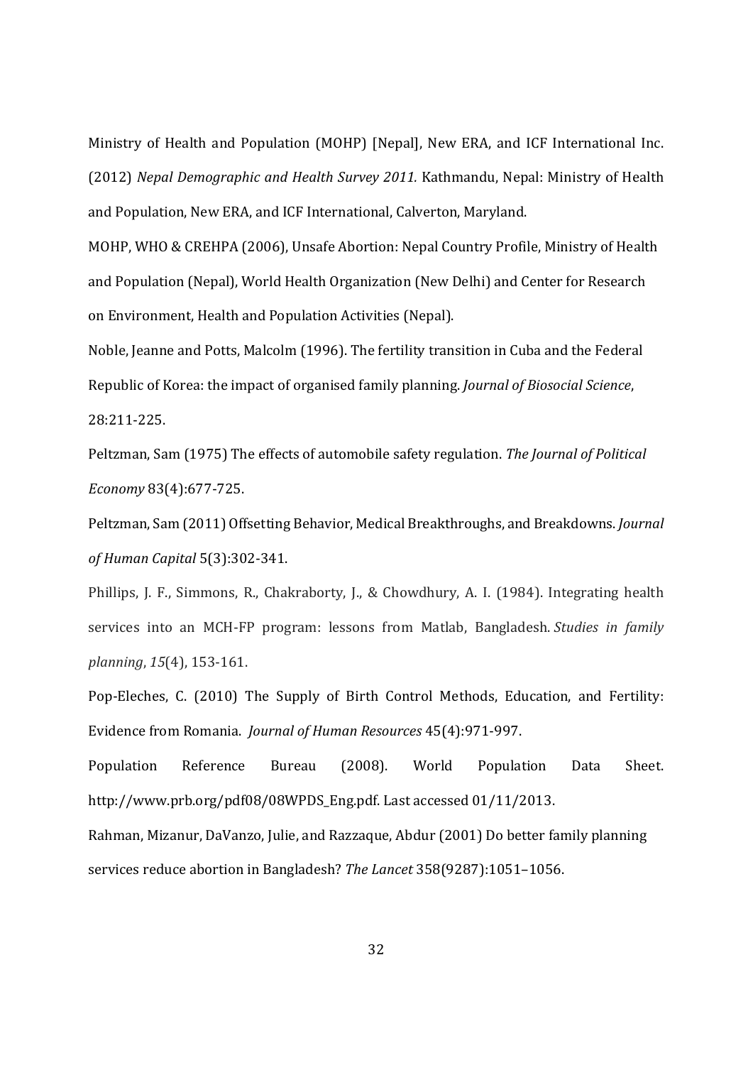Ministry of Health and Population (MOHP) [Nepal], New ERA, and ICF International Inc. (2012) *Nepal Demographic and Health Survey 2011.* Kathmandu, Nepal: Ministry of Health and Population, New ERA, and ICF International, Calverton, Maryland.

MOHP, WHO & CREHPA (2006), Unsafe Abortion: Nepal Country Profile, Ministry of Health and Population (Nepal), World Health Organization (New Delhi) and Center for Research on Environment, Health and Population Activities (Nepal).

Noble, Jeanne and Potts, Malcolm (1996). The fertility transition in Cuba and the Federal Republic of Korea: the impact of organised family planning. *Journal of Biosocial Science*, 28:211-225.

Peltzman, Sam (1975) The effects of automobile safety regulation. *The Journal of Political Economy* 83(4):677-725.

Peltzman, Sam (2011) Offsetting Behavior, Medical Breakthroughs, and Breakdowns. *Journal of Human Capital* 5(3):302-341.

Phillips, J. F., Simmons, R., Chakraborty, J., & Chowdhury, A. I. (1984). Integrating health services into an MCH-FP program: lessons from Matlab, Bangladesh. *Studies in family planning*, *15*(4), 153-161.

Pop-Eleches, C. (2010) The Supply of Birth Control Methods, Education, and Fertility: Evidence from Romania. *Journal of Human Resources* 45(4):971-997.

Population Reference Bureau (2008). World Population Data Sheet. http://www.prb.org/pdf08/08WPDS_Eng.pdf. Last accessed 01/11/2013.

Rahman, Mizanur, DaVanzo, Julie, and Razzaque, Abdur (2001) Do better family planning services reduce abortion in Bangladesh? *The Lancet* 358(9287):1051–1056.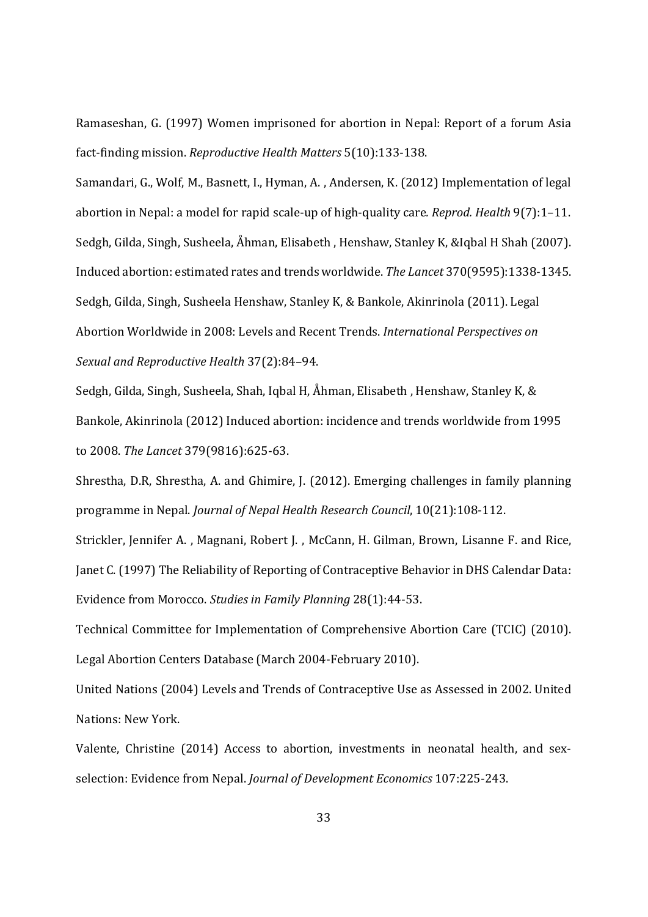Ramaseshan, G. (1997) Women imprisoned for abortion in Nepal: Report of a forum Asia fact-finding mission. *Reproductive Health Matters* 5(10):133-138.

Samandari, G., Wolf, M., Basnett, I., Hyman, A. , Andersen, K. (2012) Implementation of legal abortion in Nepal: a model for rapid scale-up of high-quality care. *Reprod. Health* 9(7):1–11.

Sedgh, Gilda, Singh, Susheela, Åhman, Elisabeth , Henshaw, Stanley K, &Iqbal H Shah (2007). Induced abortion: estimated rates and trends worldwide. *The Lancet* 370(9595):1338-1345.

Sedgh, Gilda, Singh, Susheela Henshaw, Stanley K, & Bankole, Akinrinola (2011). Legal Abortion Worldwide in 2008: Levels and Recent Trends. *International Perspectives on Sexual and Reproductive Health* 37(2):84–94.

Sedgh, Gilda, Singh, Susheela, Shah, Iqbal H, Åhman, Elisabeth , Henshaw, Stanley K, & Bankole, Akinrinola (2012) Induced abortion: incidence and trends worldwide from 1995 to 2008. *The Lancet* 379(9816):625-63.

Shrestha, D.R, Shrestha, A. and Ghimire, J. (2012). Emerging challenges in family planning programme in Nepal. *Journal of Nepal Health Research Council*, 10(21):108-112.

Strickler, Jennifer A. , Magnani, Robert J. , McCann, H. Gilman, Brown, Lisanne F. and Rice, Janet C. (1997) The Reliability of Reporting of Contraceptive Behavior in DHS Calendar Data: Evidence from Morocco. *Studies in Family Planning* 28(1):44-53.

Technical Committee for Implementation of Comprehensive Abortion Care (TCIC) (2010). Legal Abortion Centers Database (March 2004-February 2010).

United Nations (2004) Levels and Trends of Contraceptive Use as Assessed in 2002. United Nations: New York.

Valente, Christine (2014) Access to abortion, investments in neonatal health, and sex-selection: Evidence from Nepal. *Journal of Development Economics* 107:225-243.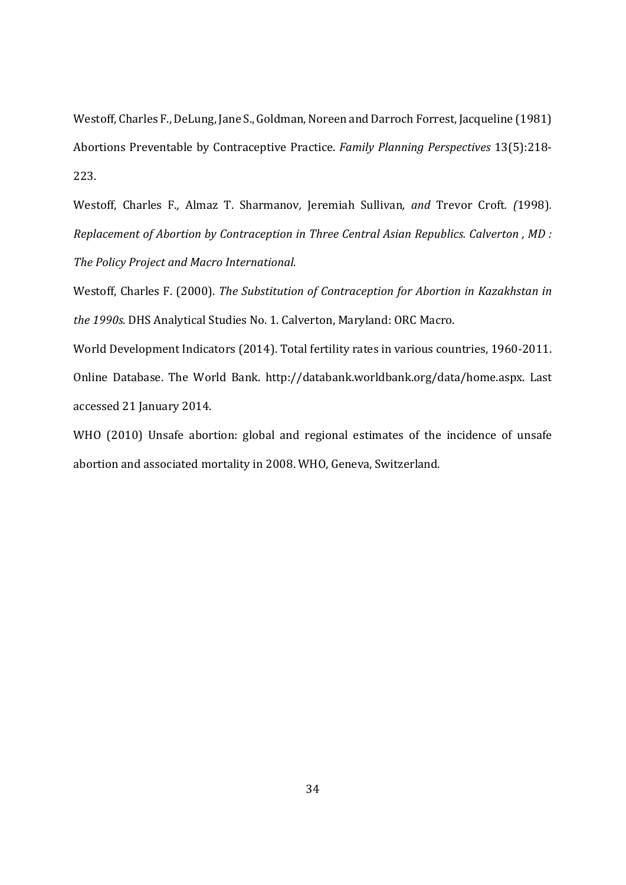Westoff, Charles F., DeLung, Jane S., Goldman, Noreen and Darroch Forrest, Jacqueline (1981) Abortions Preventable by Contraceptive Practice. *Family Planning Perspectives* 13(5):218-223.

Westoff, Charles F.*,* Almaz T. Sharmanov*,* Jeremiah Sullivan*, and* Trevor Croft*. (*1998)*. Replacement of Abortion by Contraception in Three Central Asian Republics. Calverton , MD : The Policy Project and Macro International.*

Westoff, Charles F. (2000). *The Substitution of Contraception for Abortion in Kazakhstan in the 1990s.* DHS Analytical Studies No. 1. Calverton, Maryland: ORC Macro.

World Development Indicators (2014). Total fertility rates in various countries, 1960-2011. Online Database. The World Bank. http://databank.worldbank.org/data/home.aspx. Last accessed 21 January 2014.

WHO (2010) Unsafe abortion: global and regional estimates of the incidence of unsafe abortion and associated mortality in 2008. WHO, Geneva, Switzerland.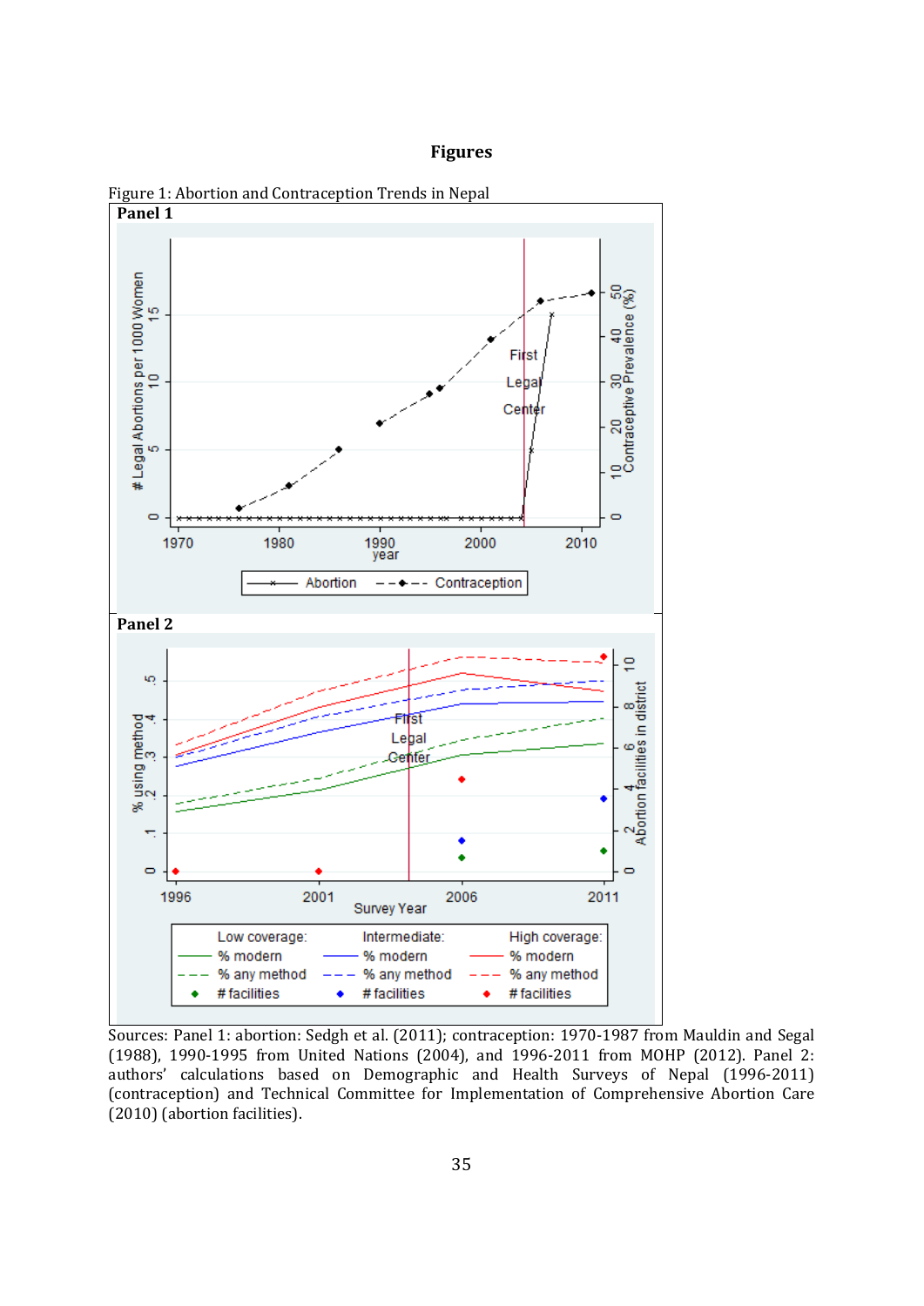## Figures

Figure 1: Abortion and Contraception Trends in Nepal

**Panel 1**

\# Legal Abortions per 1000 Women
0
5
10
15

Contraceptive Prevalence (%)
0
10
20
30
40
50

First
Legal
Center

1970
1980
1990
2000
2010
year

Abortion
Contraception

**Panel 2**

% using method
0
.1
.2
.3
.4
.5

Abortion facilities in district
0
2
4
6
8
10

First
Legal
Center

1996
2001
2006
2011
Survey Year

Low coverage:
% modern
% any method
\# facilities

Intermediate:
% modern
% any method
\# facilities

High coverage:
% modern
% any method
\# facilities

Sources: Panel 1: abortion: Sedgh et al. (2011); contraception: 1970-1987 from Mauldin and Segal (1988), 1990-1995 from United Nations (2004), and 1996-2011 from MOHP (2012). Panel 2: authors' calculations based on Demographic and Health Surveys of Nepal (1996-2011) (contraception) and Technical Committee for Implementation of Comprehensive Abortion Care (2010) (abortion facilities).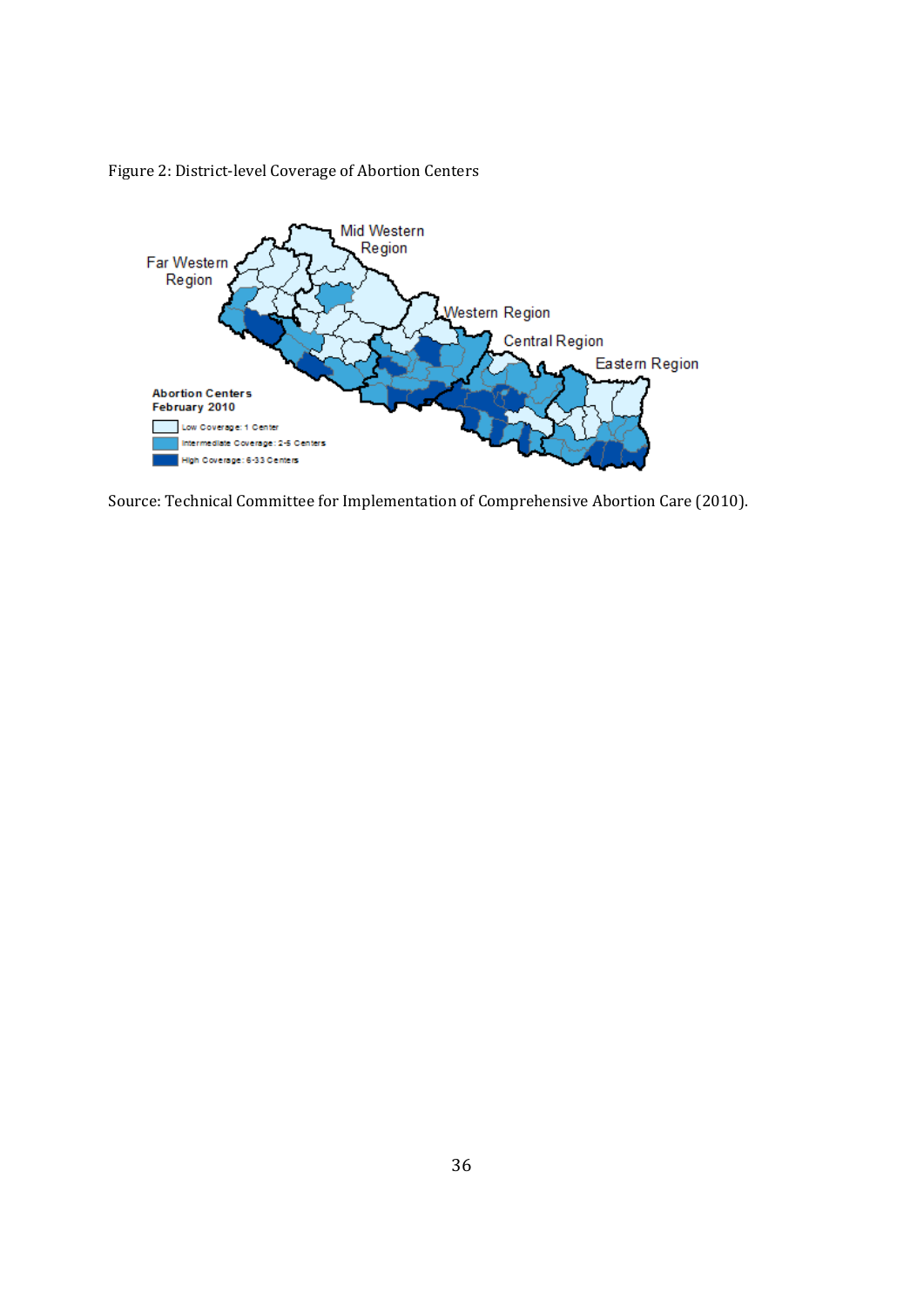Figure 2: District-level Coverage of Abortion Centers

Mid Western Region

Far Western Region

Western Region

Central Region

Eastern Region

Abortion Centers
February 2010

Low Coverage: 1 Center

Intermediate Coverage: 2-5 Centers

High Coverage: 6-33 Centers

Source: Technical Committee for Implementation of Comprehensive Abortion Care (2010).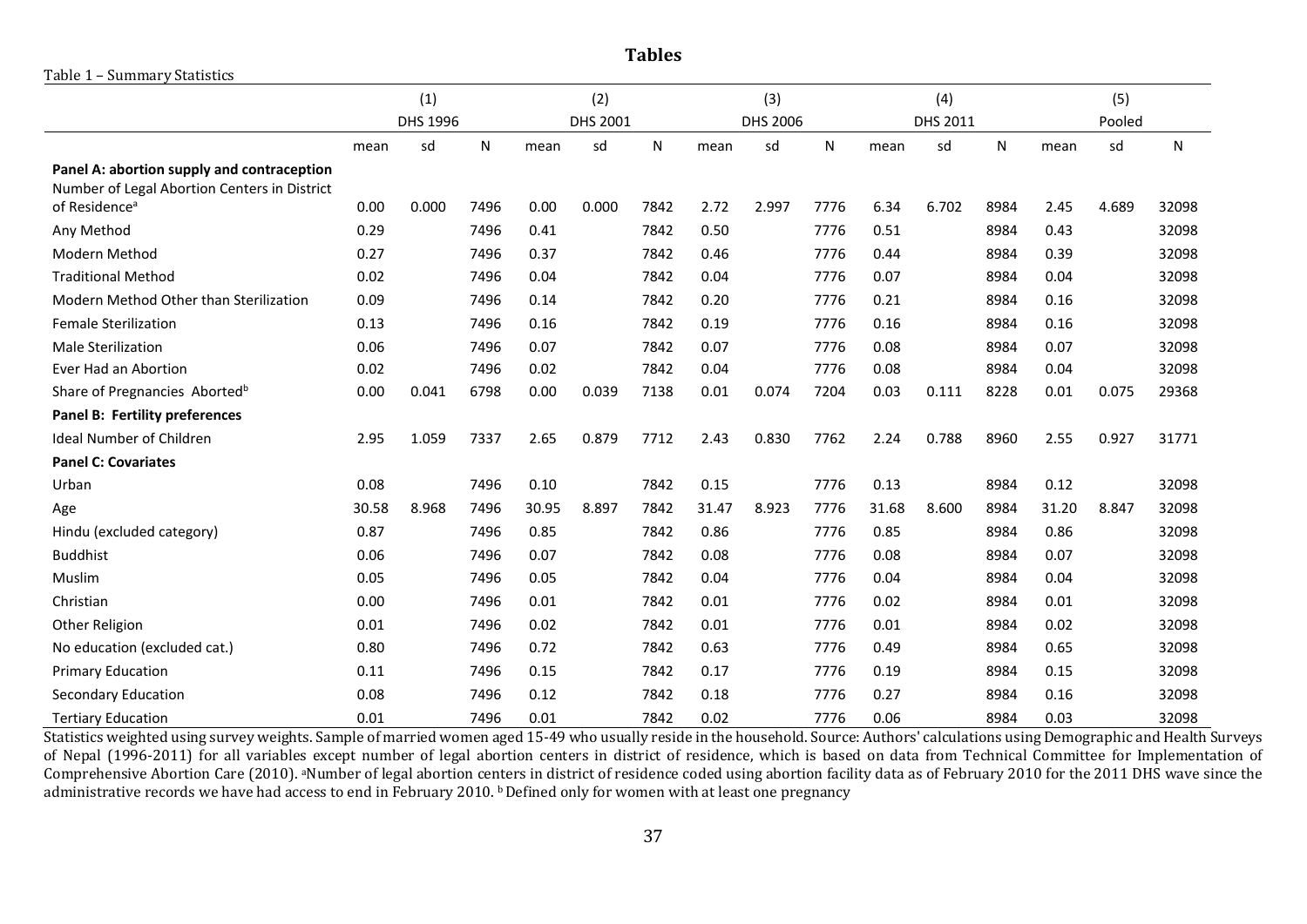# Tables

Table 1 – Summary Statistics

| | (1) | | | (2) | | | (3) | | | (4) | | | (5) | | |
|---|---|---|---|---|---|---|---|---|---|---|---|---|---|---|---|
| | DHS 1996 | | | DHS 2001 | | | DHS 2006 | | | DHS 2011 | | | Pooled | | |
| | mean | sd | N | mean | sd | N | mean | sd | N | mean | sd | N | mean | sd | N |
| **Panel A: abortion supply and contraception** | | | | | | | | | | | | | | | |
| Number of Legal Abortion Centers in District of Residence[a] | 0.00 | 0.000 | 7496 | 0.00 | 0.000 | 7842 | 2.72 | 2.997 | 7776 | 6.34 | 6.702 | 8984 | 2.45 | 4.689 | 32098 |
| Any Method | 0.29 | | 7496 | 0.41 | | 7842 | 0.50 | | 7776 | 0.51 | | 8984 | 0.43 | | 32098 |
| Modern Method | 0.27 | | 7496 | 0.37 | | 7842 | 0.46 | | 7776 | 0.44 | | 8984 | 0.39 | | 32098 |
| Traditional Method | 0.02 | | 7496 | 0.04 | | 7842 | 0.04 | | 7776 | 0.07 | | 8984 | 0.04 | | 32098 |
| Modern Method Other than Sterilization | 0.09 | | 7496 | 0.14 | | 7842 | 0.20 | | 7776 | 0.21 | | 8984 | 0.16 | | 32098 |
| Female Sterilization | 0.13 | | 7496 | 0.16 | | 7842 | 0.19 | | 7776 | 0.16 | | 8984 | 0.16 | | 32098 |
| Male Sterilization | 0.06 | | 7496 | 0.07 | | 7842 | 0.07 | | 7776 | 0.08 | | 8984 | 0.07 | | 32098 |
| Ever Had an Abortion | 0.02 | | 7496 | 0.02 | | 7842 | 0.04 | | 7776 | 0.08 | | 8984 | 0.04 | | 32098 |
| Share of Pregnancies Aborted[b] | 0.00 | 0.041 | 6798 | 0.00 | 0.039 | 7138 | 0.01 | 0.074 | 7204 | 0.03 | 0.111 | 8228 | 0.01 | 0.075 | 29368 |
| **Panel B: Fertility preferences** | | | | | | | | | | | | | | | |
| Ideal Number of Children | 2.95 | 1.059 | 7337 | 2.65 | 0.879 | 7712 | 2.43 | 0.830 | 7762 | 2.24 | 0.788 | 8960 | 2.55 | 0.927 | 31771 |
| **Panel C: Covariates** | | | | | | | | | | | | | | | |
| Urban | 0.08 | | 7496 | 0.10 | | 7842 | 0.15 | | 7776 | 0.13 | | 8984 | 0.12 | | 32098 |
| Age | 30.58 | 8.968 | 7496 | 30.95 | 8.897 | 7842 | 31.47 | 8.923 | 7776 | 31.68 | 8.600 | 8984 | 31.20 | 8.847 | 32098 |
| Hindu (excluded category) | 0.87 | | 7496 | 0.85 | | 7842 | 0.86 | | 7776 | 0.85 | | 8984 | 0.86 | | 32098 |
| Buddhist | 0.06 | | 7496 | 0.07 | | 7842 | 0.08 | | 7776 | 0.08 | | 8984 | 0.07 | | 32098 |
| Muslim | 0.05 | | 7496 | 0.05 | | 7842 | 0.04 | | 7776 | 0.04 | | 8984 | 0.04 | | 32098 |
| Christian | 0.00 | | 7496 | 0.01 | | 7842 | 0.01 | | 7776 | 0.02 | | 8984 | 0.01 | | 32098 |
| Other Religion | 0.01 | | 7496 | 0.02 | | 7842 | 0.01 | | 7776 | 0.01 | | 8984 | 0.02 | | 32098 |
| No education (excluded cat.) | 0.80 | | 7496 | 0.72 | | 7842 | 0.63 | | 7776 | 0.49 | | 8984 | 0.65 | | 32098 |
| Primary Education | 0.11 | | 7496 | 0.15 | | 7842 | 0.17 | | 7776 | 0.19 | | 8984 | 0.15 | | 32098 |
| Secondary Education | 0.08 | | 7496 | 0.12 | | 7842 | 0.18 | | 7776 | 0.27 | | 8984 | 0.16 | | 32098 |
| Tertiary Education | 0.01 | | 7496 | 0.01 | | 7842 | 0.02 | | 7776 | 0.06 | | 8984 | 0.03 | | 32098 |

Statistics weighted using survey weights. Sample of married women aged 15-49 who usually reside in the household. Source: Authors' calculations using Demographic and Health Surveys of Nepal (1996-2011) for all variables except number of legal abortion centers in district of residence, which is based on data from Technical Committee for Implementation of Comprehensive Abortion Care (2010). [a]Number of legal abortion centers in district of residence coded using abortion facility data as of February 2010 for the 2011 DHS wave since the administrative records we have had access to end in February 2010. [b] Defined only for women with at least one pregnancy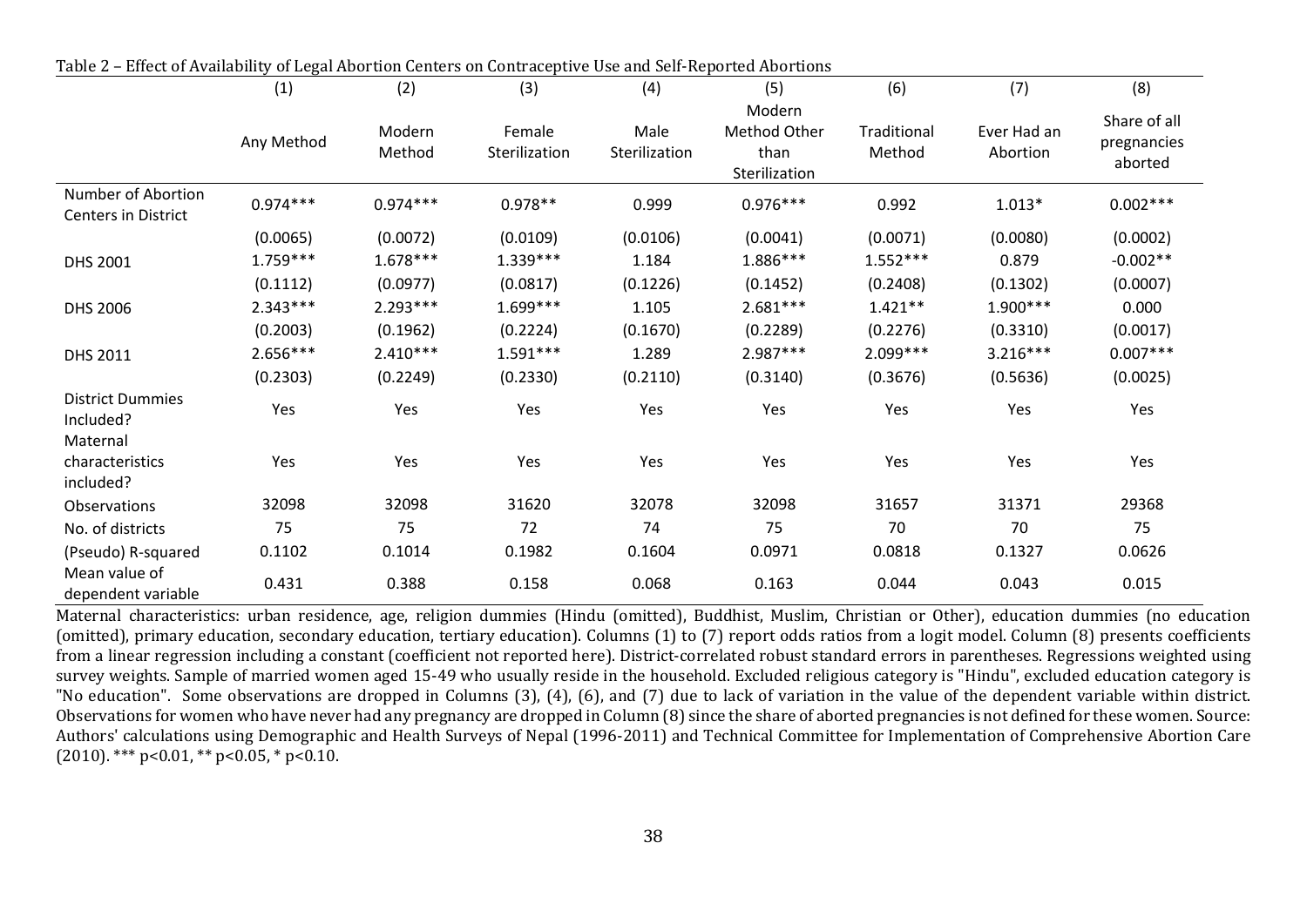Table 2 – Effect of Availability of Legal Abortion Centers on Contraceptive Use and Self-Reported Abortions

| | (1) | (2) | (3) | (4) | (5) | (6) | (7) | (8) |
|---|---|---|---|---|---|---|---|---|
| | Any Method | Modern Method | Female Sterilization | Male Sterilization | Modern Method Other than Sterilization | Traditional Method | Ever Had an Abortion | Share of all pregnancies aborted |
| Number of Abortion Centers in District | 0.974*** | 0.974*** | 0.978** | 0.999 | 0.976*** | 0.992 | 1.013* | 0.002*** |
| | (0.0065) | (0.0072) | (0.0109) | (0.0106) | (0.0041) | (0.0071) | (0.0080) | (0.0002) |
| DHS 2001 | 1.759*** | 1.678*** | 1.339*** | 1.184 | 1.886*** | 1.552*** | 0.879 | -0.002** |
| | (0.1112) | (0.0977) | (0.0817) | (0.1226) | (0.1452) | (0.2408) | (0.1302) | (0.0007) |
| DHS 2006 | 2.343*** | 2.293*** | 1.699*** | 1.105 | 2.681*** | 1.421** | 1.900*** | 0.000 |
| | (0.2003) | (0.1962) | (0.2224) | (0.1670) | (0.2289) | (0.2276) | (0.3310) | (0.0017) |
| DHS 2011 | 2.656*** | 2.410*** | 1.591*** | 1.289 | 2.987*** | 2.099*** | 3.216*** | 0.007*** |
| | (0.2303) | (0.2249) | (0.2330) | (0.2110) | (0.3140) | (0.3676) | (0.5636) | (0.0025) |
| District Dummies Included? | Yes | Yes | Yes | Yes | Yes | Yes | Yes | Yes |
| Maternal characteristics included? | Yes | Yes | Yes | Yes | Yes | Yes | Yes | Yes |
| Observations | 32098 | 32098 | 31620 | 32078 | 32098 | 31657 | 31371 | 29368 |
| No. of districts | 75 | 75 | 72 | 74 | 75 | 70 | 70 | 75 |
| (Pseudo) R-squared | 0.1102 | 0.1014 | 0.1982 | 0.1604 | 0.0971 | 0.0818 | 0.1327 | 0.0626 |
| Mean value of dependent variable | 0.431 | 0.388 | 0.158 | 0.068 | 0.163 | 0.044 | 0.043 | 0.015 |

Maternal characteristics: urban residence, age, religion dummies (Hindu (omitted), Buddhist, Muslim, Christian or Other), education dummies (no education (omitted), primary education, secondary education, tertiary education). Columns (1) to (7) report odds ratios from a logit model. Column (8) presents coefficients from a linear regression including a constant (coefficient not reported here). District-correlated robust standard errors in parentheses. Regressions weighted using survey weights. Sample of married women aged 15-49 who usually reside in the household. Excluded religious category is "Hindu", excluded education category is "No education". Some observations are dropped in Columns (3), (4), (6), and (7) due to lack of variation in the value of the dependent variable within district. Observations for women who have never had any pregnancy are dropped in Column (8) since the share of aborted pregnancies is not defined for these women. Source: Authors' calculations using Demographic and Health Surveys of Nepal (1996-2011) and Technical Committee for Implementation of Comprehensive Abortion Care (2010). *** p<0.01, ** p<0.05, * p<0.10.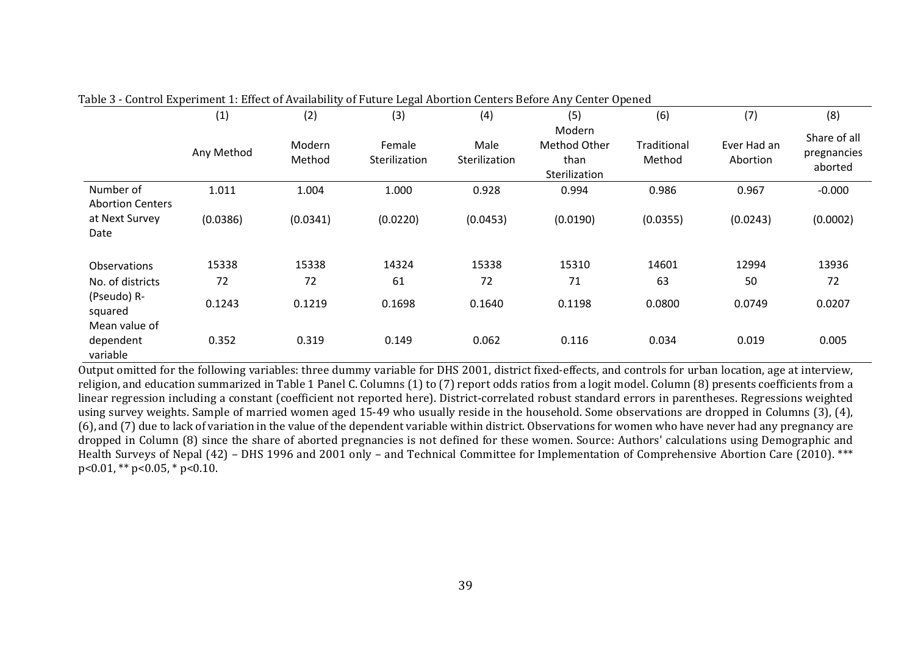Table 3 - Control Experiment 1: Effect of Availability of Future Legal Abortion Centers Before Any Center Opened

| | (1) | (2) | (3) | (4) | (5) | (6) | (7) | (8) |
|---|---|---|---|---|---|---|---|---|
| | Any Method | Modern Method | Female Sterilization | Male Sterilization | Modern Method Other than Sterilization | Traditional Method | Ever Had an Abortion | Share of all pregnancies aborted |
| Number of Abortion Centers at Next Survey Date | 1.011 | 1.004 | 1.000 | 0.928 | 0.994 | 0.986 | 0.967 | -0.000 |
| | (0.0386) | (0.0341) | (0.0220) | (0.0453) | (0.0190) | (0.0355) | (0.0243) | (0.0002) |
| Observations | 15338 | 15338 | 14324 | 15338 | 15310 | 14601 | 12994 | 13936 |
| No. of districts | 72 | 72 | 61 | 72 | 71 | 63 | 50 | 72 |
| (Pseudo) R-squared | 0.1243 | 0.1219 | 0.1698 | 0.1640 | 0.1198 | 0.0800 | 0.0749 | 0.0207 |
| Mean value of dependent variable | 0.352 | 0.319 | 0.149 | 0.062 | 0.116 | 0.034 | 0.019 | 0.005 |

Output omitted for the following variables: three dummy variable for DHS 2001, district fixed-effects, and controls for urban location, age at interview, religion, and education summarized in Table 1 Panel C. Columns (1) to (7) report odds ratios from a logit model. Column (8) presents coefficients from a linear regression including a constant (coefficient not reported here). District-correlated robust standard errors in parentheses. Regressions weighted using survey weights. Sample of married women aged 15-49 who usually reside in the household. Some observations are dropped in Columns (3), (4), (6), and (7) due to lack of variation in the value of the dependent variable within district. Observations for women who have never had any pregnancy are dropped in Column (8) since the share of aborted pregnancies is not defined for these women. Source: Authors' calculations using Demographic and Health Surveys of Nepal (42) – DHS 1996 and 2001 only – and Technical Committee for Implementation of Comprehensive Abortion Care (2010). *** $p<0.01$, ** $p<0.05$, * $p<0.10$.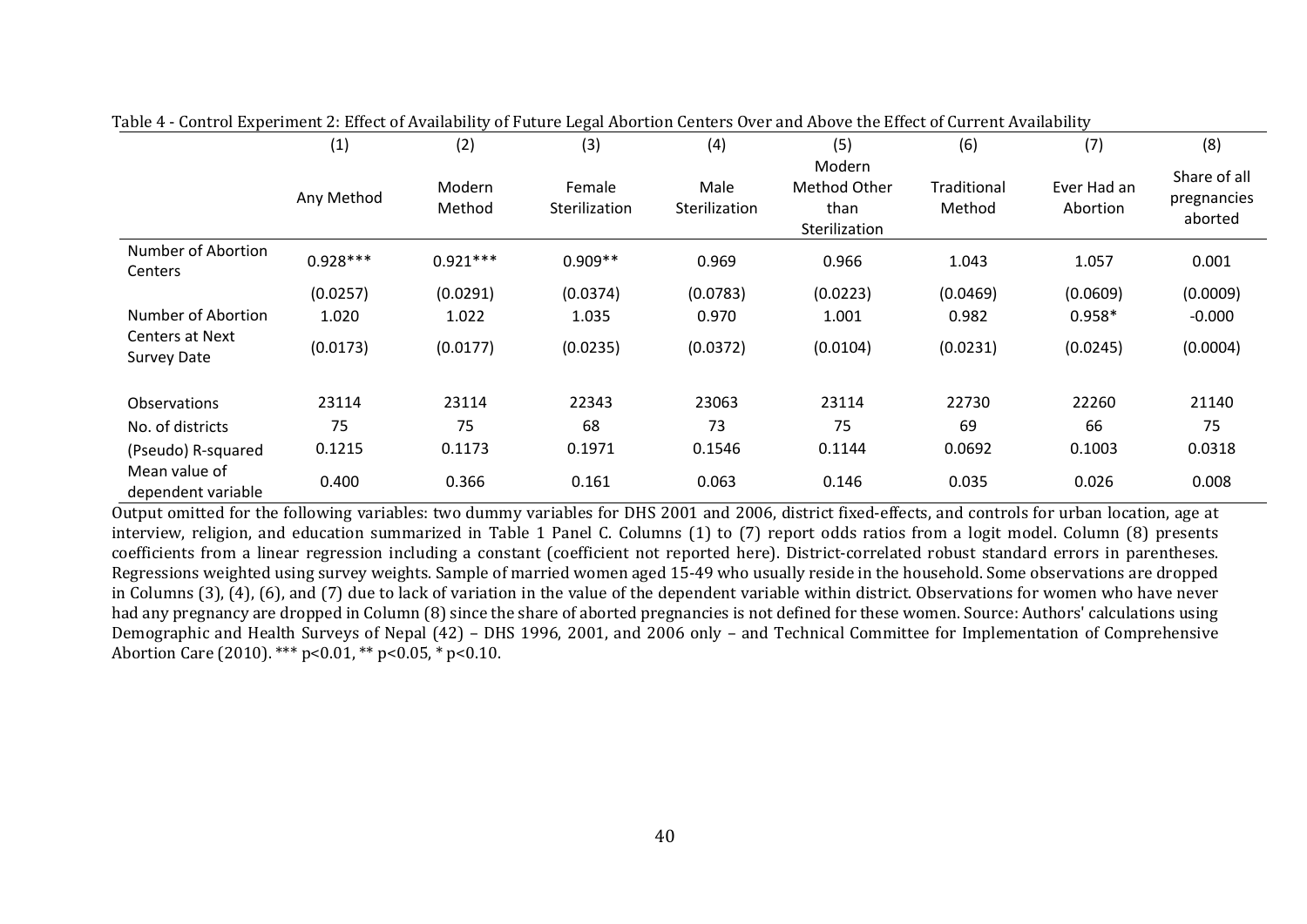Table 4 - Control Experiment 2: Effect of Availability of Future Legal Abortion Centers Over and Above the Effect of Current Availability

| | (1) | (2) | (3) | (4) | (5) | (6) | (7) | (8) |
|---|---|---|---|---|---|---|---|---|
| | Any Method | Modern Method | Female Sterilization | Male Sterilization | Modern Method Other than Sterilization | Traditional Method | Ever Had an Abortion | Share of all pregnancies aborted |
| Number of Abortion Centers | 0.928*** | 0.921*** | 0.909** | 0.969 | 0.966 | 1.043 | 1.057 | 0.001 |
| | (0.0257) | (0.0291) | (0.0374) | (0.0783) | (0.0223) | (0.0469) | (0.0609) | (0.0009) |
| Number of Abortion Centers at Next Survey Date | 1.020 | 1.022 | 1.035 | 0.970 | 1.001 | 0.982 | 0.958* | -0.000 |
| | (0.0173) | (0.0177) | (0.0235) | (0.0372) | (0.0104) | (0.0231) | (0.0245) | (0.0004) |
| Observations | 23114 | 23114 | 22343 | 23063 | 23114 | 22730 | 22260 | 21140 |
| No. of districts | 75 | 75 | 68 | 73 | 75 | 69 | 66 | 75 |
| (Pseudo) R-squared | 0.1215 | 0.1173 | 0.1971 | 0.1546 | 0.1144 | 0.0692 | 0.1003 | 0.0318 |
| Mean value of dependent variable | 0.400 | 0.366 | 0.161 | 0.063 | 0.146 | 0.035 | 0.026 | 0.008 |

Output omitted for the following variables: two dummy variables for DHS 2001 and 2006, district fixed-effects, and controls for urban location, age at interview, religion, and education summarized in Table 1 Panel C. Columns (1) to (7) report odds ratios from a logit model. Column (8) presents coefficients from a linear regression including a constant (coefficient not reported here). District-correlated robust standard errors in parentheses. Regressions weighted using survey weights. Sample of married women aged 15-49 who usually reside in the household. Some observations are dropped in Columns (3), (4), (6), and (7) due to lack of variation in the value of the dependent variable within district. Observations for women who have never had any pregnancy are dropped in Column (8) since the share of aborted pregnancies is not defined for these women. Source: Authors' calculations using Demographic and Health Surveys of Nepal (42) – DHS 1996, 2001, and 2006 only – and Technical Committee for Implementation of Comprehensive Abortion Care (2010). *** p<0.01, ** p<0.05, * p<0.10.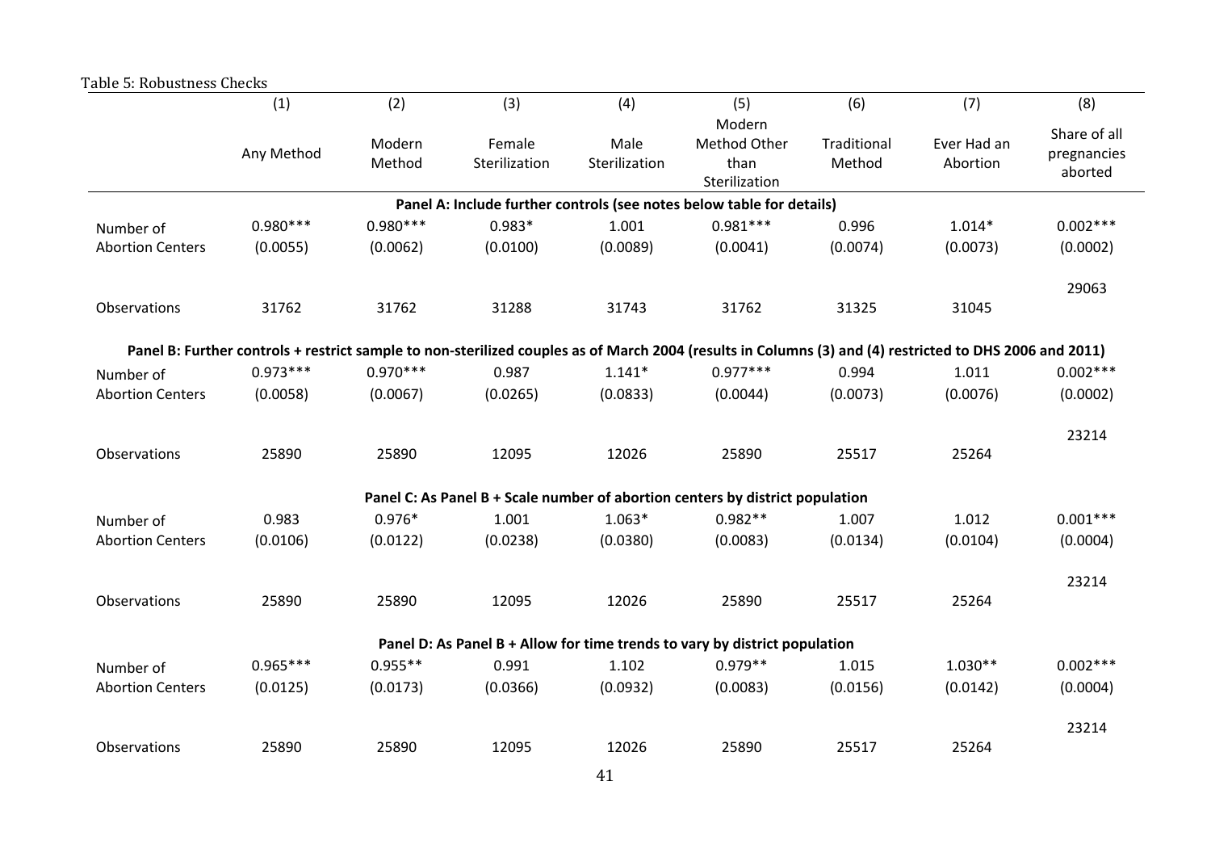Table 5: Robustness Checks

| | (1) | (2) | (3) | (4) | (5) | (6) | (7) | (8) |
|---|---|---|---|---|---|---|---|---|
| | Any Method | Modern Method | Female Sterilization | Male Sterilization | Modern Method Other than Sterilization | Traditional Method | Ever Had an Abortion | Share of all pregnancies aborted |
| **Panel A: Include further controls (see notes below table for details)** | | | | | | | | |
| Number of Abortion Centers | 0.980*** | 0.980*** | 0.983* | 1.001 | 0.981*** | 0.996 | 1.014* | 0.002*** |
| | (0.0055) | (0.0062) | (0.0100) | (0.0089) | (0.0041) | (0.0074) | (0.0073) | (0.0002) |
| Observations | 31762 | 31762 | 31288 | 31743 | 31762 | 31325 | 31045 | 29063 |
| **Panel B: Further controls + restrict sample to non-sterilized couples as of March 2004 (results in Columns (3) and (4) restricted to DHS 2006 and 2011)** | | | | | | | | |
| Number of Abortion Centers | 0.973*** | 0.970*** | 0.987 | 1.141* | 0.977*** | 0.994 | 1.011 | 0.002*** |
| | (0.0058) | (0.0067) | (0.0265) | (0.0833) | (0.0044) | (0.0073) | (0.0076) | (0.0002) |
| Observations | 25890 | 25890 | 12095 | 12026 | 25890 | 25517 | 25264 | 23214 |
| **Panel C: As Panel B + Scale number of abortion centers by district population** | | | | | | | | |
| Number of Abortion Centers | 0.983 | 0.976* | 1.001 | 1.063* | 0.982** | 1.007 | 1.012 | 0.001*** |
| | (0.0106) | (0.0122) | (0.0238) | (0.0380) | (0.0083) | (0.0134) | (0.0104) | (0.0004) |
| Observations | 25890 | 25890 | 12095 | 12026 | 25890 | 25517 | 25264 | 23214 |
| **Panel D: As Panel B + Allow for time trends to vary by district population** | | | | | | | | |
| Number of Abortion Centers | 0.965*** | 0.955** | 0.991 | 1.102 | 0.979** | 1.015 | 1.030** | 0.002*** |
| | (0.0125) | (0.0173) | (0.0366) | (0.0932) | (0.0083) | (0.0156) | (0.0142) | (0.0004) |
| Observations | 25890 | 25890 | 12095 | 12026 | 25890 | 25517 | 25264 | 23214 |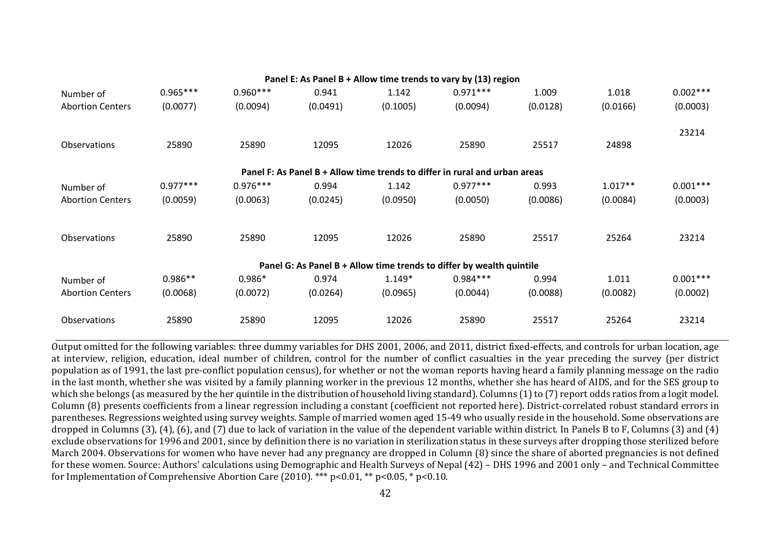| | | | | | | | | |
|---|---|---|---|---|---|---|---|---|
| **Panel E: As Panel B + Allow time trends to vary by (13) region** | | | | | | | | |
| Number of Abortion Centers | 0.965*** | 0.960*** | 0.941 | 1.142 | 0.971*** | 1.009 | 1.018 | 0.002*** |
| | (0.0077) | (0.0094) | (0.0491) | (0.1005) | (0.0094) | (0.0128) | (0.0166) | (0.0003) |
| Observations | 25890 | 25890 | 12095 | 12026 | 25890 | 25517 | 24898 | 23214 |
| **Panel F: As Panel B + Allow time trends to differ in rural and urban areas** | | | | | | | | |
| Number of Abortion Centers | 0.977*** | 0.976*** | 0.994 | 1.142 | 0.977*** | 0.993 | 1.017** | 0.001*** |
| | (0.0059) | (0.0063) | (0.0245) | (0.0950) | (0.0050) | (0.0086) | (0.0084) | (0.0003) |
| Observations | 25890 | 25890 | 12095 | 12026 | 25890 | 25517 | 25264 | 23214 |
| **Panel G: As Panel B + Allow time trends to differ by wealth quintile** | | | | | | | | |
| Number of Abortion Centers | 0.986** | 0.986* | 0.974 | 1.149* | 0.984*** | 0.994 | 1.011 | 0.001*** |
| | (0.0068) | (0.0072) | (0.0264) | (0.0965) | (0.0044) | (0.0088) | (0.0082) | (0.0002) |
| Observations | 25890 | 25890 | 12095 | 12026 | 25890 | 25517 | 25264 | 23214 |

Output omitted for the following variables: three dummy variables for DHS 2001, 2006, and 2011, district fixed-effects, and controls for urban location, age at interview, religion, education, ideal number of children, control for the number of conflict casualties in the year preceding the survey (per district population as of 1991, the last pre-conflict population census), for whether or not the woman reports having heard a family planning message on the radio in the last month, whether she was visited by a family planning worker in the previous 12 months, whether she has heard of AIDS, and for the SES group to which she belongs (as measured by the her quintile in the distribution of household living standard). Columns (1) to (7) report odds ratios from a logit model. Column (8) presents coefficients from a linear regression including a constant (coefficient not reported here). District-correlated robust standard errors in parentheses. Regressions weighted using survey weights. Sample of married women aged 15-49 who usually reside in the household. Some observations are dropped in Columns (3), (4), (6), and (7) due to lack of variation in the value of the dependent variable within district. In Panels B to F, Columns (3) and (4) exclude observations for 1996 and 2001, since by definition there is no variation in sterilization status in these surveys after dropping those sterilized before March 2004. Observations for women who have never had any pregnancy are dropped in Column (8) since the share of aborted pregnancies is not defined for these women. Source: Authors' calculations using Demographic and Health Surveys of Nepal (42) – DHS 1996 and 2001 only – and Technical Committee for Implementation of Comprehensive Abortion Care (2010). *** p<0.01, ** p<0.05, * p<0.10.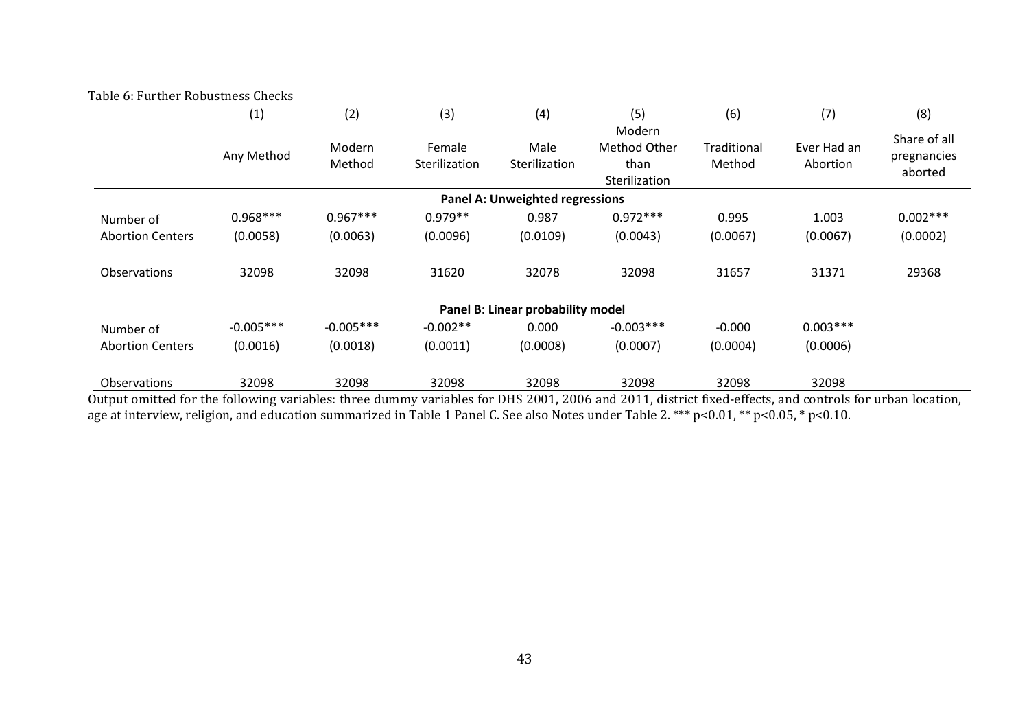Table 6: Further Robustness Checks

| | (1) | (2) | (3) | (4) | (5) | (6) | (7) | (8) |
|---|---|---|---|---|---|---|---|---|
| | Any Method | Modern Method | Female Sterilization | Male Sterilization | Modern Method Other than Sterilization | Traditional Method | Ever Had an Abortion | Share of all pregnancies aborted |
| **Panel A: Unweighted regressions** | | | | | | | | |
| Number of Abortion Centers | 0.968*** | 0.967*** | 0.979** | 0.987 | 0.972*** | 0.995 | 1.003 | 0.002*** |
| | (0.0058) | (0.0063) | (0.0096) | (0.0109) | (0.0043) | (0.0067) | (0.0067) | (0.0002) |
| Observations | 32098 | 32098 | 31620 | 32078 | 32098 | 31657 | 31371 | 29368 |
| **Panel B: Linear probability model** | | | | | | | | |
| Number of Abortion Centers | -0.005*** | -0.005*** | -0.002** | 0.000 | -0.003*** | -0.000 | 0.003*** | |
| | (0.0016) | (0.0018) | (0.0011) | (0.0008) | (0.0007) | (0.0004) | (0.0006) | |
| Observations | 32098 | 32098 | 32098 | 32098 | 32098 | 32098 | 32098 | |

Output omitted for the following variables: three dummy variables for DHS 2001, 2006 and 2011, district fixed-effects, and controls for urban location, age at interview, religion, and education summarized in Table 1 Panel C. See also Notes under Table 2. *** p<0.01, ** p<0.05, * p<0.10.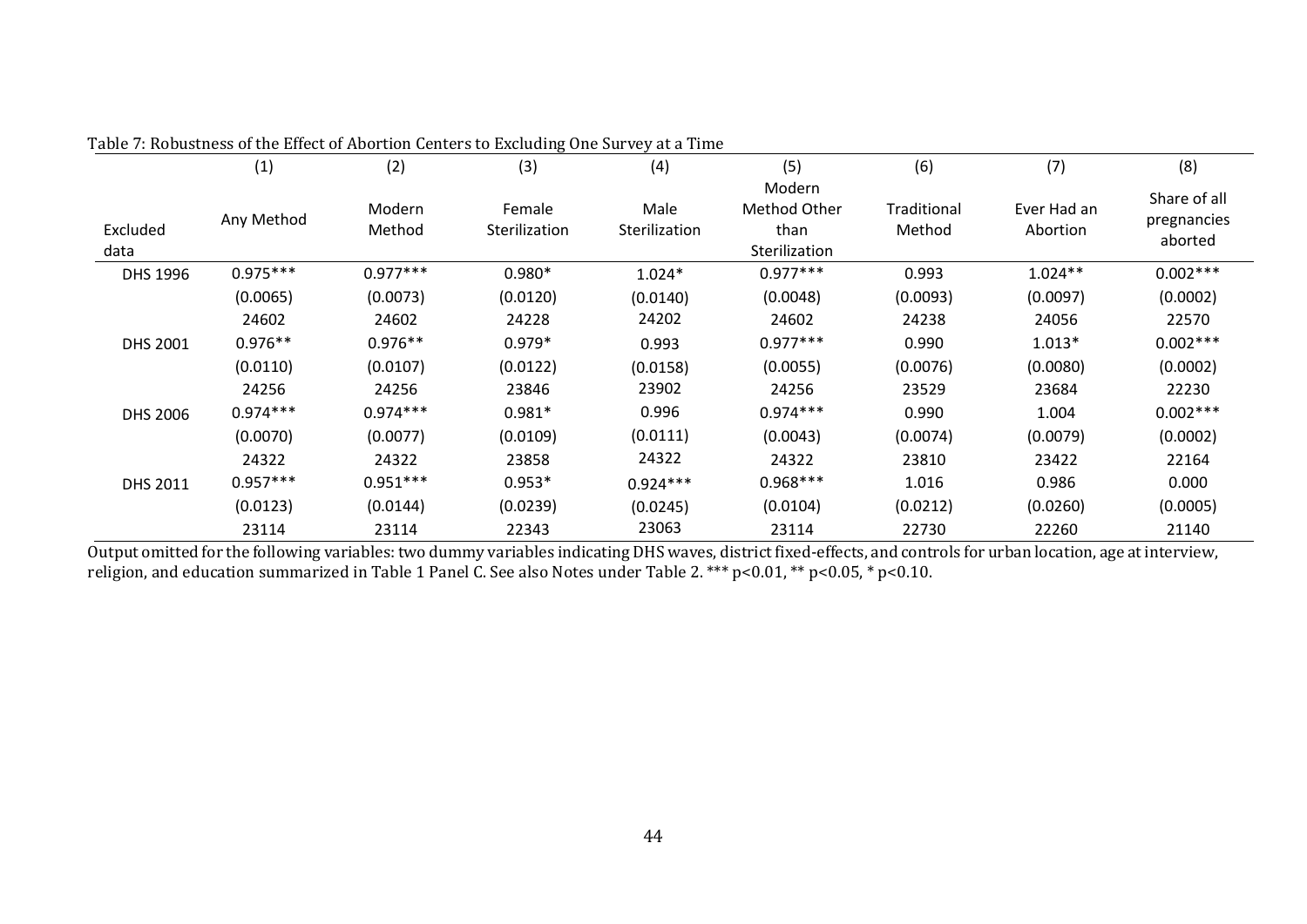Table 7: Robustness of the Effect of Abortion Centers to Excluding One Survey at a Time

| Excluded data | (1) Any Method | (2) Modern Method | (3) Female Sterilization | (4) Male Sterilization | (5) Modern Method Other than Sterilization | (6) Traditional Method | (7) Ever Had an Abortion | (8) Share of all pregnancies aborted |
|---|---|---|---|---|---|---|---|---|
| DHS 1996 | 0.975*** | 0.977*** | 0.980* | 1.024* | 0.977*** | 0.993 | 1.024** | 0.002*** |
| | (0.0065) | (0.0073) | (0.0120) | (0.0140) | (0.0048) | (0.0093) | (0.0097) | (0.0002) |
| | 24602 | 24602 | 24228 | 24202 | 24602 | 24238 | 24056 | 22570 |
| DHS 2001 | 0.976** | 0.976** | 0.979* | 0.993 | 0.977*** | 0.990 | 1.013* | 0.002*** |
| | (0.0110) | (0.0107) | (0.0122) | (0.0158) | (0.0055) | (0.0076) | (0.0080) | (0.0002) |
| | 24256 | 24256 | 23846 | 23902 | 24256 | 23529 | 23684 | 22230 |
| DHS 2006 | 0.974*** | 0.974*** | 0.981* | 0.996 | 0.974*** | 0.990 | 1.004 | 0.002*** |
| | (0.0070) | (0.0077) | (0.0109) | (0.0111) | (0.0043) | (0.0074) | (0.0079) | (0.0002) |
| | 24322 | 24322 | 23858 | 24322 | 24322 | 23810 | 23422 | 22164 |
| DHS 2011 | 0.957*** | 0.951*** | 0.953* | 0.924*** | 0.968*** | 1.016 | 0.986 | 0.000 |
| | (0.0123) | (0.0144) | (0.0239) | (0.0245) | (0.0104) | (0.0212) | (0.0260) | (0.0005) |
| | 23114 | 23114 | 22343 | 23063 | 23114 | 22730 | 22260 | 21140 |

Output omitted for the following variables: two dummy variables indicating DHS waves, district fixed-effects, and controls for urban location, age at interview, religion, and education summarized in Table 1 Panel C. See also Notes under Table 2. *** p<0.01, ** p<0.05, * p<0.10.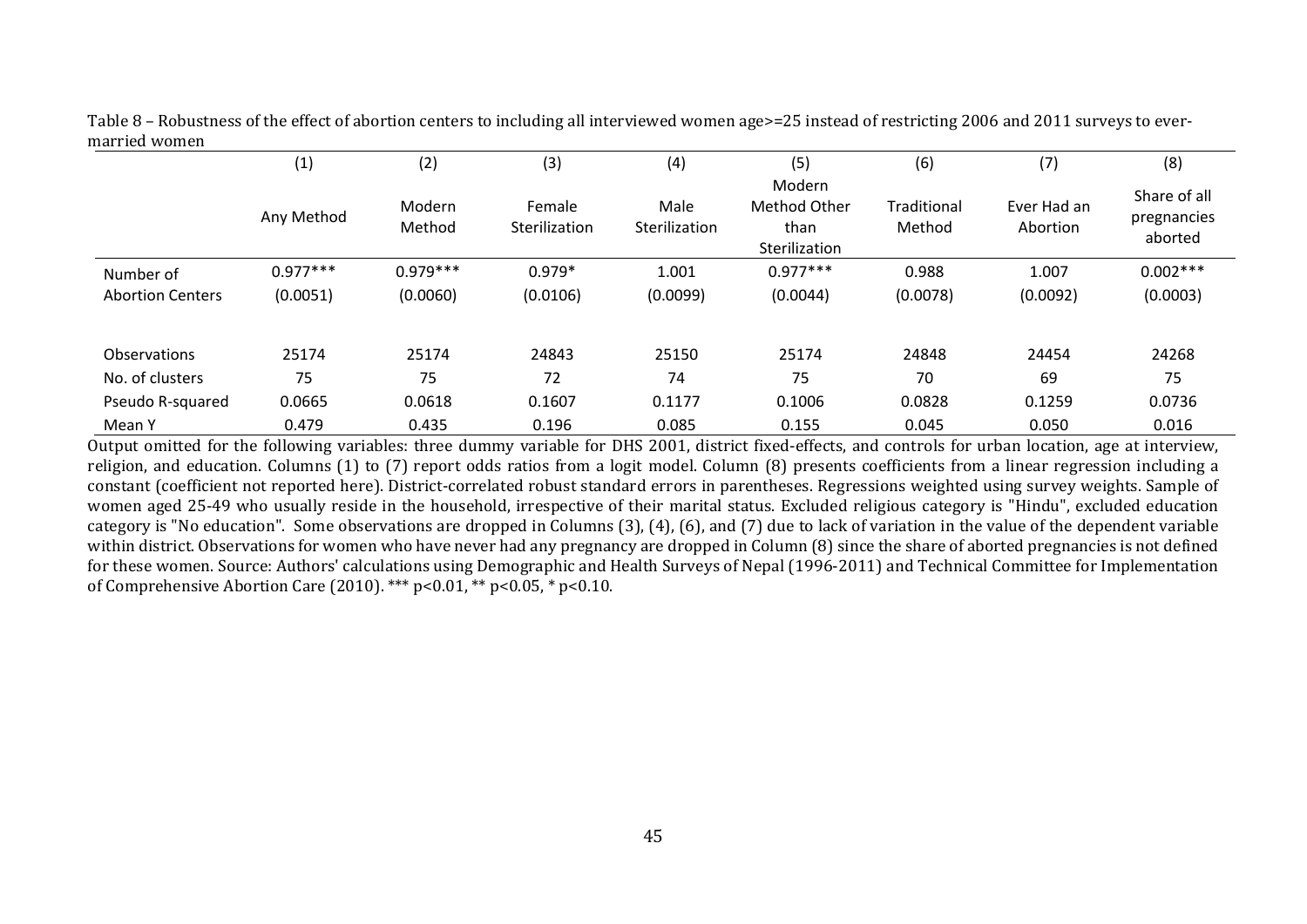Table 8 – Robustness of the effect of abortion centers to including all interviewed women age>=25 instead of restricting 2006 and 2011 surveys to ever-married women

| | (1) | (2) | (3) | (4) | (5) | (6) | (7) | (8) |
|---|---|---|---|---|---|---|---|---|
| | Any Method | Modern Method | Female Sterilization | Male Sterilization | Modern Method Other than Sterilization | Traditional Method | Ever Had an Abortion | Share of all pregnancies aborted |
| Number of Abortion Centers | 0.977*** | 0.979*** | 0.979* | 1.001 | 0.977*** | 0.988 | 1.007 | 0.002*** |
| | (0.0051) | (0.0060) | (0.0106) | (0.0099) | (0.0044) | (0.0078) | (0.0092) | (0.0003) |
| Observations | 25174 | 25174 | 24843 | 25150 | 25174 | 24848 | 24454 | 24268 |
| No. of clusters | 75 | 75 | 72 | 74 | 75 | 70 | 69 | 75 |
| Pseudo R-squared | 0.0665 | 0.0618 | 0.1607 | 0.1177 | 0.1006 | 0.0828 | 0.1259 | 0.0736 |
| Mean Y | 0.479 | 0.435 | 0.196 | 0.085 | 0.155 | 0.045 | 0.050 | 0.016 |

Output omitted for the following variables: three dummy variable for DHS 2001, district fixed-effects, and controls for urban location, age at interview, religion, and education. Columns (1) to (7) report odds ratios from a logit model. Column (8) presents coefficients from a linear regression including a constant (coefficient not reported here). District-correlated robust standard errors in parentheses. Regressions weighted using survey weights. Sample of women aged 25-49 who usually reside in the household, irrespective of their marital status. Excluded religious category is "Hindu", excluded education category is "No education". Some observations are dropped in Columns (3), (4), (6), and (7) due to lack of variation in the value of the dependent variable within district. Observations for women who have never had any pregnancy are dropped in Column (8) since the share of aborted pregnancies is not defined for these women. Source: Authors' calculations using Demographic and Health Surveys of Nepal (1996-2011) and Technical Committee for Implementation of Comprehensive Abortion Care (2010). *** p<0.01, ** p<0.05, * p<0.10.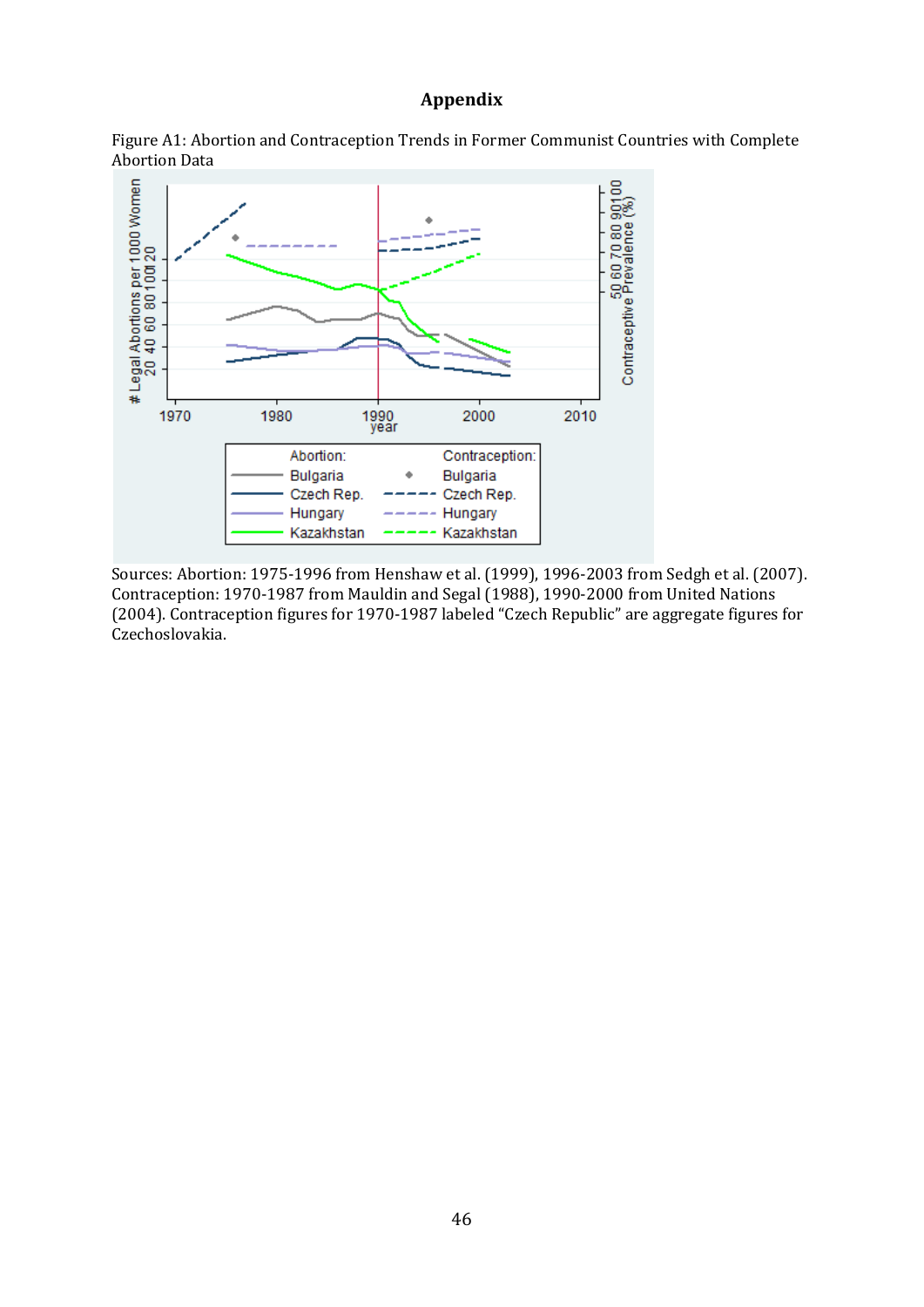# Appendix

Figure A1: Abortion and Contraception Trends in Former Communist Countries with Complete Abortion Data

# Legal Abortions per 1000 Women

20 40 60 80 100 120

Contraceptive Prevalence (%)

50 60 70 80 90 100

1970 1980 1990 2000 2010

year

Abortion:
Bulgaria
Czech Rep.
Hungary
Kazakhstan

Contraception:
Bulgaria
Czech Rep.
Hungary
Kazakhstan

Sources: Abortion: 1975-1996 from Henshaw et al. (1999), 1996-2003 from Sedgh et al. (2007). Contraception: 1970-1987 from Mauldin and Segal (1988), 1990-2000 from United Nations (2004). Contraception figures for 1970-1987 labeled "Czech Republic" are aggregate figures for Czechoslovakia.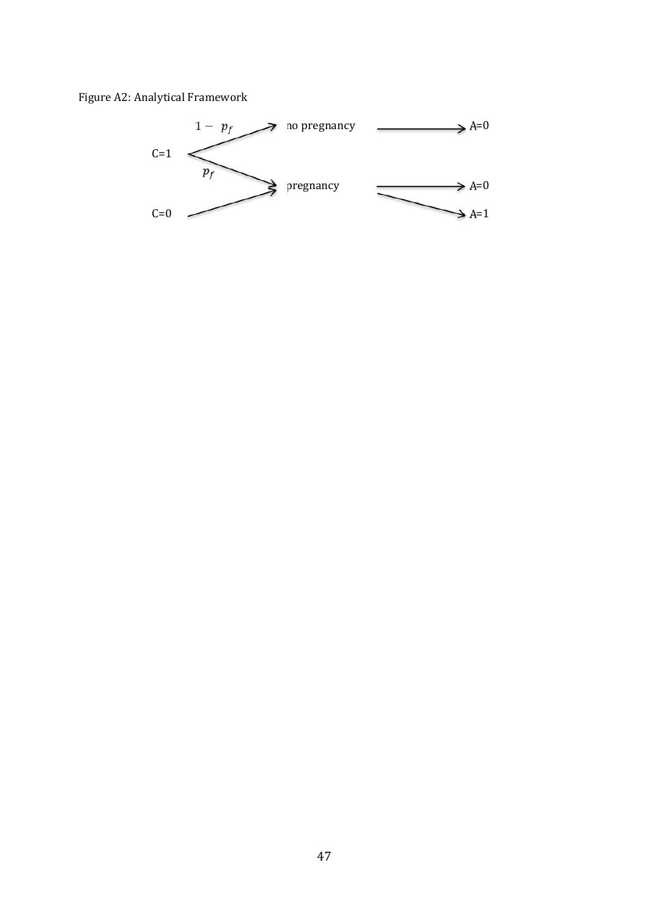Figure A2: Analytical Framework

$1 - p_f$

no pregnancy

A=0

C=1

$p_f$

pregnancy

A=0

A=1

C=0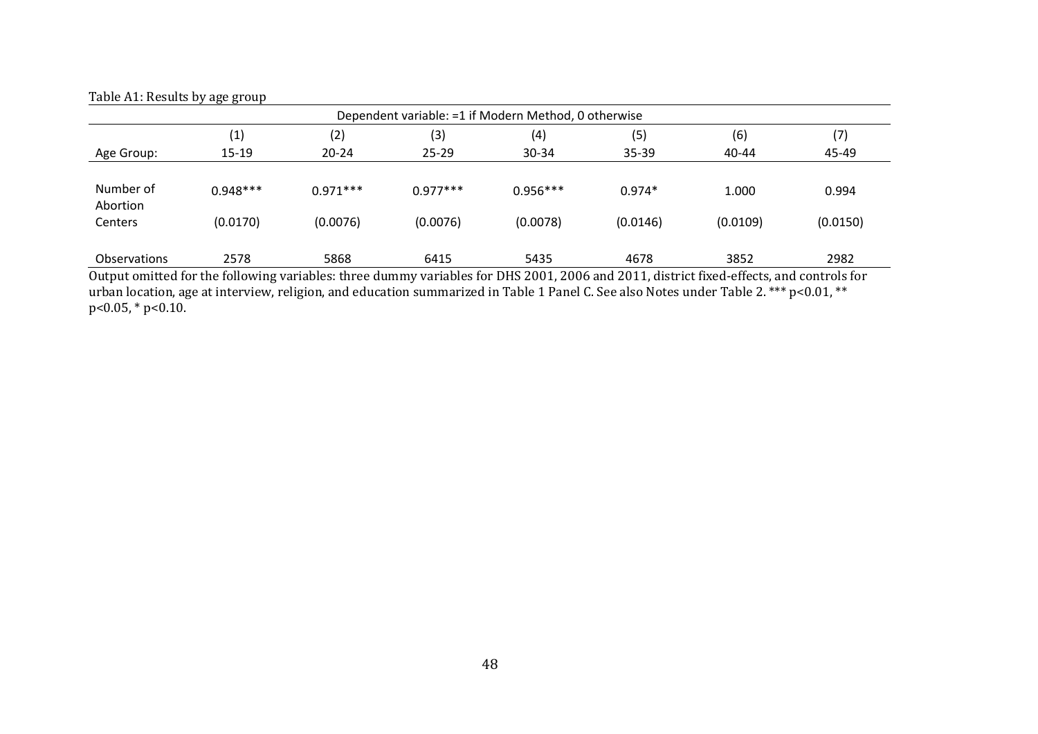Table A1: Results by age group

| | Dependent variable: =1 if Modern Method, 0 otherwise | | | | | | |
|---|---|---|---|---|---|---|---|
| | (1) | (2) | (3) | (4) | (5) | (6) | (7) |
| Age Group: | 15-19 | 20-24 | 25-29 | 30-34 | 35-39 | 40-44 | 45-49 |
| Number of Abortion Centers | 0.948*** | 0.971*** | 0.977*** | 0.956*** | 0.974* | 1.000 | 0.994 |
| | (0.0170) | (0.0076) | (0.0076) | (0.0078) | (0.0146) | (0.0109) | (0.0150) |
| Observations | 2578 | 5868 | 6415 | 5435 | 4678 | 3852 | 2982 |

Output omitted for the following variables: three dummy variables for DHS 2001, 2006 and 2011, district fixed-effects, and controls for urban location, age at interview, religion, and education summarized in Table 1 Panel C. See also Notes under Table 2. *** p<0.01, ** p<0.05, * p<0.10.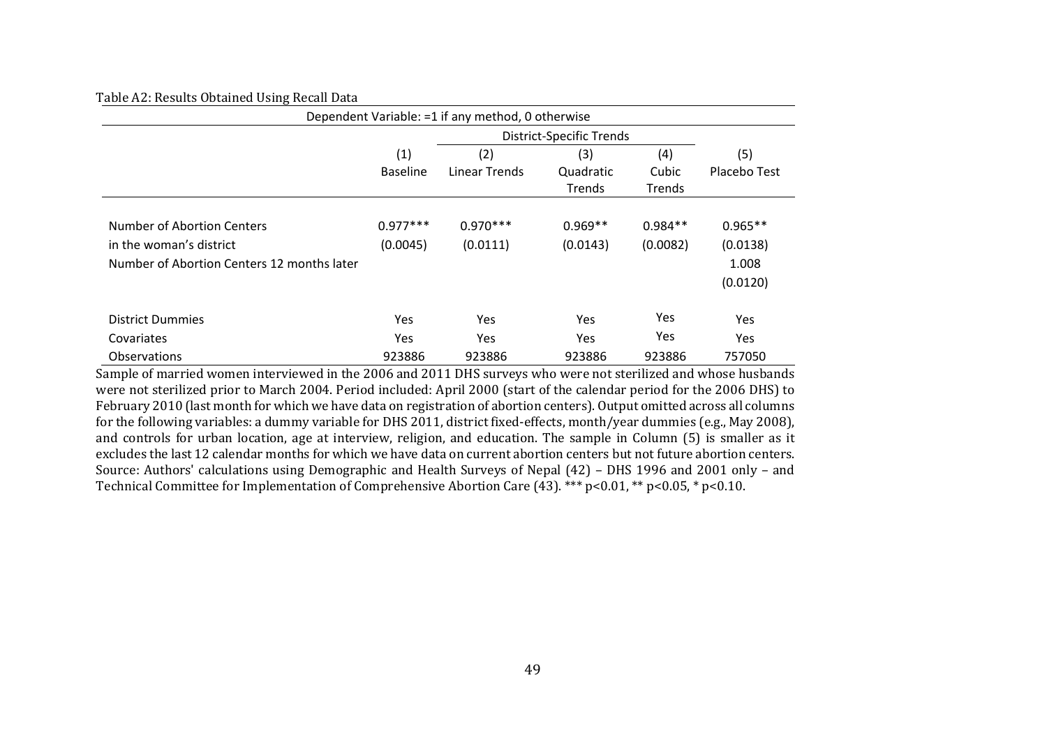Table A2: Results Obtained Using Recall Data

| Dependent Variable: =1 if any method, 0 otherwise | | | | | |
|---|---|---|---|---|---|
| | | District-Specific Trends | | | |
| | (1) Baseline | (2) Linear Trends | (3) Quadratic Trends | (4) Cubic Trends | (5) Placebo Test |
| Number of Abortion Centers | 0.977*** | 0.970*** | 0.969** | 0.984** | 0.965** |
| in the woman's district | (0.0045) | (0.0111) | (0.0143) | (0.0082) | (0.0138) |
| Number of Abortion Centers 12 months later | | | | | 1.008 |
| | | | | | (0.0120) |
| District Dummies | Yes | Yes | Yes | Yes | Yes |
| Covariates | Yes | Yes | Yes | Yes | Yes |
| Observations | 923886 | 923886 | 923886 | 923886 | 757050 |

Sample of married women interviewed in the 2006 and 2011 DHS surveys who were not sterilized and whose husbands were not sterilized prior to March 2004. Period included: April 2000 (start of the calendar period for the 2006 DHS) to February 2010 (last month for which we have data on registration of abortion centers). Output omitted across all columns for the following variables: a dummy variable for DHS 2011, district fixed-effects, month/year dummies (e.g., May 2008), and controls for urban location, age at interview, religion, and education. The sample in Column (5) is smaller as it excludes the last 12 calendar months for which we have data on current abortion centers but not future abortion centers. Source: Authors' calculations using Demographic and Health Surveys of Nepal (42) – DHS 1996 and 2001 only – and Technical Committee for Implementation of Comprehensive Abortion Care (43). *** p<0.01, ** p<0.05, * p<0.10.